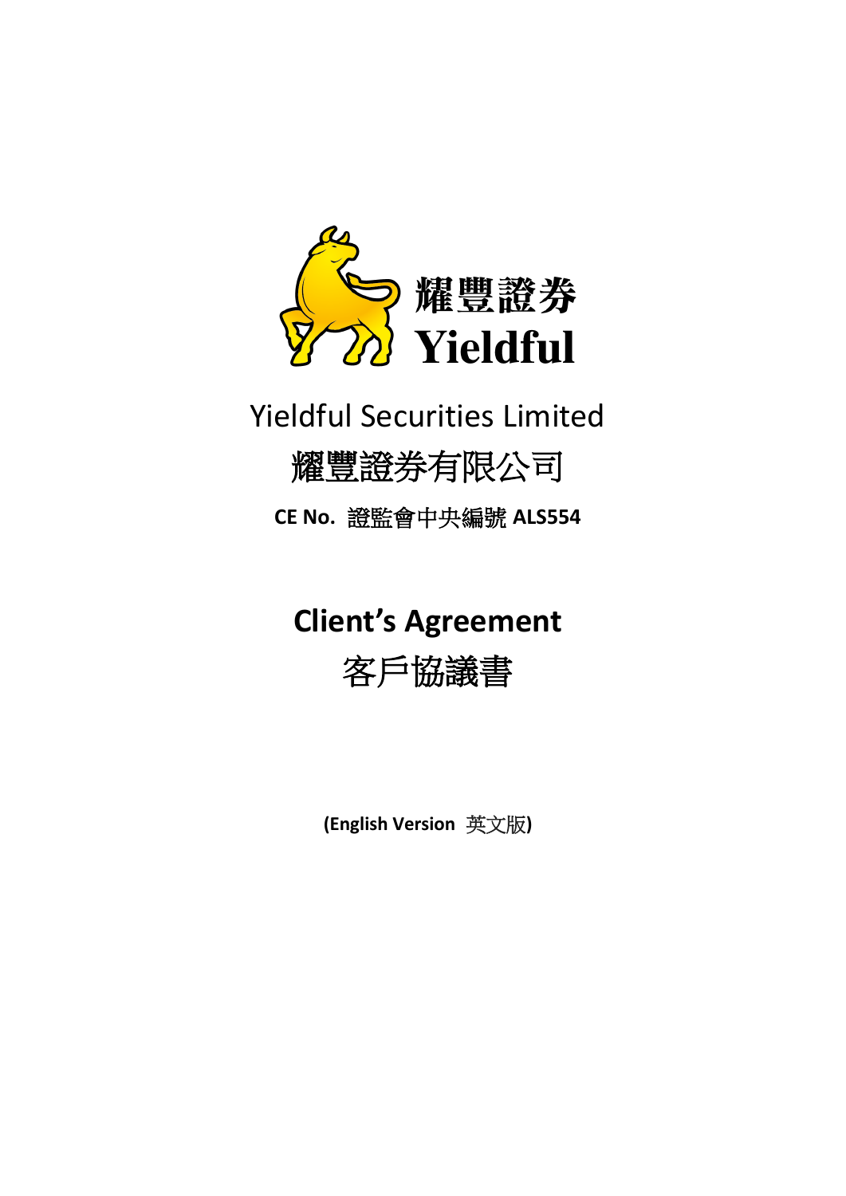耀豐證券
Yieldful

# Yieldful Securities Limited

# 耀豐證券有限公司

**CE No.** 證監會中央編號 **ALS554**

# Client's Agreement

# 客戶協議書

**(English Version** 英文版**)**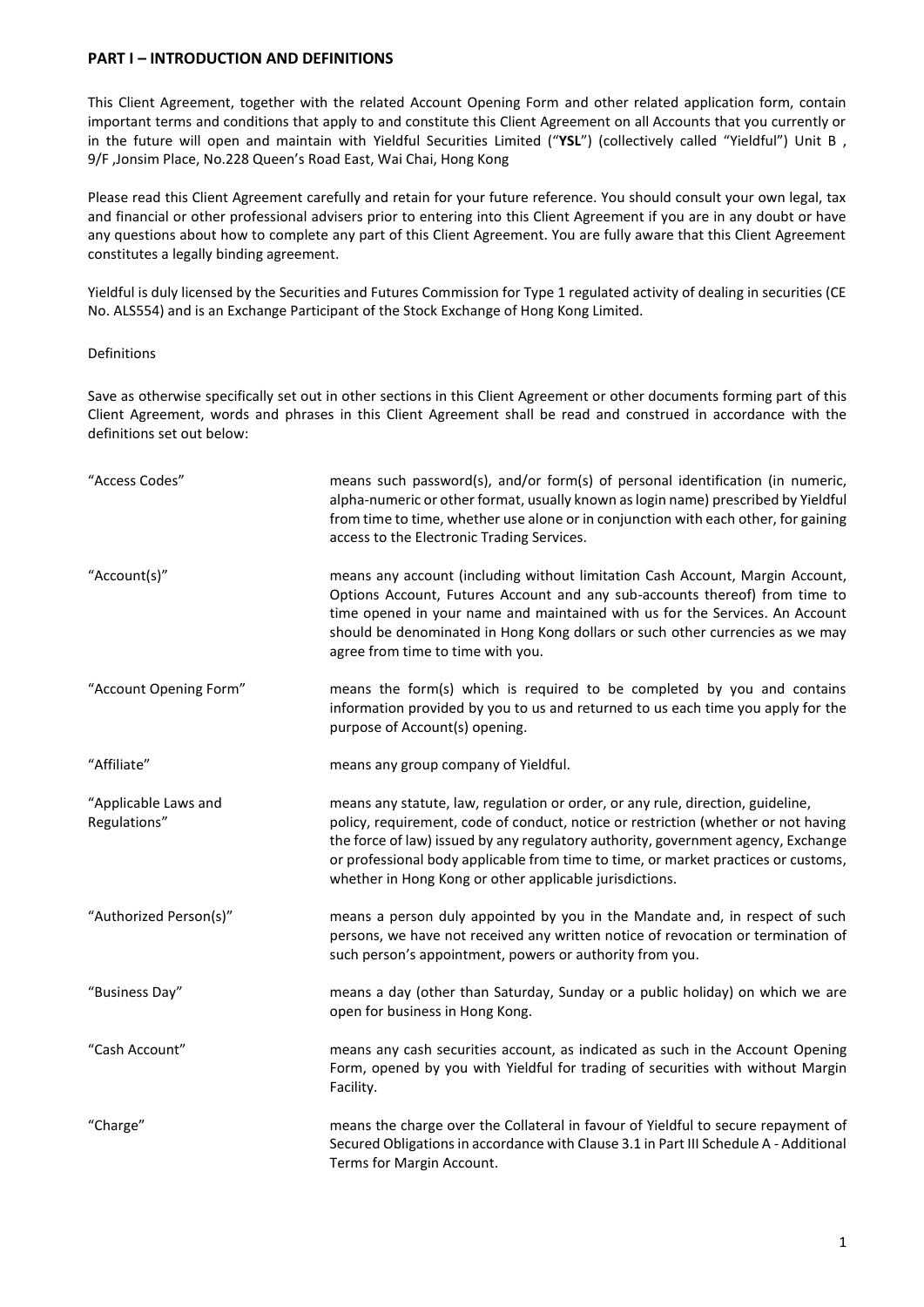## PART I – INTRODUCTION AND DEFINITIONS

This Client Agreement, together with the related Account Opening Form and other related application form, contain important terms and conditions that apply to and constitute this Client Agreement on all Accounts that you currently or in the future will open and maintain with Yieldful Securities Limited ("**YSL**") (collectively called "Yieldful") Unit B , 9/F ,Jonsim Place, No.228 Queen's Road East, Wai Chai, Hong Kong

Please read this Client Agreement carefully and retain for your future reference. You should consult your own legal, tax and financial or other professional advisers prior to entering into this Client Agreement if you are in any doubt or have any questions about how to complete any part of this Client Agreement. You are fully aware that this Client Agreement constitutes a legally binding agreement.

Yieldful is duly licensed by the Securities and Futures Commission for Type 1 regulated activity of dealing in securities (CE No. ALS554) and is an Exchange Participant of the Stock Exchange of Hong Kong Limited.

Definitions

Save as otherwise specifically set out in other sections in this Client Agreement or other documents forming part of this Client Agreement, words and phrases in this Client Agreement shall be read and construed in accordance with the definitions set out below:

| | |
|---|---|
| "Access Codes" | means such password(s), and/or form(s) of personal identification (in numeric, alpha-numeric or other format, usually known as login name) prescribed by Yieldful from time to time, whether use alone or in conjunction with each other, for gaining access to the Electronic Trading Services. |
| "Account(s)" | means any account (including without limitation Cash Account, Margin Account, Options Account, Futures Account and any sub-accounts thereof) from time to time opened in your name and maintained with us for the Services. An Account should be denominated in Hong Kong dollars or such other currencies as we may agree from time to time with you. |
| "Account Opening Form" | means the form(s) which is required to be completed by you and contains information provided by you to us and returned to us each time you apply for the purpose of Account(s) opening. |
| "Affiliate" | means any group company of Yieldful. |
| "Applicable Laws and Regulations" | means any statute, law, regulation or order, or any rule, direction, guideline, policy, requirement, code of conduct, notice or restriction (whether or not having the force of law) issued by any regulatory authority, government agency, Exchange or professional body applicable from time to time, or market practices or customs, whether in Hong Kong or other applicable jurisdictions. |
| "Authorized Person(s)" | means a person duly appointed by you in the Mandate and, in respect of such persons, we have not received any written notice of revocation or termination of such person's appointment, powers or authority from you. |
| "Business Day" | means a day (other than Saturday, Sunday or a public holiday) on which we are open for business in Hong Kong. |
| "Cash Account" | means any cash securities account, as indicated as such in the Account Opening Form, opened by you with Yieldful for trading of securities with without Margin Facility. |
| "Charge" | means the charge over the Collateral in favour of Yieldful to secure repayment of Secured Obligations in accordance with Clause 3.1 in Part III Schedule A - Additional Terms for Margin Account. |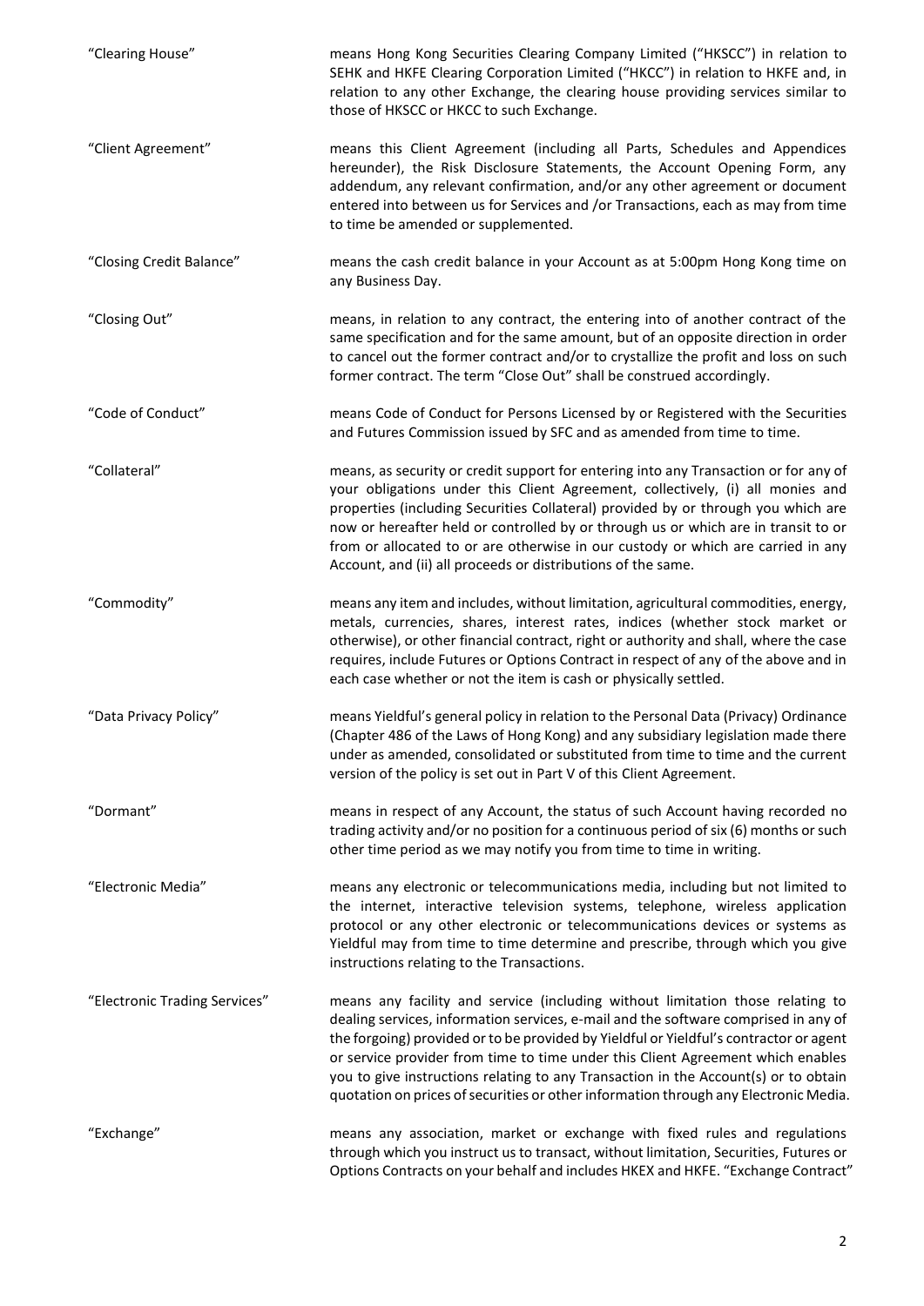"Clearing House" means Hong Kong Securities Clearing Company Limited ("HKSCC") in relation to SEHK and HKFE Clearing Corporation Limited ("HKCC") in relation to HKFE and, in relation to any other Exchange, the clearing house providing services similar to those of HKSCC or HKCC to such Exchange.

"Client Agreement" means this Client Agreement (including all Parts, Schedules and Appendices hereunder), the Risk Disclosure Statements, the Account Opening Form, any addendum, any relevant confirmation, and/or any other agreement or document entered into between us for Services and /or Transactions, each as may from time to time be amended or supplemented.

"Closing Credit Balance" means the cash credit balance in your Account as at 5:00pm Hong Kong time on any Business Day.

"Closing Out" means, in relation to any contract, the entering into of another contract of the same specification and for the same amount, but of an opposite direction in order to cancel out the former contract and/or to crystallize the profit and loss on such former contract. The term "Close Out" shall be construed accordingly.

"Code of Conduct" means Code of Conduct for Persons Licensed by or Registered with the Securities and Futures Commission issued by SFC and as amended from time to time.

"Collateral" means, as security or credit support for entering into any Transaction or for any of your obligations under this Client Agreement, collectively, (i) all monies and properties (including Securities Collateral) provided by or through you which are now or hereafter held or controlled by or through us or which are in transit to or from or allocated to or are otherwise in our custody or which are carried in any Account, and (ii) all proceeds or distributions of the same.

"Commodity" means any item and includes, without limitation, agricultural commodities, energy, metals, currencies, shares, interest rates, indices (whether stock market or otherwise), or other financial contract, right or authority and shall, where the case requires, include Futures or Options Contract in respect of any of the above and in each case whether or not the item is cash or physically settled.

"Data Privacy Policy" means Yieldful's general policy in relation to the Personal Data (Privacy) Ordinance (Chapter 486 of the Laws of Hong Kong) and any subsidiary legislation made there under as amended, consolidated or substituted from time to time and the current version of the policy is set out in Part V of this Client Agreement.

"Dormant" means in respect of any Account, the status of such Account having recorded no trading activity and/or no position for a continuous period of six (6) months or such other time period as we may notify you from time to time in writing.

"Electronic Media" means any electronic or telecommunications media, including but not limited to the internet, interactive television systems, telephone, wireless application protocol or any other electronic or telecommunications devices or systems as Yieldful may from time to time determine and prescribe, through which you give instructions relating to the Transactions.

"Electronic Trading Services" means any facility and service (including without limitation those relating to dealing services, information services, e-mail and the software comprised in any of the forgoing) provided or to be provided by Yieldful or Yieldful's contractor or agent or service provider from time to time under this Client Agreement which enables you to give instructions relating to any Transaction in the Account(s) or to obtain quotation on prices of securities or other information through any Electronic Media.

"Exchange" means any association, market or exchange with fixed rules and regulations through which you instruct us to transact, without limitation, Securities, Futures or Options Contracts on your behalf and includes HKEX and HKFE. "Exchange Contract"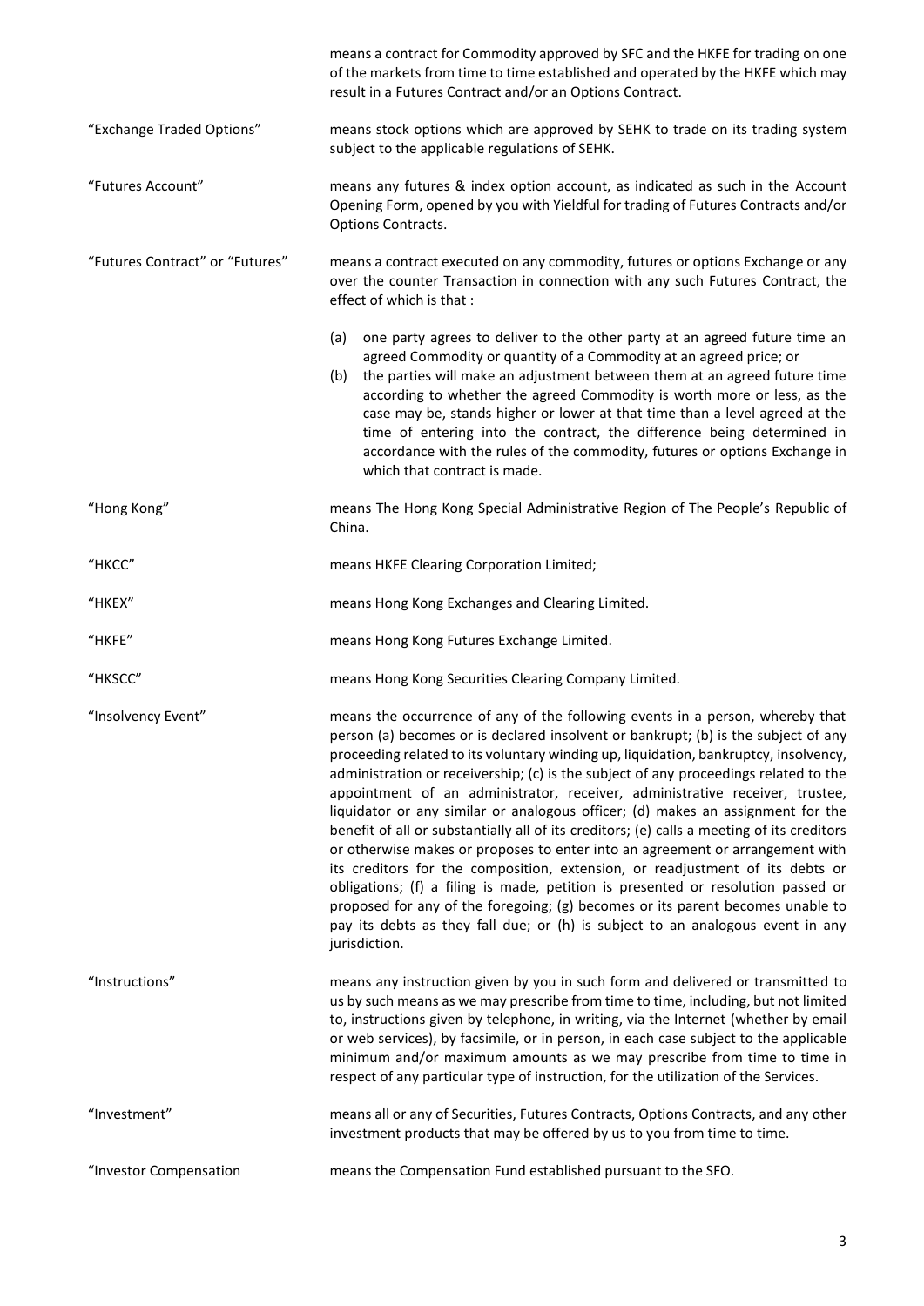| | |
|---|---|
| | means a contract for Commodity approved by SFC and the HKFE for trading on one of the markets from time to time established and operated by the HKFE which may result in a Futures Contract and/or an Options Contract. |
| "Exchange Traded Options" | means stock options which are approved by SEHK to trade on its trading system subject to the applicable regulations of SEHK. |
| "Futures Account" | means any futures & index option account, as indicated as such in the Account Opening Form, opened by you with Yieldful for trading of Futures Contracts and/or Options Contracts. |
| "Futures Contract" or "Futures" | means a contract executed on any commodity, futures or options Exchange or any over the counter Transaction in connection with any such Futures Contract, the effect of which is that :<br><br>(a) one party agrees to deliver to the other party at an agreed future time an agreed Commodity or quantity of a Commodity at an agreed price; or<br>(b) the parties will make an adjustment between them at an agreed future time according to whether the agreed Commodity is worth more or less, as the case may be, stands higher or lower at that time than a level agreed at the time of entering into the contract, the difference being determined in accordance with the rules of the commodity, futures or options Exchange in which that contract is made. |
| "Hong Kong" | means The Hong Kong Special Administrative Region of The People's Republic of China. |
| "HKCC" | means HKFE Clearing Corporation Limited; |
| "HKEX" | means Hong Kong Exchanges and Clearing Limited. |
| "HKFE" | means Hong Kong Futures Exchange Limited. |
| "HKSCC" | means Hong Kong Securities Clearing Company Limited. |
| "Insolvency Event" | means the occurrence of any of the following events in a person, whereby that person (a) becomes or is declared insolvent or bankrupt; (b) is the subject of any proceeding related to its voluntary winding up, liquidation, bankruptcy, insolvency, administration or receivership; (c) is the subject of any proceedings related to the appointment of an administrator, receiver, administrative receiver, trustee, liquidator or any similar or analogous officer; (d) makes an assignment for the benefit of all or substantially all of its creditors; (e) calls a meeting of its creditors or otherwise makes or proposes to enter into an agreement or arrangement with its creditors for the composition, extension, or readjustment of its debts or obligations; (f) a filing is made, petition is presented or resolution passed or proposed for any of the foregoing; (g) becomes or its parent becomes unable to pay its debts as they fall due; or (h) is subject to an analogous event in any jurisdiction. |
| "Instructions" | means any instruction given by you in such form and delivered or transmitted to us by such means as we may prescribe from time to time, including, but not limited to, instructions given by telephone, in writing, via the Internet (whether by email or web services), by facsimile, or in person, in each case subject to the applicable minimum and/or maximum amounts as we may prescribe from time to time in respect of any particular type of instruction, for the utilization of the Services. |
| "Investment" | means all or any of Securities, Futures Contracts, Options Contracts, and any other investment products that may be offered by us to you from time to time. |
| "Investor Compensation | means the Compensation Fund established pursuant to the SFO. |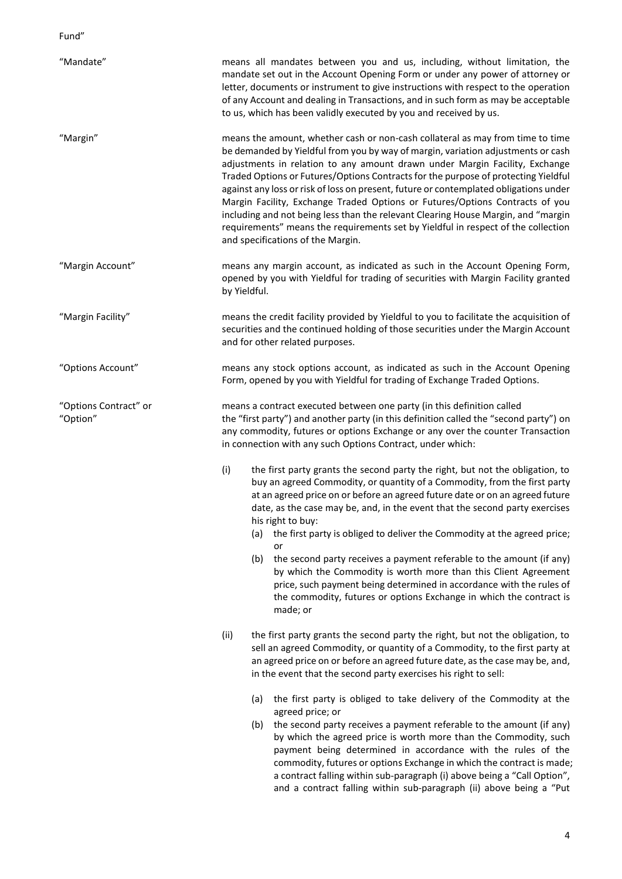Fund"

"Mandate" means all mandates between you and us, including, without limitation, the mandate set out in the Account Opening Form or under any power of attorney or letter, documents or instrument to give instructions with respect to the operation of any Account and dealing in Transactions, and in such form as may be acceptable to us, which has been validly executed by you and received by us.

"Margin" means the amount, whether cash or non-cash collateral as may from time to time be demanded by Yieldful from you by way of margin, variation adjustments or cash adjustments in relation to any amount drawn under Margin Facility, Exchange Traded Options or Futures/Options Contracts for the purpose of protecting Yieldful against any loss or risk of loss on present, future or contemplated obligations under Margin Facility, Exchange Traded Options or Futures/Options Contracts of you including and not being less than the relevant Clearing House Margin, and "margin requirements" means the requirements set by Yieldful in respect of the collection and specifications of the Margin.

"Margin Account" means any margin account, as indicated as such in the Account Opening Form, opened by you with Yieldful for trading of securities with Margin Facility granted by Yieldful.

"Margin Facility" means the credit facility provided by Yieldful to you to facilitate the acquisition of securities and the continued holding of those securities under the Margin Account and for other related purposes.

"Options Account" means any stock options account, as indicated as such in the Account Opening Form, opened by you with Yieldful for trading of Exchange Traded Options.

"Options Contract" or "Option" means a contract executed between one party (in this definition called the "first party") and another party (in this definition called the "second party") on any commodity, futures or options Exchange or any over the counter Transaction in connection with any such Options Contract, under which:

(i) the first party grants the second party the right, but not the obligation, to buy an agreed Commodity, or quantity of a Commodity, from the first party at an agreed price on or before an agreed future date or on an agreed future date, as the case may be, and, in the event that the second party exercises his right to buy:
   (a) the first party is obliged to deliver the Commodity at the agreed price; or
   (b) the second party receives a payment referable to the amount (if any) by which the Commodity is worth more than this Client Agreement price, such payment being determined in accordance with the rules of the commodity, futures or options Exchange in which the contract is made; or

(ii) the first party grants the second party the right, but not the obligation, to sell an agreed Commodity, or quantity of a Commodity, to the first party at an agreed price on or before an agreed future date, as the case may be, and, in the event that the second party exercises his right to sell:
   (a) the first party is obliged to take delivery of the Commodity at the agreed price; or
   (b) the second party receives a payment referable to the amount (if any) by which the agreed price is worth more than the Commodity, such payment being determined in accordance with the rules of the commodity, futures or options Exchange in which the contract is made; a contract falling within sub-paragraph (i) above being a "Call Option", and a contract falling within sub-paragraph (ii) above being a "Put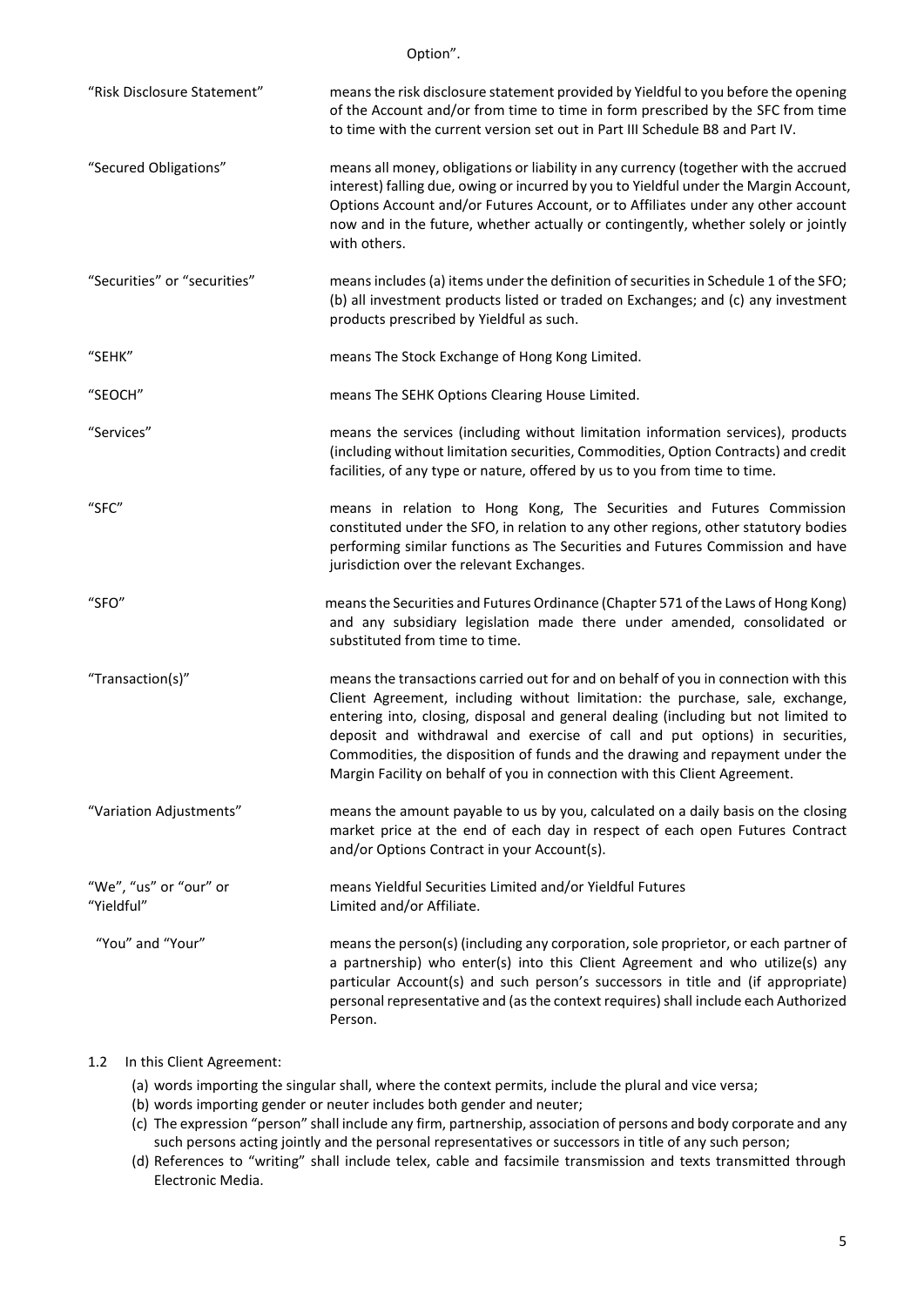Option".

| | |
|---|---|
| "Risk Disclosure Statement" | means the risk disclosure statement provided by Yieldful to you before the opening of the Account and/or from time to time in form prescribed by the SFC from time to time with the current version set out in Part III Schedule B8 and Part IV. |
| "Secured Obligations" | means all money, obligations or liability in any currency (together with the accrued interest) falling due, owing or incurred by you to Yieldful under the Margin Account, Options Account and/or Futures Account, or to Affiliates under any other account now and in the future, whether actually or contingently, whether solely or jointly with others. |
| "Securities" or "securities" | means includes (a) items under the definition of securities in Schedule 1 of the SFO; (b) all investment products listed or traded on Exchanges; and (c) any investment products prescribed by Yieldful as such. |
| "SEHK" | means The Stock Exchange of Hong Kong Limited. |
| "SEOCH" | means The SEHK Options Clearing House Limited. |
| "Services" | means the services (including without limitation information services), products (including without limitation securities, Commodities, Option Contracts) and credit facilities, of any type or nature, offered by us to you from time to time. |
| "SFC" | means in relation to Hong Kong, The Securities and Futures Commission constituted under the SFO, in relation to any other regions, other statutory bodies performing similar functions as The Securities and Futures Commission and have jurisdiction over the relevant Exchanges. |
| "SFO" | means the Securities and Futures Ordinance (Chapter 571 of the Laws of Hong Kong) and any subsidiary legislation made there under amended, consolidated or substituted from time to time. |
| "Transaction(s)" | means the transactions carried out for and on behalf of you in connection with this Client Agreement, including without limitation: the purchase, sale, exchange, entering into, closing, disposal and general dealing (including but not limited to deposit and withdrawal and exercise of call and put options) in securities, Commodities, the disposition of funds and the drawing and repayment under the Margin Facility on behalf of you in connection with this Client Agreement. |
| "Variation Adjustments" | means the amount payable to us by you, calculated on a daily basis on the closing market price at the end of each day in respect of each open Futures Contract and/or Options Contract in your Account(s). |
| "We", "us" or "our" or "Yieldful" | means Yieldful Securities Limited and/or Yieldful Futures Limited and/or Affiliate. |
| "You" and "Your" | means the person(s) (including any corporation, sole proprietor, or each partner of a partnership) who enter(s) into this Client Agreement and who utilize(s) any particular Account(s) and such person's successors in title and (if appropriate) personal representative and (as the context requires) shall include each Authorized Person. |

1.2 In this Client Agreement:

(a) words importing the singular shall, where the context permits, include the plural and vice versa;
(b) words importing gender or neuter includes both gender and neuter;
(c) The expression "person" shall include any firm, partnership, association of persons and body corporate and any such persons acting jointly and the personal representatives or successors in title of any such person;
(d) References to "writing" shall include telex, cable and facsimile transmission and texts transmitted through Electronic Media.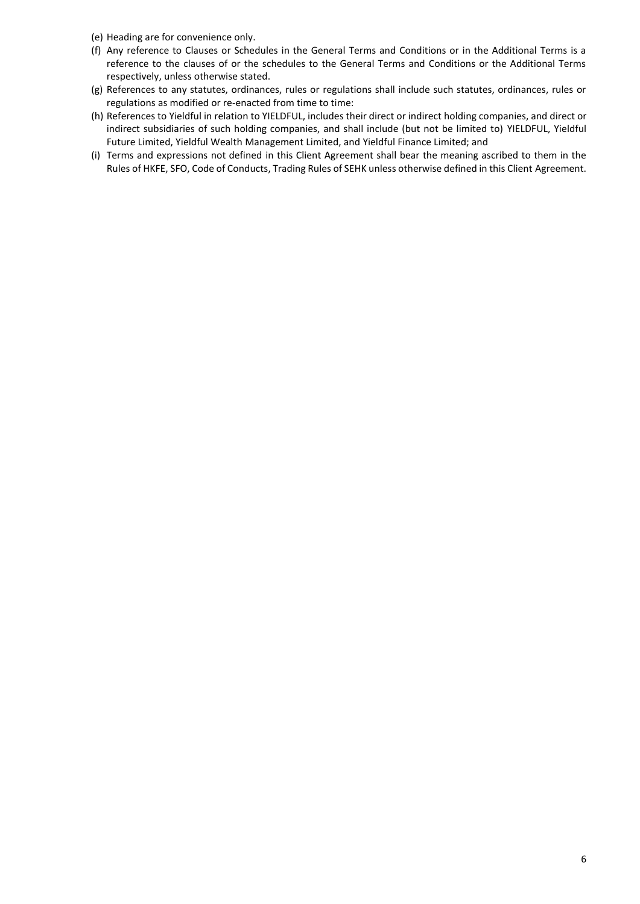(e) Heading are for convenience only.

(f) Any reference to Clauses or Schedules in the General Terms and Conditions or in the Additional Terms is a reference to the clauses of or the schedules to the General Terms and Conditions or the Additional Terms respectively, unless otherwise stated.

(g) References to any statutes, ordinances, rules or regulations shall include such statutes, ordinances, rules or regulations as modified or re-enacted from time to time:

(h) References to Yieldful in relation to YIELDFUL, includes their direct or indirect holding companies, and direct or indirect subsidiaries of such holding companies, and shall include (but not be limited to) YIELDFUL, Yieldful Future Limited, Yieldful Wealth Management Limited, and Yieldful Finance Limited; and

(i) Terms and expressions not defined in this Client Agreement shall bear the meaning ascribed to them in the Rules of HKFE, SFO, Code of Conducts, Trading Rules of SEHK unless otherwise defined in this Client Agreement.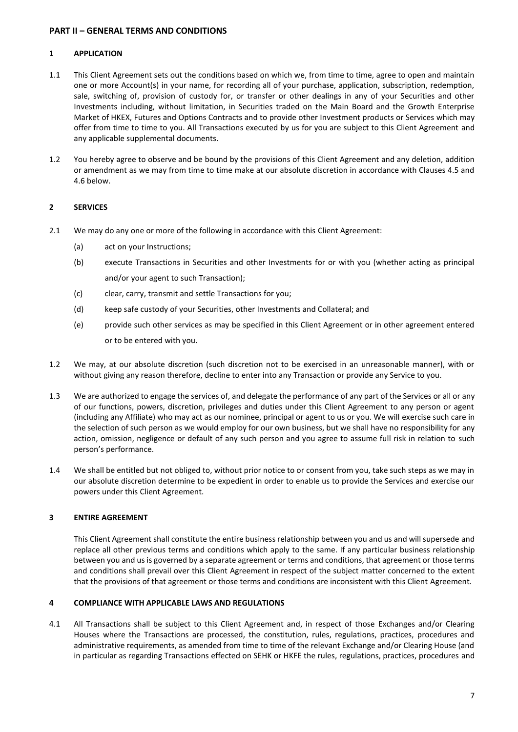## PART II – GENERAL TERMS AND CONDITIONS

### 1 APPLICATION

1.1 This Client Agreement sets out the conditions based on which we, from time to time, agree to open and maintain one or more Account(s) in your name, for recording all of your purchase, application, subscription, redemption, sale, switching of, provision of custody for, or transfer or other dealings in any of your Securities and other Investments including, without limitation, in Securities traded on the Main Board and the Growth Enterprise Market of HKEX, Futures and Options Contracts and to provide other Investment products or Services which may offer from time to time to you. All Transactions executed by us for you are subject to this Client Agreement and any applicable supplemental documents.

1.2 You hereby agree to observe and be bound by the provisions of this Client Agreement and any deletion, addition or amendment as we may from time to time make at our absolute discretion in accordance with Clauses 4.5 and 4.6 below.

### 2 SERVICES

2.1 We may do any one or more of the following in accordance with this Client Agreement:

(a) act on your Instructions;

(b) execute Transactions in Securities and other Investments for or with you (whether acting as principal and/or your agent to such Transaction);

(c) clear, carry, transmit and settle Transactions for you;

(d) keep safe custody of your Securities, other Investments and Collateral; and

(e) provide such other services as may be specified in this Client Agreement or in other agreement entered or to be entered with you.

1.2 We may, at our absolute discretion (such discretion not to be exercised in an unreasonable manner), with or without giving any reason therefore, decline to enter into any Transaction or provide any Service to you.

1.3 We are authorized to engage the services of, and delegate the performance of any part of the Services or all or any of our functions, powers, discretion, privileges and duties under this Client Agreement to any person or agent (including any Affiliate) who may act as our nominee, principal or agent to us or you. We will exercise such care in the selection of such person as we would employ for our own business, but we shall have no responsibility for any action, omission, negligence or default of any such person and you agree to assume full risk in relation to such person's performance.

1.4 We shall be entitled but not obliged to, without prior notice to or consent from you, take such steps as we may in our absolute discretion determine to be expedient in order to enable us to provide the Services and exercise our powers under this Client Agreement.

### 3 ENTIRE AGREEMENT

This Client Agreement shall constitute the entire business relationship between you and us and will supersede and replace all other previous terms and conditions which apply to the same. If any particular business relationship between you and us is governed by a separate agreement or terms and conditions, that agreement or those terms and conditions shall prevail over this Client Agreement in respect of the subject matter concerned to the extent that the provisions of that agreement or those terms and conditions are inconsistent with this Client Agreement.

### 4 COMPLIANCE WITH APPLICABLE LAWS AND REGULATIONS

4.1 All Transactions shall be subject to this Client Agreement and, in respect of those Exchanges and/or Clearing Houses where the Transactions are processed, the constitution, rules, regulations, practices, procedures and administrative requirements, as amended from time to time of the relevant Exchange and/or Clearing House (and in particular as regarding Transactions effected on SEHK or HKFE the rules, regulations, practices, procedures and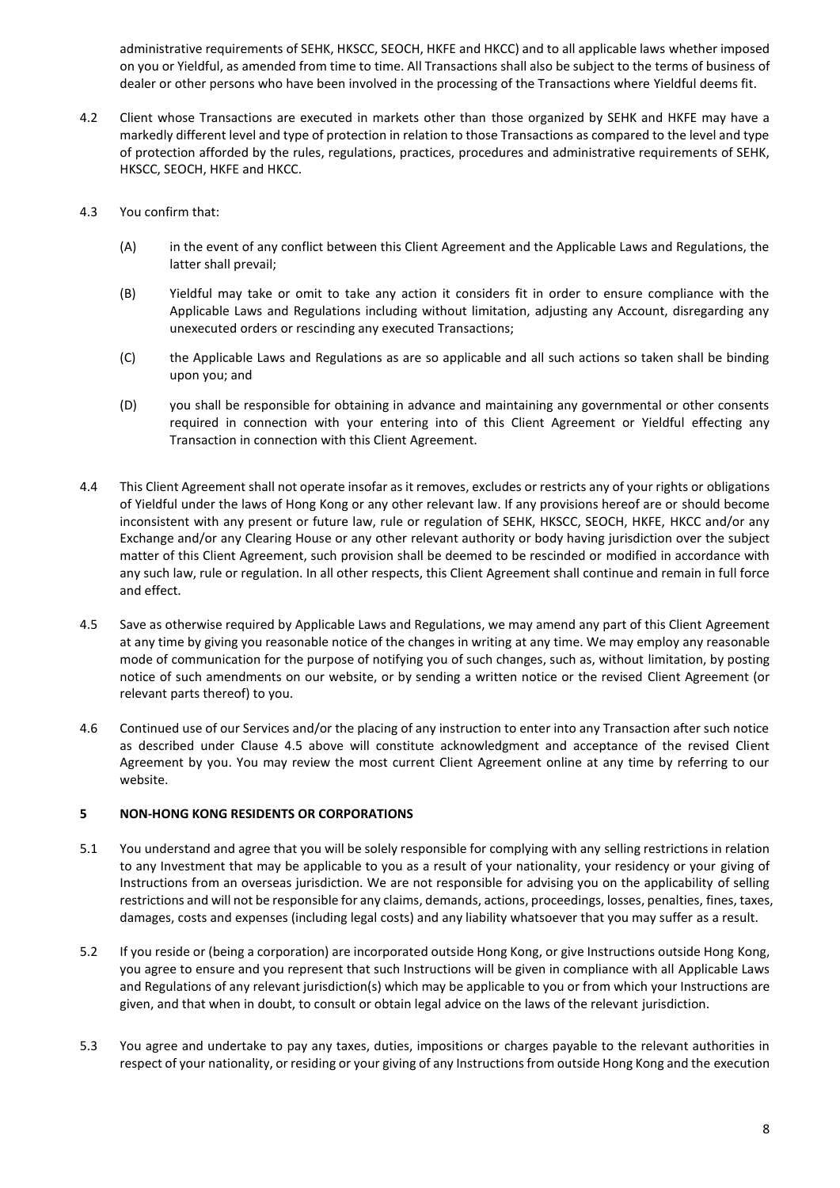administrative requirements of SEHK, HKSCC, SEOCH, HKFE and HKCC) and to all applicable laws whether imposed on you or Yieldful, as amended from time to time. All Transactions shall also be subject to the terms of business of dealer or other persons who have been involved in the processing of the Transactions where Yieldful deems fit.

4.2 Client whose Transactions are executed in markets other than those organized by SEHK and HKFE may have a markedly different level and type of protection in relation to those Transactions as compared to the level and type of protection afforded by the rules, regulations, practices, procedures and administrative requirements of SEHK, HKSCC, SEOCH, HKFE and HKCC.

4.3 You confirm that:

(A) in the event of any conflict between this Client Agreement and the Applicable Laws and Regulations, the latter shall prevail;

(B) Yieldful may take or omit to take any action it considers fit in order to ensure compliance with the Applicable Laws and Regulations including without limitation, adjusting any Account, disregarding any unexecuted orders or rescinding any executed Transactions;

(C) the Applicable Laws and Regulations as are so applicable and all such actions so taken shall be binding upon you; and

(D) you shall be responsible for obtaining in advance and maintaining any governmental or other consents required in connection with your entering into of this Client Agreement or Yieldful effecting any Transaction in connection with this Client Agreement.

4.4 This Client Agreement shall not operate insofar as it removes, excludes or restricts any of your rights or obligations of Yieldful under the laws of Hong Kong or any other relevant law. If any provisions hereof are or should become inconsistent with any present or future law, rule or regulation of SEHK, HKSCC, SEOCH, HKFE, HKCC and/or any Exchange and/or any Clearing House or any other relevant authority or body having jurisdiction over the subject matter of this Client Agreement, such provision shall be deemed to be rescinded or modified in accordance with any such law, rule or regulation. In all other respects, this Client Agreement shall continue and remain in full force and effect.

4.5 Save as otherwise required by Applicable Laws and Regulations, we may amend any part of this Client Agreement at any time by giving you reasonable notice of the changes in writing at any time. We may employ any reasonable mode of communication for the purpose of notifying you of such changes, such as, without limitation, by posting notice of such amendments on our website, or by sending a written notice or the revised Client Agreement (or relevant parts thereof) to you.

4.6 Continued use of our Services and/or the placing of any instruction to enter into any Transaction after such notice as described under Clause 4.5 above will constitute acknowledgment and acceptance of the revised Client Agreement by you. You may review the most current Client Agreement online at any time by referring to our website.

## 5 NON-HONG KONG RESIDENTS OR CORPORATIONS

5.1 You understand and agree that you will be solely responsible for complying with any selling restrictions in relation to any Investment that may be applicable to you as a result of your nationality, your residency or your giving of Instructions from an overseas jurisdiction. We are not responsible for advising you on the applicability of selling restrictions and will not be responsible for any claims, demands, actions, proceedings, losses, penalties, fines, taxes, damages, costs and expenses (including legal costs) and any liability whatsoever that you may suffer as a result.

5.2 If you reside or (being a corporation) are incorporated outside Hong Kong, or give Instructions outside Hong Kong, you agree to ensure and you represent that such Instructions will be given in compliance with all Applicable Laws and Regulations of any relevant jurisdiction(s) which may be applicable to you or from which your Instructions are given, and that when in doubt, to consult or obtain legal advice on the laws of the relevant jurisdiction.

5.3 You agree and undertake to pay any taxes, duties, impositions or charges payable to the relevant authorities in respect of your nationality, or residing or your giving of any Instructions from outside Hong Kong and the execution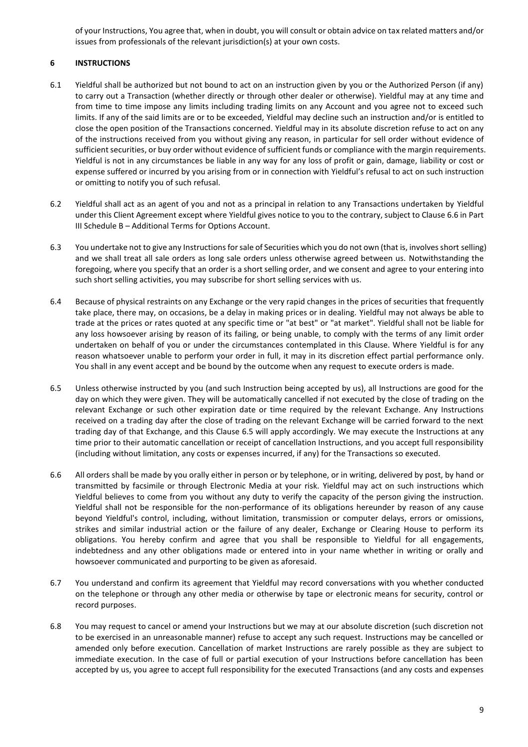of your Instructions, You agree that, when in doubt, you will consult or obtain advice on tax related matters and/or issues from professionals of the relevant jurisdiction(s) at your own costs.

## 6 INSTRUCTIONS

6.1 Yieldful shall be authorized but not bound to act on an instruction given by you or the Authorized Person (if any) to carry out a Transaction (whether directly or through other dealer or otherwise). Yieldful may at any time and from time to time impose any limits including trading limits on any Account and you agree not to exceed such limits. If any of the said limits are or to be exceeded, Yieldful may decline such an instruction and/or is entitled to close the open position of the Transactions concerned. Yieldful may in its absolute discretion refuse to act on any of the instructions received from you without giving any reason, in particular for sell order without evidence of sufficient securities, or buy order without evidence of sufficient funds or compliance with the margin requirements. Yieldful is not in any circumstances be liable in any way for any loss of profit or gain, damage, liability or cost or expense suffered or incurred by you arising from or in connection with Yieldful's refusal to act on such instruction or omitting to notify you of such refusal.

6.2 Yieldful shall act as an agent of you and not as a principal in relation to any Transactions undertaken by Yieldful under this Client Agreement except where Yieldful gives notice to you to the contrary, subject to Clause 6.6 in Part III Schedule B – Additional Terms for Options Account.

6.3 You undertake not to give any Instructions for sale of Securities which you do not own (that is, involves short selling) and we shall treat all sale orders as long sale orders unless otherwise agreed between us. Notwithstanding the foregoing, where you specify that an order is a short selling order, and we consent and agree to your entering into such short selling activities, you may subscribe for short selling services with us.

6.4 Because of physical restraints on any Exchange or the very rapid changes in the prices of securities that frequently take place, there may, on occasions, be a delay in making prices or in dealing. Yieldful may not always be able to trade at the prices or rates quoted at any specific time or "at best" or "at market". Yieldful shall not be liable for any loss howsoever arising by reason of its failing, or being unable, to comply with the terms of any limit order undertaken on behalf of you or under the circumstances contemplated in this Clause. Where Yieldful is for any reason whatsoever unable to perform your order in full, it may in its discretion effect partial performance only. You shall in any event accept and be bound by the outcome when any request to execute orders is made.

6.5 Unless otherwise instructed by you (and such Instruction being accepted by us), all Instructions are good for the day on which they were given. They will be automatically cancelled if not executed by the close of trading on the relevant Exchange or such other expiration date or time required by the relevant Exchange. Any Instructions received on a trading day after the close of trading on the relevant Exchange will be carried forward to the next trading day of that Exchange, and this Clause 6.5 will apply accordingly. We may execute the Instructions at any time prior to their automatic cancellation or receipt of cancellation Instructions, and you accept full responsibility (including without limitation, any costs or expenses incurred, if any) for the Transactions so executed.

6.6 All orders shall be made by you orally either in person or by telephone, or in writing, delivered by post, by hand or transmitted by facsimile or through Electronic Media at your risk. Yieldful may act on such instructions which Yieldful believes to come from you without any duty to verify the capacity of the person giving the instruction. Yieldful shall not be responsible for the non-performance of its obligations hereunder by reason of any cause beyond Yieldful's control, including, without limitation, transmission or computer delays, errors or omissions, strikes and similar industrial action or the failure of any dealer, Exchange or Clearing House to perform its obligations. You hereby confirm and agree that you shall be responsible to Yieldful for all engagements, indebtedness and any other obligations made or entered into in your name whether in writing or orally and howsoever communicated and purporting to be given as aforesaid.

6.7 You understand and confirm its agreement that Yieldful may record conversations with you whether conducted on the telephone or through any other media or otherwise by tape or electronic means for security, control or record purposes.

6.8 You may request to cancel or amend your Instructions but we may at our absolute discretion (such discretion not to be exercised in an unreasonable manner) refuse to accept any such request. Instructions may be cancelled or amended only before execution. Cancellation of market Instructions are rarely possible as they are subject to immediate execution. In the case of full or partial execution of your Instructions before cancellation has been accepted by us, you agree to accept full responsibility for the executed Transactions (and any costs and expenses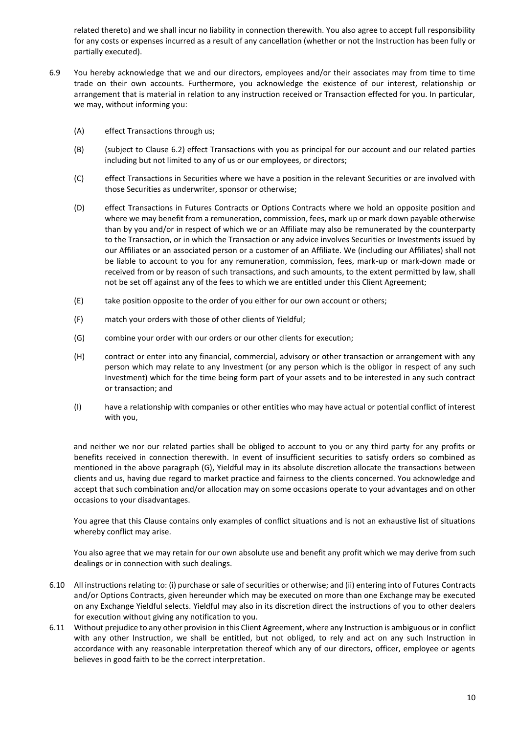related thereto) and we shall incur no liability in connection therewith. You also agree to accept full responsibility for any costs or expenses incurred as a result of any cancellation (whether or not the Instruction has been fully or partially executed).

6.9 You hereby acknowledge that we and our directors, employees and/or their associates may from time to time trade on their own accounts. Furthermore, you acknowledge the existence of our interest, relationship or arrangement that is material in relation to any instruction received or Transaction effected for you. In particular, we may, without informing you:

(A) effect Transactions through us;

(B) (subject to Clause 6.2) effect Transactions with you as principal for our account and our related parties including but not limited to any of us or our employees, or directors;

(C) effect Transactions in Securities where we have a position in the relevant Securities or are involved with those Securities as underwriter, sponsor or otherwise;

(D) effect Transactions in Futures Contracts or Options Contracts where we hold an opposite position and where we may benefit from a remuneration, commission, fees, mark up or mark down payable otherwise than by you and/or in respect of which we or an Affiliate may also be remunerated by the counterparty to the Transaction, or in which the Transaction or any advice involves Securities or Investments issued by our Affiliates or an associated person or a customer of an Affiliate. We (including our Affiliates) shall not be liable to account to you for any remuneration, commission, fees, mark-up or mark-down made or received from or by reason of such transactions, and such amounts, to the extent permitted by law, shall not be set off against any of the fees to which we are entitled under this Client Agreement;

(E) take position opposite to the order of you either for our own account or others;

(F) match your orders with those of other clients of Yieldful;

(G) combine your order with our orders or our other clients for execution;

(H) contract or enter into any financial, commercial, advisory or other transaction or arrangement with any person which may relate to any Investment (or any person which is the obligor in respect of any such Investment) which for the time being form part of your assets and to be interested in any such contract or transaction; and

(I) have a relationship with companies or other entities who may have actual or potential conflict of interest with you,

and neither we nor our related parties shall be obliged to account to you or any third party for any profits or benefits received in connection therewith. In event of insufficient securities to satisfy orders so combined as mentioned in the above paragraph (G), Yieldful may in its absolute discretion allocate the transactions between clients and us, having due regard to market practice and fairness to the clients concerned. You acknowledge and accept that such combination and/or allocation may on some occasions operate to your advantages and on other occasions to your disadvantages.

You agree that this Clause contains only examples of conflict situations and is not an exhaustive list of situations whereby conflict may arise.

You also agree that we may retain for our own absolute use and benefit any profit which we may derive from such dealings or in connection with such dealings.

6.10 All instructions relating to: (i) purchase or sale of securities or otherwise; and (ii) entering into of Futures Contracts and/or Options Contracts, given hereunder which may be executed on more than one Exchange may be executed on any Exchange Yieldful selects. Yieldful may also in its discretion direct the instructions of you to other dealers for execution without giving any notification to you.

6.11 Without prejudice to any other provision in this Client Agreement, where any Instruction is ambiguous or in conflict with any other Instruction, we shall be entitled, but not obliged, to rely and act on any such Instruction in accordance with any reasonable interpretation thereof which any of our directors, officer, employee or agents believes in good faith to be the correct interpretation.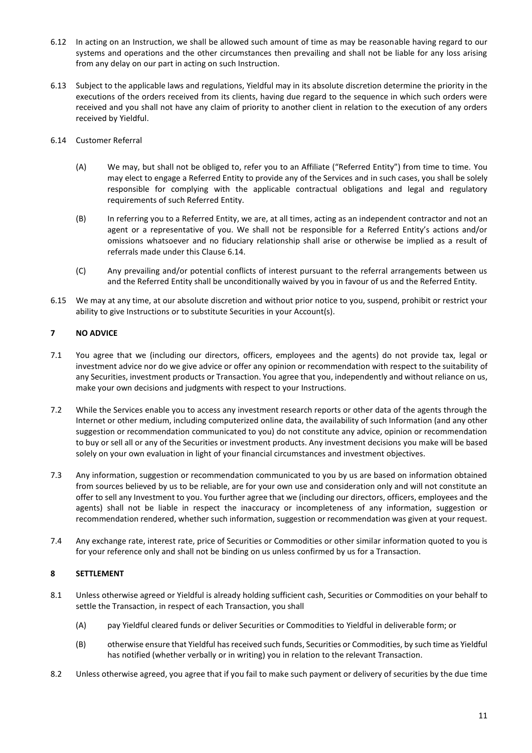6.12 In acting on an Instruction, we shall be allowed such amount of time as may be reasonable having regard to our systems and operations and the other circumstances then prevailing and shall not be liable for any loss arising from any delay on our part in acting on such Instruction.

6.13 Subject to the applicable laws and regulations, Yieldful may in its absolute discretion determine the priority in the executions of the orders received from its clients, having due regard to the sequence in which such orders were received and you shall not have any claim of priority to another client in relation to the execution of any orders received by Yieldful.

6.14 Customer Referral

(A) We may, but shall not be obliged to, refer you to an Affiliate ("Referred Entity") from time to time. You may elect to engage a Referred Entity to provide any of the Services and in such cases, you shall be solely responsible for complying with the applicable contractual obligations and legal and regulatory requirements of such Referred Entity.

(B) In referring you to a Referred Entity, we are, at all times, acting as an independent contractor and not an agent or a representative of you. We shall not be responsible for a Referred Entity's actions and/or omissions whatsoever and no fiduciary relationship shall arise or otherwise be implied as a result of referrals made under this Clause 6.14.

(C) Any prevailing and/or potential conflicts of interest pursuant to the referral arrangements between us and the Referred Entity shall be unconditionally waived by you in favour of us and the Referred Entity.

6.15 We may at any time, at our absolute discretion and without prior notice to you, suspend, prohibit or restrict your ability to give Instructions or to substitute Securities in your Account(s).

## 7 NO ADVICE

7.1 You agree that we (including our directors, officers, employees and the agents) do not provide tax, legal or investment advice nor do we give advice or offer any opinion or recommendation with respect to the suitability of any Securities, investment products or Transaction. You agree that you, independently and without reliance on us, make your own decisions and judgments with respect to your Instructions.

7.2 While the Services enable you to access any investment research reports or other data of the agents through the Internet or other medium, including computerized online data, the availability of such Information (and any other suggestion or recommendation communicated to you) do not constitute any advice, opinion or recommendation to buy or sell all or any of the Securities or investment products. Any investment decisions you make will be based solely on your own evaluation in light of your financial circumstances and investment objectives.

7.3 Any information, suggestion or recommendation communicated to you by us are based on information obtained from sources believed by us to be reliable, are for your own use and consideration only and will not constitute an offer to sell any Investment to you. You further agree that we (including our directors, officers, employees and the agents) shall not be liable in respect the inaccuracy or incompleteness of any information, suggestion or recommendation rendered, whether such information, suggestion or recommendation was given at your request.

7.4 Any exchange rate, interest rate, price of Securities or Commodities or other similar information quoted to you is for your reference only and shall not be binding on us unless confirmed by us for a Transaction.

## 8 SETTLEMENT

8.1 Unless otherwise agreed or Yieldful is already holding sufficient cash, Securities or Commodities on your behalf to settle the Transaction, in respect of each Transaction, you shall

(A) pay Yieldful cleared funds or deliver Securities or Commodities to Yieldful in deliverable form; or

(B) otherwise ensure that Yieldful has received such funds, Securities or Commodities, by such time as Yieldful has notified (whether verbally or in writing) you in relation to the relevant Transaction.

8.2 Unless otherwise agreed, you agree that if you fail to make such payment or delivery of securities by the due time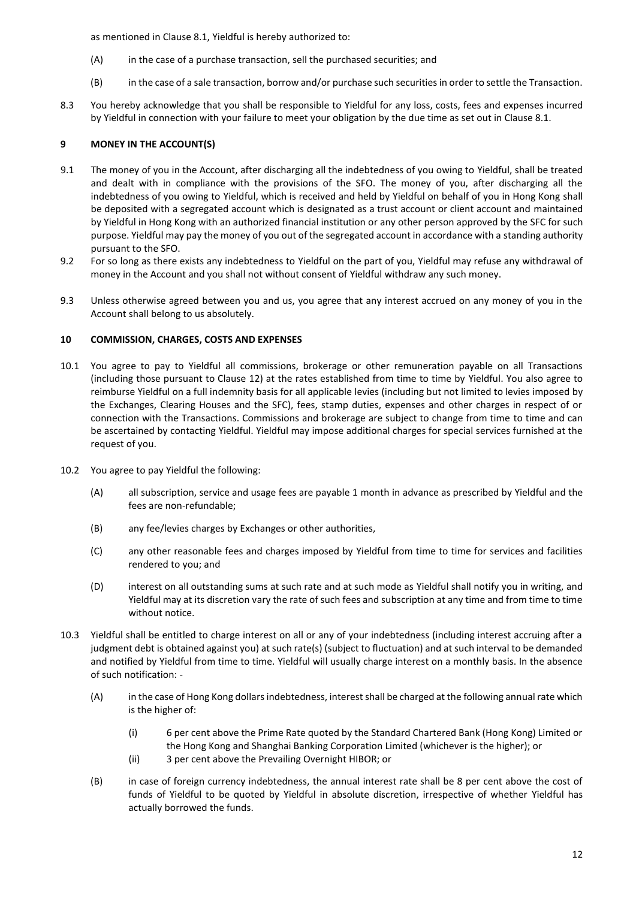as mentioned in Clause 8.1, Yieldful is hereby authorized to:

(A) in the case of a purchase transaction, sell the purchased securities; and

(B) in the case of a sale transaction, borrow and/or purchase such securities in order to settle the Transaction.

8.3 You hereby acknowledge that you shall be responsible to Yieldful for any loss, costs, fees and expenses incurred by Yieldful in connection with your failure to meet your obligation by the due time as set out in Clause 8.1.

## 9 MONEY IN THE ACCOUNT(S)

9.1 The money of you in the Account, after discharging all the indebtedness of you owing to Yieldful, shall be treated and dealt with in compliance with the provisions of the SFO. The money of you, after discharging all the indebtedness of you owing to Yieldful, which is received and held by Yieldful on behalf of you in Hong Kong shall be deposited with a segregated account which is designated as a trust account or client account and maintained by Yieldful in Hong Kong with an authorized financial institution or any other person approved by the SFC for such purpose. Yieldful may pay the money of you out of the segregated account in accordance with a standing authority pursuant to the SFO.

9.2 For so long as there exists any indebtedness to Yieldful on the part of you, Yieldful may refuse any withdrawal of money in the Account and you shall not without consent of Yieldful withdraw any such money.

9.3 Unless otherwise agreed between you and us, you agree that any interest accrued on any money of you in the Account shall belong to us absolutely.

## 10 COMMISSION, CHARGES, COSTS AND EXPENSES

10.1 You agree to pay to Yieldful all commissions, brokerage or other remuneration payable on all Transactions (including those pursuant to Clause 12) at the rates established from time to time by Yieldful. You also agree to reimburse Yieldful on a full indemnity basis for all applicable levies (including but not limited to levies imposed by the Exchanges, Clearing Houses and the SFC), fees, stamp duties, expenses and other charges in respect of or connection with the Transactions. Commissions and brokerage are subject to change from time to time and can be ascertained by contacting Yieldful. Yieldful may impose additional charges for special services furnished at the request of you.

10.2 You agree to pay Yieldful the following:

(A) all subscription, service and usage fees are payable 1 month in advance as prescribed by Yieldful and the fees are non-refundable;

(B) any fee/levies charges by Exchanges or other authorities,

(C) any other reasonable fees and charges imposed by Yieldful from time to time for services and facilities rendered to you; and

(D) interest on all outstanding sums at such rate and at such mode as Yieldful shall notify you in writing, and Yieldful may at its discretion vary the rate of such fees and subscription at any time and from time to time without notice.

10.3 Yieldful shall be entitled to charge interest on all or any of your indebtedness (including interest accruing after a judgment debt is obtained against you) at such rate(s) (subject to fluctuation) and at such interval to be demanded and notified by Yieldful from time to time. Yieldful will usually charge interest on a monthly basis. In the absence of such notification: -

(A) in the case of Hong Kong dollars indebtedness, interest shall be charged at the following annual rate which is the higher of:

(i) 6 per cent above the Prime Rate quoted by the Standard Chartered Bank (Hong Kong) Limited or the Hong Kong and Shanghai Banking Corporation Limited (whichever is the higher); or

(ii) 3 per cent above the Prevailing Overnight HIBOR; or

(B) in case of foreign currency indebtedness, the annual interest rate shall be 8 per cent above the cost of funds of Yieldful to be quoted by Yieldful in absolute discretion, irrespective of whether Yieldful has actually borrowed the funds.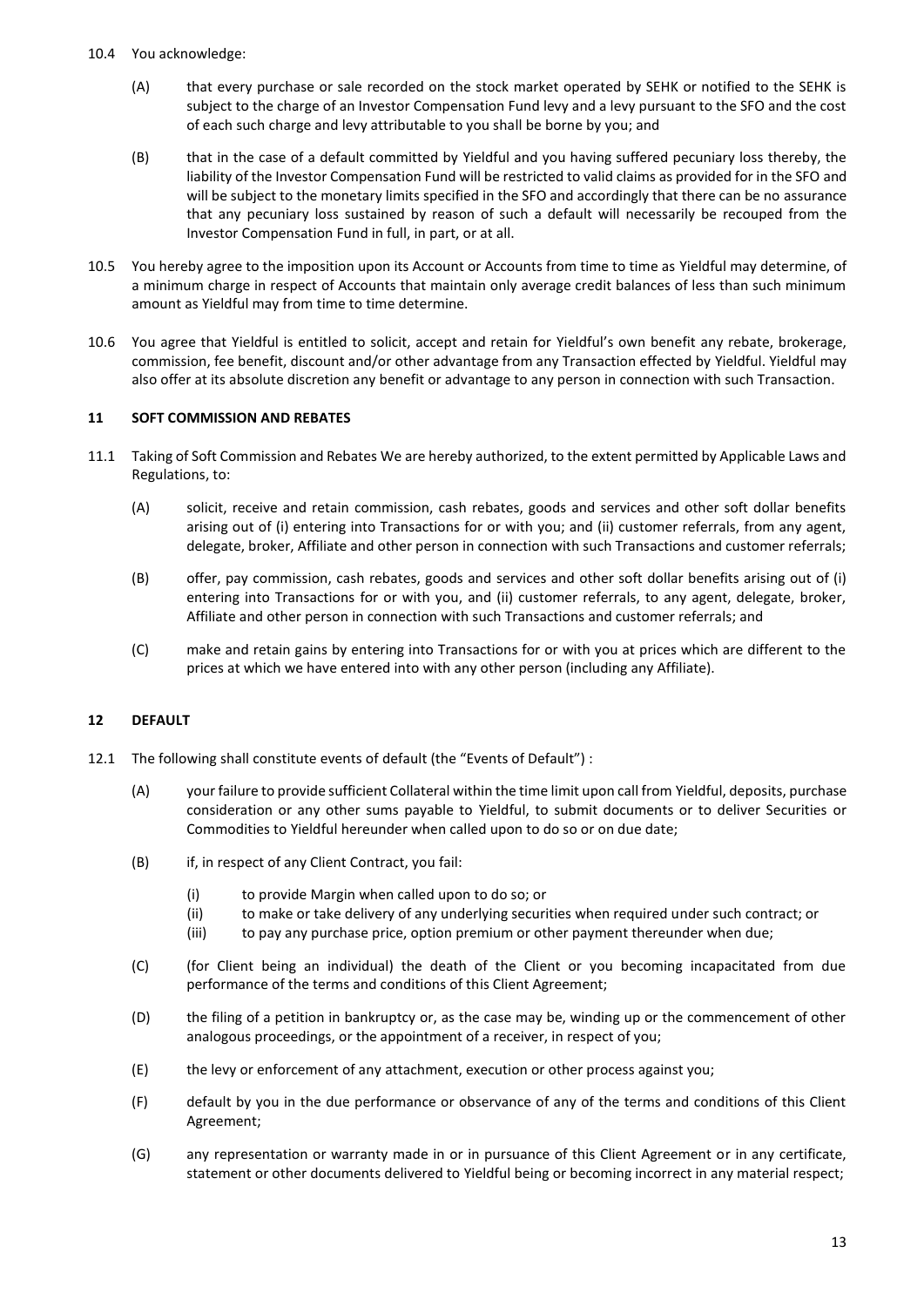10.4 You acknowledge:

(A) that every purchase or sale recorded on the stock market operated by SEHK or notified to the SEHK is subject to the charge of an Investor Compensation Fund levy and a levy pursuant to the SFO and the cost of each such charge and levy attributable to you shall be borne by you; and

(B) that in the case of a default committed by Yieldful and you having suffered pecuniary loss thereby, the liability of the Investor Compensation Fund will be restricted to valid claims as provided for in the SFO and will be subject to the monetary limits specified in the SFO and accordingly that there can be no assurance that any pecuniary loss sustained by reason of such a default will necessarily be recouped from the Investor Compensation Fund in full, in part, or at all.

10.5 You hereby agree to the imposition upon its Account or Accounts from time to time as Yieldful may determine, of a minimum charge in respect of Accounts that maintain only average credit balances of less than such minimum amount as Yieldful may from time to time determine.

10.6 You agree that Yieldful is entitled to solicit, accept and retain for Yieldful's own benefit any rebate, brokerage, commission, fee benefit, discount and/or other advantage from any Transaction effected by Yieldful. Yieldful may also offer at its absolute discretion any benefit or advantage to any person in connection with such Transaction.

## 11 SOFT COMMISSION AND REBATES

11.1 Taking of Soft Commission and Rebates We are hereby authorized, to the extent permitted by Applicable Laws and Regulations, to:

(A) solicit, receive and retain commission, cash rebates, goods and services and other soft dollar benefits arising out of (i) entering into Transactions for or with you; and (ii) customer referrals, from any agent, delegate, broker, Affiliate and other person in connection with such Transactions and customer referrals;

(B) offer, pay commission, cash rebates, goods and services and other soft dollar benefits arising out of (i) entering into Transactions for or with you, and (ii) customer referrals, to any agent, delegate, broker, Affiliate and other person in connection with such Transactions and customer referrals; and

(C) make and retain gains by entering into Transactions for or with you at prices which are different to the prices at which we have entered into with any other person (including any Affiliate).

## 12 DEFAULT

12.1 The following shall constitute events of default (the "Events of Default") :

(A) your failure to provide sufficient Collateral within the time limit upon call from Yieldful, deposits, purchase consideration or any other sums payable to Yieldful, to submit documents or to deliver Securities or Commodities to Yieldful hereunder when called upon to do so or on due date;

(B) if, in respect of any Client Contract, you fail:

(i) to provide Margin when called upon to do so; or
(ii) to make or take delivery of any underlying securities when required under such contract; or
(iii) to pay any purchase price, option premium or other payment thereunder when due;

(C) (for Client being an individual) the death of the Client or you becoming incapacitated from due performance of the terms and conditions of this Client Agreement;

(D) the filing of a petition in bankruptcy or, as the case may be, winding up or the commencement of other analogous proceedings, or the appointment of a receiver, in respect of you;

(E) the levy or enforcement of any attachment, execution or other process against you;

(F) default by you in the due performance or observance of any of the terms and conditions of this Client Agreement;

(G) any representation or warranty made in or in pursuance of this Client Agreement or in any certificate, statement or other documents delivered to Yieldful being or becoming incorrect in any material respect;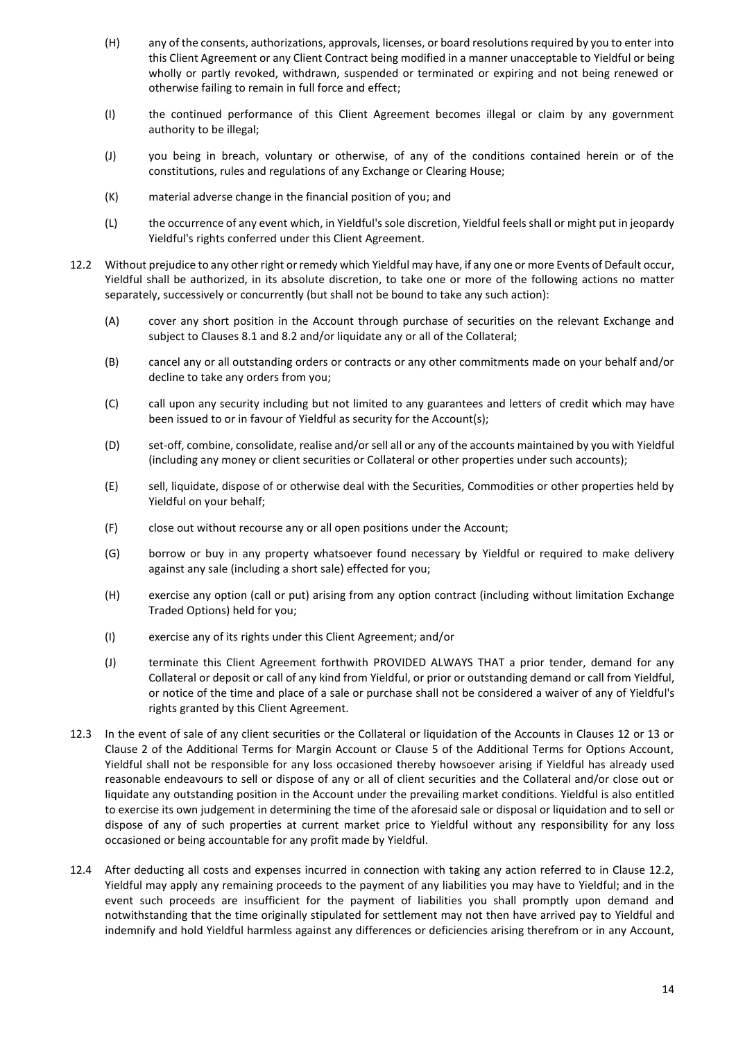(H) any of the consents, authorizations, approvals, licenses, or board resolutions required by you to enter into this Client Agreement or any Client Contract being modified in a manner unacceptable to Yieldful or being wholly or partly revoked, withdrawn, suspended or terminated or expiring and not being renewed or otherwise failing to remain in full force and effect;

(I) the continued performance of this Client Agreement becomes illegal or claim by any government authority to be illegal;

(J) you being in breach, voluntary or otherwise, of any of the conditions contained herein or of the constitutions, rules and regulations of any Exchange or Clearing House;

(K) material adverse change in the financial position of you; and

(L) the occurrence of any event which, in Yieldful's sole discretion, Yieldful feels shall or might put in jeopardy Yieldful's rights conferred under this Client Agreement.

12.2 Without prejudice to any other right or remedy which Yieldful may have, if any one or more Events of Default occur, Yieldful shall be authorized, in its absolute discretion, to take one or more of the following actions no matter separately, successively or concurrently (but shall not be bound to take any such action):

(A) cover any short position in the Account through purchase of securities on the relevant Exchange and subject to Clauses 8.1 and 8.2 and/or liquidate any or all of the Collateral;

(B) cancel any or all outstanding orders or contracts or any other commitments made on your behalf and/or decline to take any orders from you;

(C) call upon any security including but not limited to any guarantees and letters of credit which may have been issued to or in favour of Yieldful as security for the Account(s);

(D) set-off, combine, consolidate, realise and/or sell all or any of the accounts maintained by you with Yieldful (including any money or client securities or Collateral or other properties under such accounts);

(E) sell, liquidate, dispose of or otherwise deal with the Securities, Commodities or other properties held by Yieldful on your behalf;

(F) close out without recourse any or all open positions under the Account;

(G) borrow or buy in any property whatsoever found necessary by Yieldful or required to make delivery against any sale (including a short sale) effected for you;

(H) exercise any option (call or put) arising from any option contract (including without limitation Exchange Traded Options) held for you;

(I) exercise any of its rights under this Client Agreement; and/or

(J) terminate this Client Agreement forthwith PROVIDED ALWAYS THAT a prior tender, demand for any Collateral or deposit or call of any kind from Yieldful, or prior or outstanding demand or call from Yieldful, or notice of the time and place of a sale or purchase shall not be considered a waiver of any of Yieldful's rights granted by this Client Agreement.

12.3 In the event of sale of any client securities or the Collateral or liquidation of the Accounts in Clauses 12 or 13 or Clause 2 of the Additional Terms for Margin Account or Clause 5 of the Additional Terms for Options Account, Yieldful shall not be responsible for any loss occasioned thereby howsoever arising if Yieldful has already used reasonable endeavours to sell or dispose of any or all of client securities and the Collateral and/or close out or liquidate any outstanding position in the Account under the prevailing market conditions. Yieldful is also entitled to exercise its own judgement in determining the time of the aforesaid sale or disposal or liquidation and to sell or dispose of any of such properties at current market price to Yieldful without any responsibility for any loss occasioned or being accountable for any profit made by Yieldful.

12.4 After deducting all costs and expenses incurred in connection with taking any action referred to in Clause 12.2, Yieldful may apply any remaining proceeds to the payment of any liabilities you may have to Yieldful; and in the event such proceeds are insufficient for the payment of liabilities you shall promptly upon demand and notwithstanding that the time originally stipulated for settlement may not then have arrived pay to Yieldful and indemnify and hold Yieldful harmless against any differences or deficiencies arising therefrom or in any Account,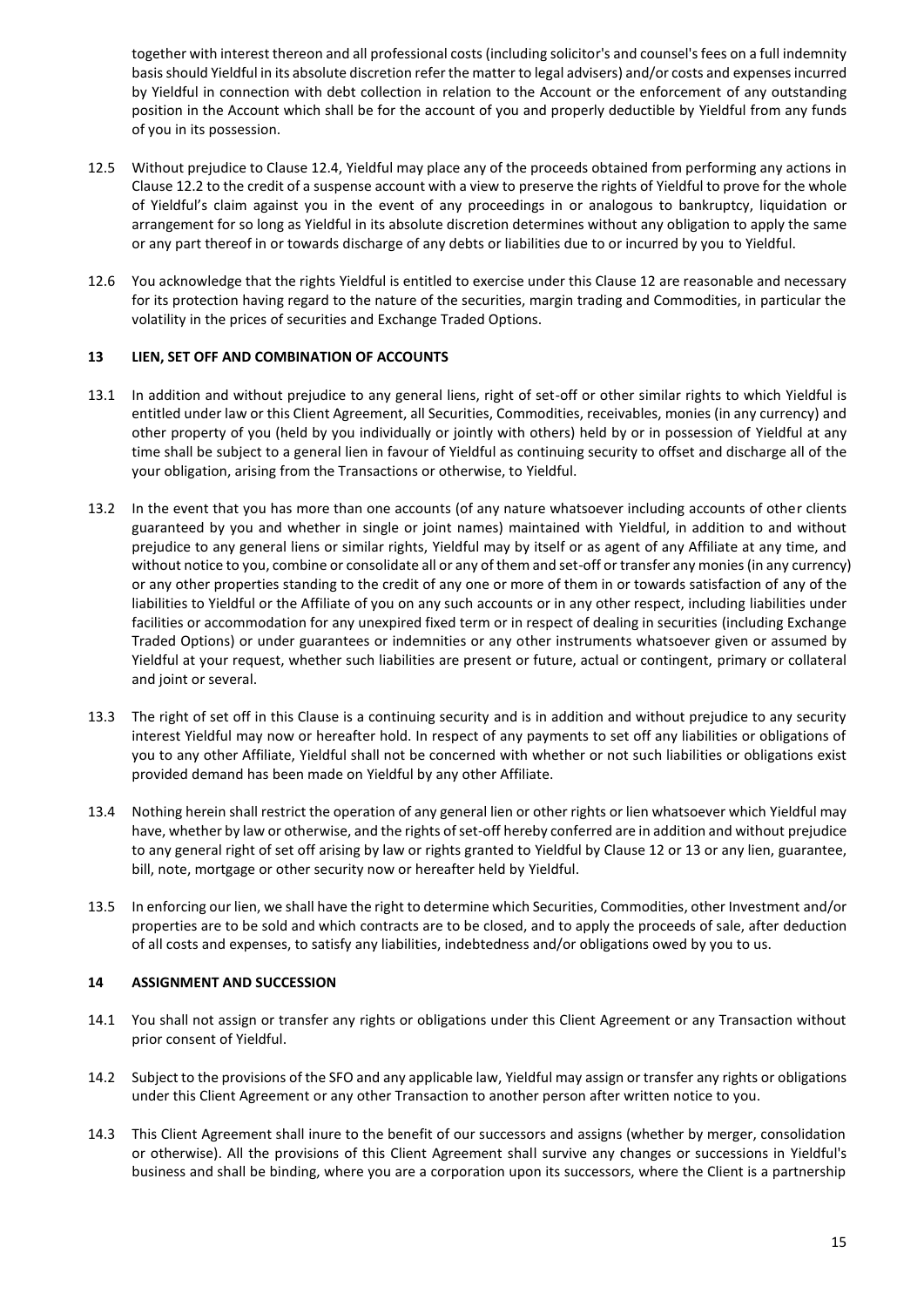together with interest thereon and all professional costs (including solicitor's and counsel's fees on a full indemnity basis should Yieldful in its absolute discretion refer the matter to legal advisers) and/or costs and expenses incurred by Yieldful in connection with debt collection in relation to the Account or the enforcement of any outstanding position in the Account which shall be for the account of you and properly deductible by Yieldful from any funds of you in its possession.

12.5 Without prejudice to Clause 12.4, Yieldful may place any of the proceeds obtained from performing any actions in Clause 12.2 to the credit of a suspense account with a view to preserve the rights of Yieldful to prove for the whole of Yieldful's claim against you in the event of any proceedings in or analogous to bankruptcy, liquidation or arrangement for so long as Yieldful in its absolute discretion determines without any obligation to apply the same or any part thereof in or towards discharge of any debts or liabilities due to or incurred by you to Yieldful.

12.6 You acknowledge that the rights Yieldful is entitled to exercise under this Clause 12 are reasonable and necessary for its protection having regard to the nature of the securities, margin trading and Commodities, in particular the volatility in the prices of securities and Exchange Traded Options.

## 13 LIEN, SET OFF AND COMBINATION OF ACCOUNTS

13.1 In addition and without prejudice to any general liens, right of set-off or other similar rights to which Yieldful is entitled under law or this Client Agreement, all Securities, Commodities, receivables, monies (in any currency) and other property of you (held by you individually or jointly with others) held by or in possession of Yieldful at any time shall be subject to a general lien in favour of Yieldful as continuing security to offset and discharge all of the your obligation, arising from the Transactions or otherwise, to Yieldful.

13.2 In the event that you has more than one accounts (of any nature whatsoever including accounts of other clients guaranteed by you and whether in single or joint names) maintained with Yieldful, in addition to and without prejudice to any general liens or similar rights, Yieldful may by itself or as agent of any Affiliate at any time, and without notice to you, combine or consolidate all or any of them and set-off or transfer any monies (in any currency) or any other properties standing to the credit of any one or more of them in or towards satisfaction of any of the liabilities to Yieldful or the Affiliate of you on any such accounts or in any other respect, including liabilities under facilities or accommodation for any unexpired fixed term or in respect of dealing in securities (including Exchange Traded Options) or under guarantees or indemnities or any other instruments whatsoever given or assumed by Yieldful at your request, whether such liabilities are present or future, actual or contingent, primary or collateral and joint or several.

13.3 The right of set off in this Clause is a continuing security and is in addition and without prejudice to any security interest Yieldful may now or hereafter hold. In respect of any payments to set off any liabilities or obligations of you to any other Affiliate, Yieldful shall not be concerned with whether or not such liabilities or obligations exist provided demand has been made on Yieldful by any other Affiliate.

13.4 Nothing herein shall restrict the operation of any general lien or other rights or lien whatsoever which Yieldful may have, whether by law or otherwise, and the rights of set-off hereby conferred are in addition and without prejudice to any general right of set off arising by law or rights granted to Yieldful by Clause 12 or 13 or any lien, guarantee, bill, note, mortgage or other security now or hereafter held by Yieldful.

13.5 In enforcing our lien, we shall have the right to determine which Securities, Commodities, other Investment and/or properties are to be sold and which contracts are to be closed, and to apply the proceeds of sale, after deduction of all costs and expenses, to satisfy any liabilities, indebtedness and/or obligations owed by you to us.

## 14 ASSIGNMENT AND SUCCESSION

14.1 You shall not assign or transfer any rights or obligations under this Client Agreement or any Transaction without prior consent of Yieldful.

14.2 Subject to the provisions of the SFO and any applicable law, Yieldful may assign or transfer any rights or obligations under this Client Agreement or any other Transaction to another person after written notice to you.

14.3 This Client Agreement shall inure to the benefit of our successors and assigns (whether by merger, consolidation or otherwise). All the provisions of this Client Agreement shall survive any changes or successions in Yieldful's business and shall be binding, where you are a corporation upon its successors, where the Client is a partnership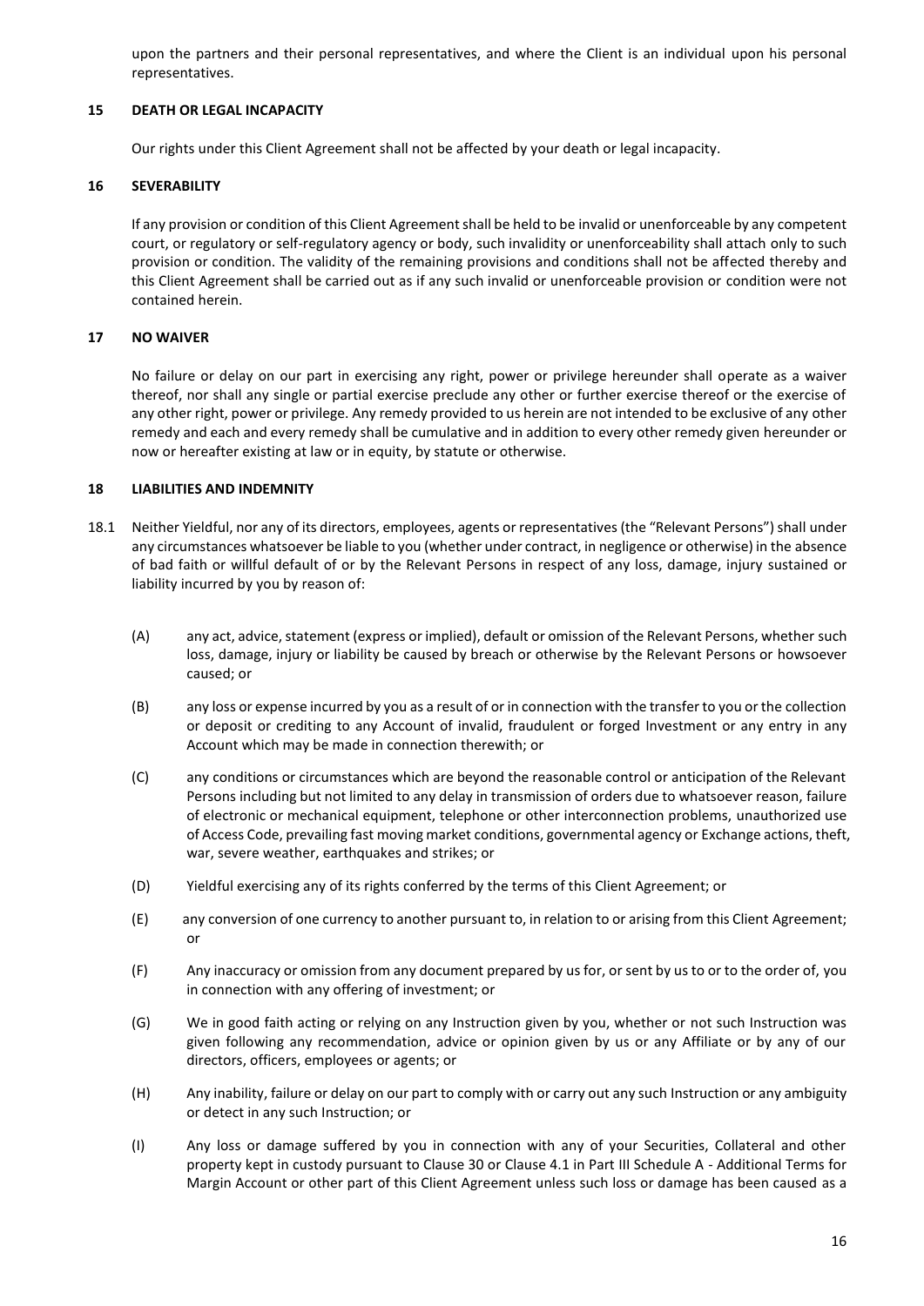upon the partners and their personal representatives, and where the Client is an individual upon his personal representatives.

## 15 DEATH OR LEGAL INCAPACITY

Our rights under this Client Agreement shall not be affected by your death or legal incapacity.

## 16 SEVERABILITY

If any provision or condition of this Client Agreement shall be held to be invalid or unenforceable by any competent court, or regulatory or self-regulatory agency or body, such invalidity or unenforceability shall attach only to such provision or condition. The validity of the remaining provisions and conditions shall not be affected thereby and this Client Agreement shall be carried out as if any such invalid or unenforceable provision or condition were not contained herein.

## 17 NO WAIVER

No failure or delay on our part in exercising any right, power or privilege hereunder shall operate as a waiver thereof, nor shall any single or partial exercise preclude any other or further exercise thereof or the exercise of any other right, power or privilege. Any remedy provided to us herein are not intended to be exclusive of any other remedy and each and every remedy shall be cumulative and in addition to every other remedy given hereunder or now or hereafter existing at law or in equity, by statute or otherwise.

## 18 LIABILITIES AND INDEMNITY

18.1 Neither Yieldful, nor any of its directors, employees, agents or representatives (the "Relevant Persons") shall under any circumstances whatsoever be liable to you (whether under contract, in negligence or otherwise) in the absence of bad faith or willful default of or by the Relevant Persons in respect of any loss, damage, injury sustained or liability incurred by you by reason of:

(A) any act, advice, statement (express or implied), default or omission of the Relevant Persons, whether such loss, damage, injury or liability be caused by breach or otherwise by the Relevant Persons or howsoever caused; or

(B) any loss or expense incurred by you as a result of or in connection with the transfer to you or the collection or deposit or crediting to any Account of invalid, fraudulent or forged Investment or any entry in any Account which may be made in connection therewith; or

(C) any conditions or circumstances which are beyond the reasonable control or anticipation of the Relevant Persons including but not limited to any delay in transmission of orders due to whatsoever reason, failure of electronic or mechanical equipment, telephone or other interconnection problems, unauthorized use of Access Code, prevailing fast moving market conditions, governmental agency or Exchange actions, theft, war, severe weather, earthquakes and strikes; or

(D) Yieldful exercising any of its rights conferred by the terms of this Client Agreement; or

(E) any conversion of one currency to another pursuant to, in relation to or arising from this Client Agreement; or

(F) Any inaccuracy or omission from any document prepared by us for, or sent by us to or to the order of, you in connection with any offering of investment; or

(G) We in good faith acting or relying on any Instruction given by you, whether or not such Instruction was given following any recommendation, advice or opinion given by us or any Affiliate or by any of our directors, officers, employees or agents; or

(H) Any inability, failure or delay on our part to comply with or carry out any such Instruction or any ambiguity or detect in any such Instruction; or

(I) Any loss or damage suffered by you in connection with any of your Securities, Collateral and other property kept in custody pursuant to Clause 30 or Clause 4.1 in Part III Schedule A - Additional Terms for Margin Account or other part of this Client Agreement unless such loss or damage has been caused as a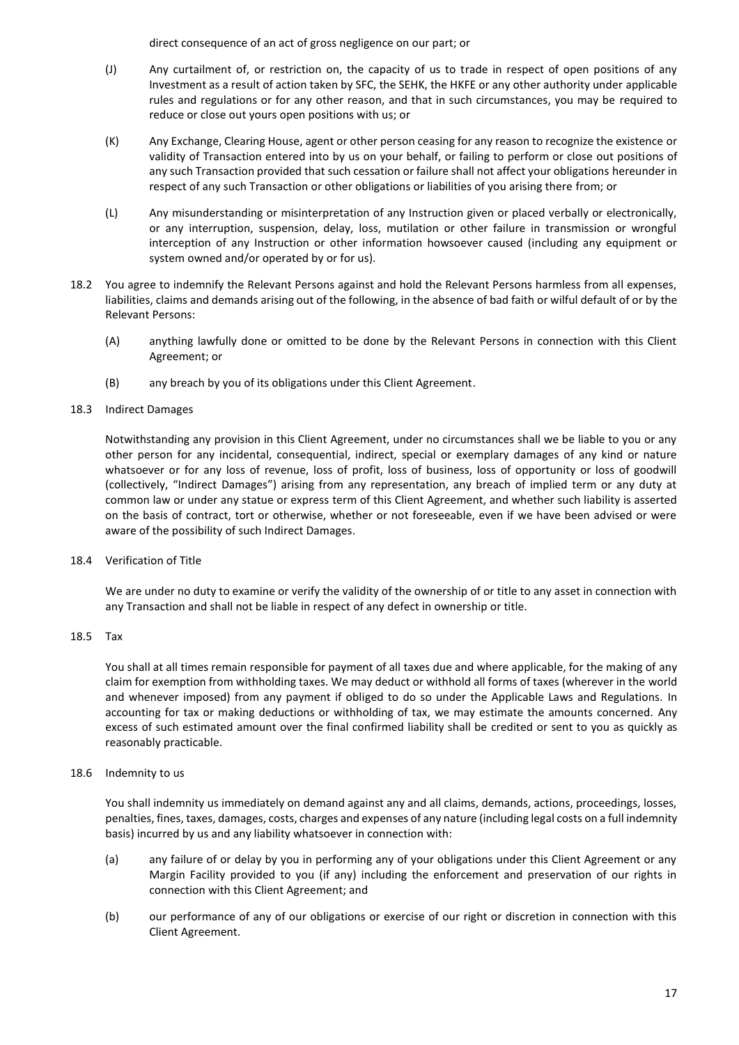direct consequence of an act of gross negligence on our part; or

(J) Any curtailment of, or restriction on, the capacity of us to trade in respect of open positions of any Investment as a result of action taken by SFC, the SEHK, the HKFE or any other authority under applicable rules and regulations or for any other reason, and that in such circumstances, you may be required to reduce or close out yours open positions with us; or

(K) Any Exchange, Clearing House, agent or other person ceasing for any reason to recognize the existence or validity of Transaction entered into by us on your behalf, or failing to perform or close out positions of any such Transaction provided that such cessation or failure shall not affect your obligations hereunder in respect of any such Transaction or other obligations or liabilities of you arising there from; or

(L) Any misunderstanding or misinterpretation of any Instruction given or placed verbally or electronically, or any interruption, suspension, delay, loss, mutilation or other failure in transmission or wrongful interception of any Instruction or other information howsoever caused (including any equipment or system owned and/or operated by or for us).

18.2 You agree to indemnify the Relevant Persons against and hold the Relevant Persons harmless from all expenses, liabilities, claims and demands arising out of the following, in the absence of bad faith or wilful default of or by the Relevant Persons:

(A) anything lawfully done or omitted to be done by the Relevant Persons in connection with this Client Agreement; or

(B) any breach by you of its obligations under this Client Agreement.

18.3 Indirect Damages

Notwithstanding any provision in this Client Agreement, under no circumstances shall we be liable to you or any other person for any incidental, consequential, indirect, special or exemplary damages of any kind or nature whatsoever or for any loss of revenue, loss of profit, loss of business, loss of opportunity or loss of goodwill (collectively, "Indirect Damages") arising from any representation, any breach of implied term or any duty at common law or under any statue or express term of this Client Agreement, and whether such liability is asserted on the basis of contract, tort or otherwise, whether or not foreseeable, even if we have been advised or were aware of the possibility of such Indirect Damages.

18.4 Verification of Title

We are under no duty to examine or verify the validity of the ownership of or title to any asset in connection with any Transaction and shall not be liable in respect of any defect in ownership or title.

18.5 Tax

You shall at all times remain responsible for payment of all taxes due and where applicable, for the making of any claim for exemption from withholding taxes. We may deduct or withhold all forms of taxes (wherever in the world and whenever imposed) from any payment if obliged to do so under the Applicable Laws and Regulations. In accounting for tax or making deductions or withholding of tax, we may estimate the amounts concerned. Any excess of such estimated amount over the final confirmed liability shall be credited or sent to you as quickly as reasonably practicable.

18.6 Indemnity to us

You shall indemnity us immediately on demand against any and all claims, demands, actions, proceedings, losses, penalties, fines, taxes, damages, costs, charges and expenses of any nature (including legal costs on a full indemnity basis) incurred by us and any liability whatsoever in connection with:

(a) any failure of or delay by you in performing any of your obligations under this Client Agreement or any Margin Facility provided to you (if any) including the enforcement and preservation of our rights in connection with this Client Agreement; and

(b) our performance of any of our obligations or exercise of our right or discretion in connection with this Client Agreement.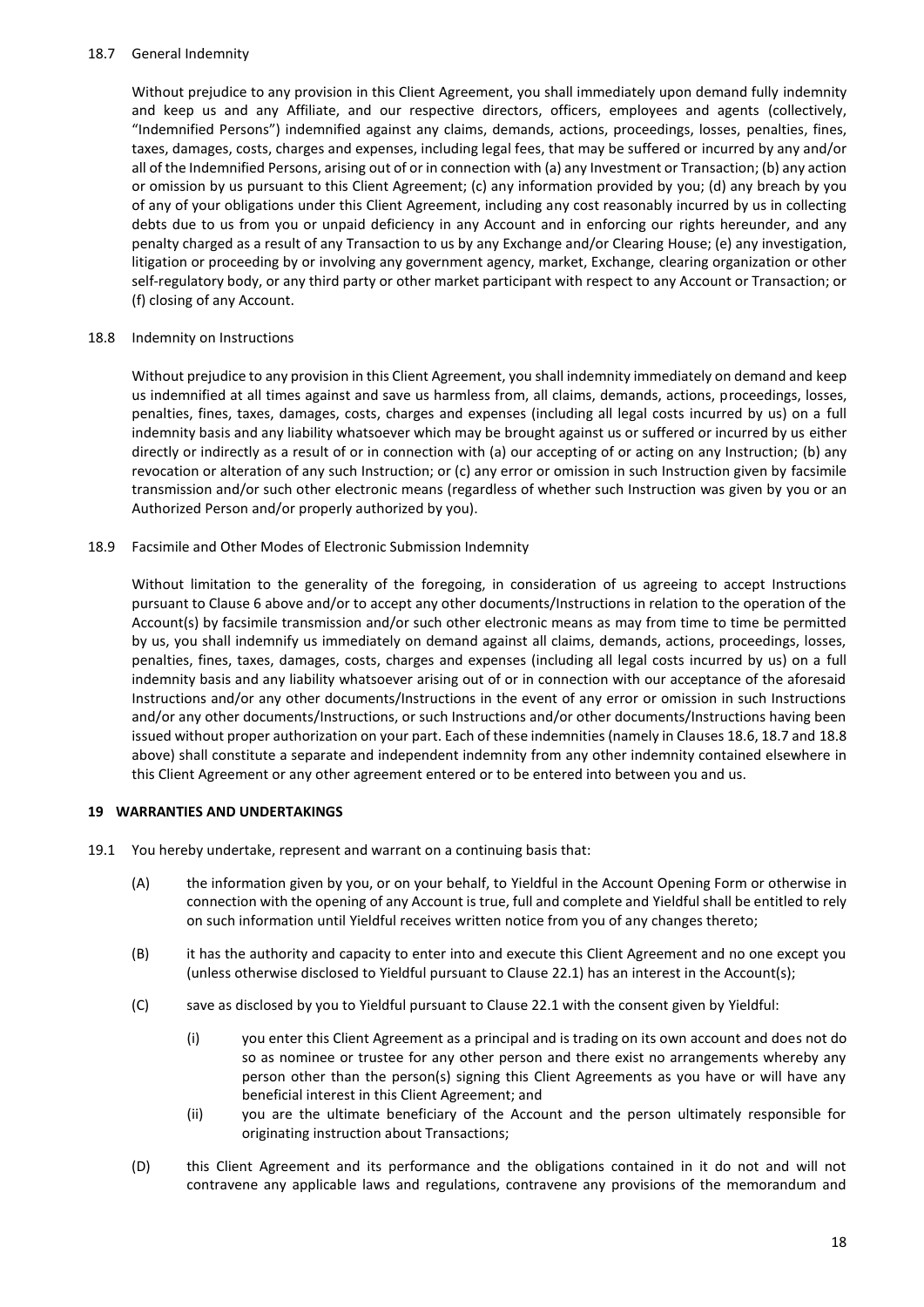18.7 General Indemnity

Without prejudice to any provision in this Client Agreement, you shall immediately upon demand fully indemnity and keep us and any Affiliate, and our respective directors, officers, employees and agents (collectively, "Indemnified Persons") indemnified against any claims, demands, actions, proceedings, losses, penalties, fines, taxes, damages, costs, charges and expenses, including legal fees, that may be suffered or incurred by any and/or all of the Indemnified Persons, arising out of or in connection with (a) any Investment or Transaction; (b) any action or omission by us pursuant to this Client Agreement; (c) any information provided by you; (d) any breach by you of any of your obligations under this Client Agreement, including any cost reasonably incurred by us in collecting debts due to us from you or unpaid deficiency in any Account and in enforcing our rights hereunder, and any penalty charged as a result of any Transaction to us by any Exchange and/or Clearing House; (e) any investigation, litigation or proceeding by or involving any government agency, market, Exchange, clearing organization or other self-regulatory body, or any third party or other market participant with respect to any Account or Transaction; or (f) closing of any Account.

18.8 Indemnity on Instructions

Without prejudice to any provision in this Client Agreement, you shall indemnity immediately on demand and keep us indemnified at all times against and save us harmless from, all claims, demands, actions, proceedings, losses, penalties, fines, taxes, damages, costs, charges and expenses (including all legal costs incurred by us) on a full indemnity basis and any liability whatsoever which may be brought against us or suffered or incurred by us either directly or indirectly as a result of or in connection with (a) our accepting of or acting on any Instruction; (b) any revocation or alteration of any such Instruction; or (c) any error or omission in such Instruction given by facsimile transmission and/or such other electronic means (regardless of whether such Instruction was given by you or an Authorized Person and/or properly authorized by you).

18.9 Facsimile and Other Modes of Electronic Submission Indemnity

Without limitation to the generality of the foregoing, in consideration of us agreeing to accept Instructions pursuant to Clause 6 above and/or to accept any other documents/Instructions in relation to the operation of the Account(s) by facsimile transmission and/or such other electronic means as may from time to time be permitted by us, you shall indemnify us immediately on demand against all claims, demands, actions, proceedings, losses, penalties, fines, taxes, damages, costs, charges and expenses (including all legal costs incurred by us) on a full indemnity basis and any liability whatsoever arising out of or in connection with our acceptance of the aforesaid Instructions and/or any other documents/Instructions in the event of any error or omission in such Instructions and/or any other documents/Instructions, or such Instructions and/or other documents/Instructions having been issued without proper authorization on your part. Each of these indemnities (namely in Clauses 18.6, 18.7 and 18.8 above) shall constitute a separate and independent indemnity from any other indemnity contained elsewhere in this Client Agreement or any other agreement entered or to be entered into between you and us.

## 19 WARRANTIES AND UNDERTAKINGS

19.1 You hereby undertake, represent and warrant on a continuing basis that:

(A) the information given by you, or on your behalf, to Yieldful in the Account Opening Form or otherwise in connection with the opening of any Account is true, full and complete and Yieldful shall be entitled to rely on such information until Yieldful receives written notice from you of any changes thereto;

(B) it has the authority and capacity to enter into and execute this Client Agreement and no one except you (unless otherwise disclosed to Yieldful pursuant to Clause 22.1) has an interest in the Account(s);

(C) save as disclosed by you to Yieldful pursuant to Clause 22.1 with the consent given by Yieldful:

(i) you enter this Client Agreement as a principal and is trading on its own account and does not do so as nominee or trustee for any other person and there exist no arrangements whereby any person other than the person(s) signing this Client Agreements as you have or will have any beneficial interest in this Client Agreement; and

(ii) you are the ultimate beneficiary of the Account and the person ultimately responsible for originating instruction about Transactions;

(D) this Client Agreement and its performance and the obligations contained in it do not and will not contravene any applicable laws and regulations, contravene any provisions of the memorandum and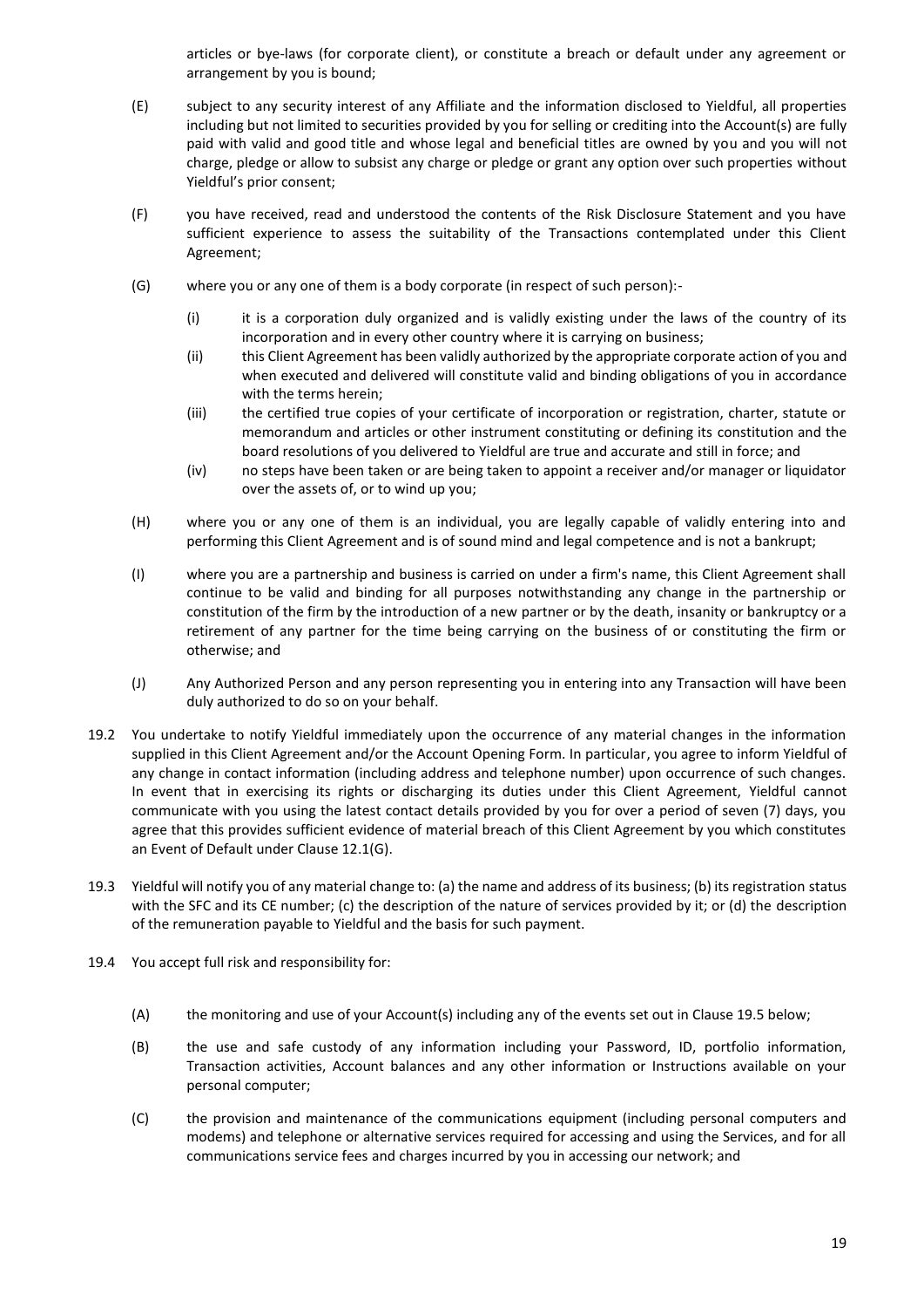articles or bye-laws (for corporate client), or constitute a breach or default under any agreement or arrangement by you is bound;

(E) subject to any security interest of any Affiliate and the information disclosed to Yieldful, all properties including but not limited to securities provided by you for selling or crediting into the Account(s) are fully paid with valid and good title and whose legal and beneficial titles are owned by you and you will not charge, pledge or allow to subsist any charge or pledge or grant any option over such properties without Yieldful's prior consent;

(F) you have received, read and understood the contents of the Risk Disclosure Statement and you have sufficient experience to assess the suitability of the Transactions contemplated under this Client Agreement;

(G) where you or any one of them is a body corporate (in respect of such person):-

(i) it is a corporation duly organized and is validly existing under the laws of the country of its incorporation and in every other country where it is carrying on business;

(ii) this Client Agreement has been validly authorized by the appropriate corporate action of you and when executed and delivered will constitute valid and binding obligations of you in accordance with the terms herein;

(iii) the certified true copies of your certificate of incorporation or registration, charter, statute or memorandum and articles or other instrument constituting or defining its constitution and the board resolutions of you delivered to Yieldful are true and accurate and still in force; and

(iv) no steps have been taken or are being taken to appoint a receiver and/or manager or liquidator over the assets of, or to wind up you;

(H) where you or any one of them is an individual, you are legally capable of validly entering into and performing this Client Agreement and is of sound mind and legal competence and is not a bankrupt;

(I) where you are a partnership and business is carried on under a firm's name, this Client Agreement shall continue to be valid and binding for all purposes notwithstanding any change in the partnership or constitution of the firm by the introduction of a new partner or by the death, insanity or bankruptcy or a retirement of any partner for the time being carrying on the business of or constituting the firm or otherwise; and

(J) Any Authorized Person and any person representing you in entering into any Transaction will have been duly authorized to do so on your behalf.

19.2 You undertake to notify Yieldful immediately upon the occurrence of any material changes in the information supplied in this Client Agreement and/or the Account Opening Form. In particular, you agree to inform Yieldful of any change in contact information (including address and telephone number) upon occurrence of such changes. In event that in exercising its rights or discharging its duties under this Client Agreement, Yieldful cannot communicate with you using the latest contact details provided by you for over a period of seven (7) days, you agree that this provides sufficient evidence of material breach of this Client Agreement by you which constitutes an Event of Default under Clause 12.1(G).

19.3 Yieldful will notify you of any material change to: (a) the name and address of its business; (b) its registration status with the SFC and its CE number; (c) the description of the nature of services provided by it; or (d) the description of the remuneration payable to Yieldful and the basis for such payment.

19.4 You accept full risk and responsibility for:

(A) the monitoring and use of your Account(s) including any of the events set out in Clause 19.5 below;

(B) the use and safe custody of any information including your Password, ID, portfolio information, Transaction activities, Account balances and any other information or Instructions available on your personal computer;

(C) the provision and maintenance of the communications equipment (including personal computers and modems) and telephone or alternative services required for accessing and using the Services, and for all communications service fees and charges incurred by you in accessing our network; and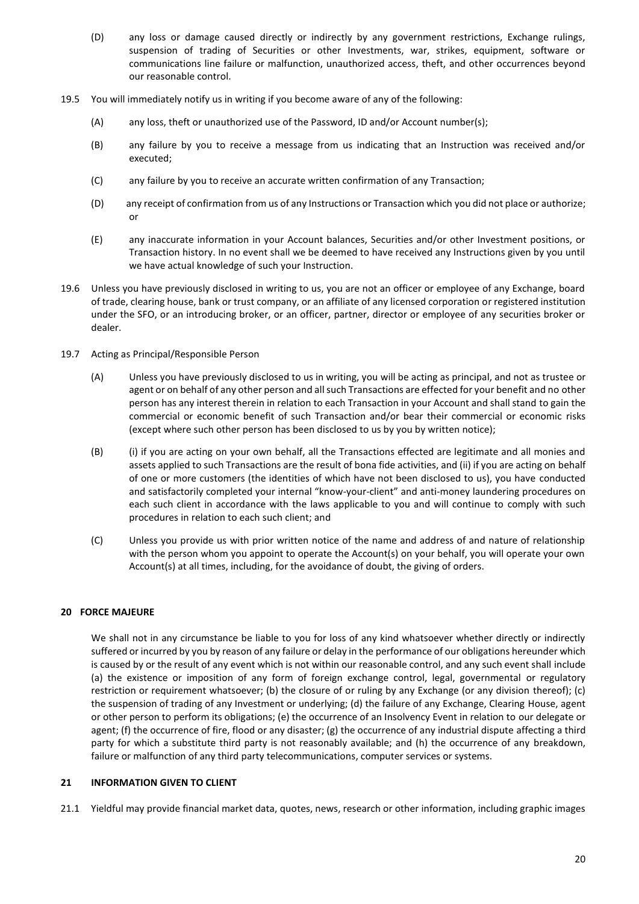(D) any loss or damage caused directly or indirectly by any government restrictions, Exchange rulings, suspension of trading of Securities or other Investments, war, strikes, equipment, software or communications line failure or malfunction, unauthorized access, theft, and other occurrences beyond our reasonable control.

19.5 You will immediately notify us in writing if you become aware of any of the following:

(A) any loss, theft or unauthorized use of the Password, ID and/or Account number(s);

(B) any failure by you to receive a message from us indicating that an Instruction was received and/or executed;

(C) any failure by you to receive an accurate written confirmation of any Transaction;

(D) any receipt of confirmation from us of any Instructions or Transaction which you did not place or authorize; or

(E) any inaccurate information in your Account balances, Securities and/or other Investment positions, or Transaction history. In no event shall we be deemed to have received any Instructions given by you until we have actual knowledge of such your Instruction.

19.6 Unless you have previously disclosed in writing to us, you are not an officer or employee of any Exchange, board of trade, clearing house, bank or trust company, or an affiliate of any licensed corporation or registered institution under the SFO, or an introducing broker, or an officer, partner, director or employee of any securities broker or dealer.

19.7 Acting as Principal/Responsible Person

(A) Unless you have previously disclosed to us in writing, you will be acting as principal, and not as trustee or agent or on behalf of any other person and all such Transactions are effected for your benefit and no other person has any interest therein in relation to each Transaction in your Account and shall stand to gain the commercial or economic benefit of such Transaction and/or bear their commercial or economic risks (except where such other person has been disclosed to us by you by written notice);

(B) (i) if you are acting on your own behalf, all the Transactions effected are legitimate and all monies and assets applied to such Transactions are the result of bona fide activities, and (ii) if you are acting on behalf of one or more customers (the identities of which have not been disclosed to us), you have conducted and satisfactorily completed your internal "know-your-client" and anti-money laundering procedures on each such client in accordance with the laws applicable to you and will continue to comply with such procedures in relation to each such client; and

(C) Unless you provide us with prior written notice of the name and address of and nature of relationship with the person whom you appoint to operate the Account(s) on your behalf, you will operate your own Account(s) at all times, including, for the avoidance of doubt, the giving of orders.

## 20 FORCE MAJEURE

We shall not in any circumstance be liable to you for loss of any kind whatsoever whether directly or indirectly suffered or incurred by you by reason of any failure or delay in the performance of our obligations hereunder which is caused by or the result of any event which is not within our reasonable control, and any such event shall include (a) the existence or imposition of any form of foreign exchange control, legal, governmental or regulatory restriction or requirement whatsoever; (b) the closure of or ruling by any Exchange (or any division thereof); (c) the suspension of trading of any Investment or underlying; (d) the failure of any Exchange, Clearing House, agent or other person to perform its obligations; (e) the occurrence of an Insolvency Event in relation to our delegate or agent; (f) the occurrence of fire, flood or any disaster; (g) the occurrence of any industrial dispute affecting a third party for which a substitute third party is not reasonably available; and (h) the occurrence of any breakdown, failure or malfunction of any third party telecommunications, computer services or systems.

## 21 INFORMATION GIVEN TO CLIENT

21.1 Yieldful may provide financial market data, quotes, news, research or other information, including graphic images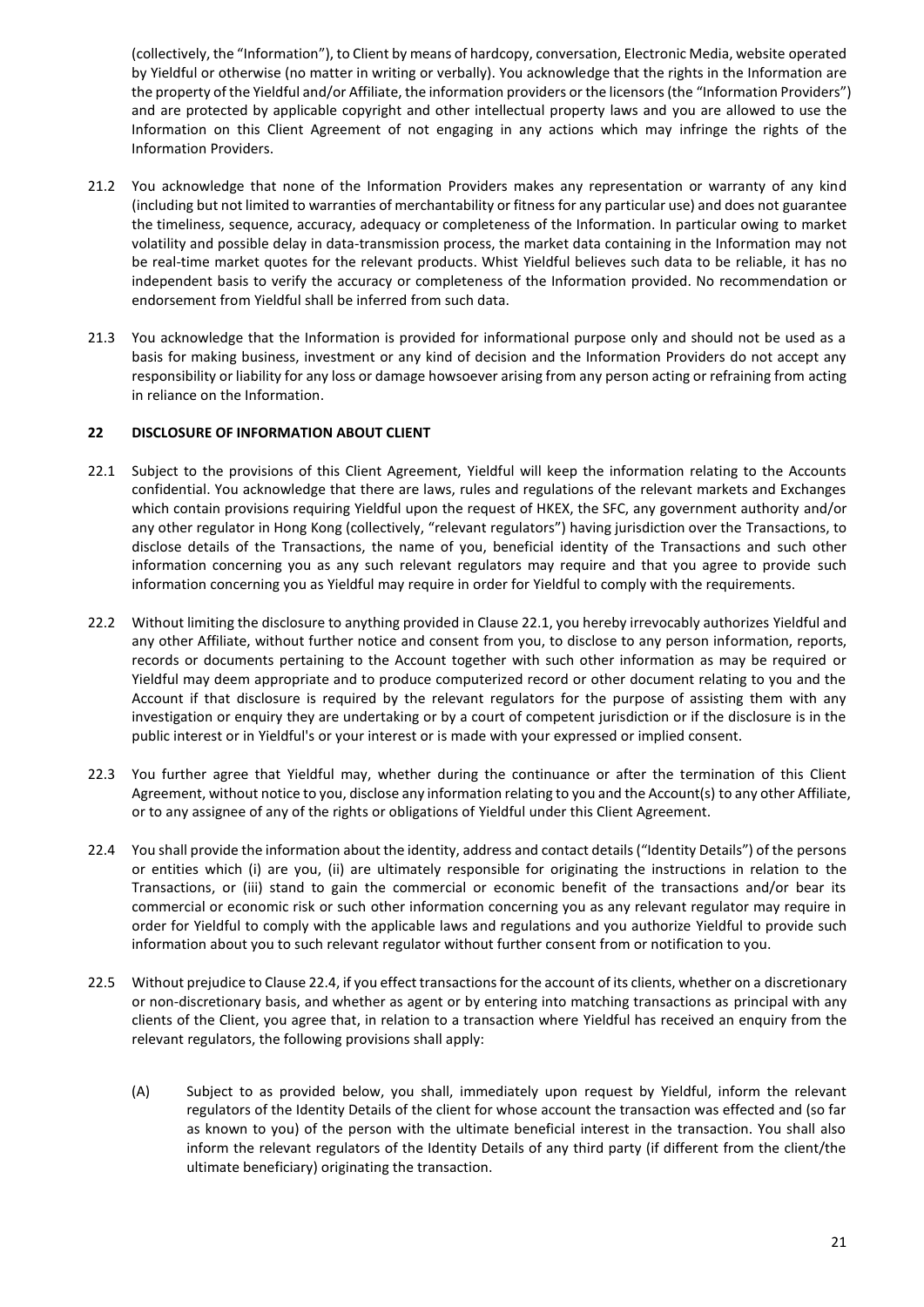(collectively, the "Information"), to Client by means of hardcopy, conversation, Electronic Media, website operated by Yieldful or otherwise (no matter in writing or verbally). You acknowledge that the rights in the Information are the property of the Yieldful and/or Affiliate, the information providers or the licensors (the "Information Providers") and are protected by applicable copyright and other intellectual property laws and you are allowed to use the Information on this Client Agreement of not engaging in any actions which may infringe the rights of the Information Providers.

21.2 You acknowledge that none of the Information Providers makes any representation or warranty of any kind (including but not limited to warranties of merchantability or fitness for any particular use) and does not guarantee the timeliness, sequence, accuracy, adequacy or completeness of the Information. In particular owing to market volatility and possible delay in data-transmission process, the market data containing in the Information may not be real-time market quotes for the relevant products. Whist Yieldful believes such data to be reliable, it has no independent basis to verify the accuracy or completeness of the Information provided. No recommendation or endorsement from Yieldful shall be inferred from such data.

21.3 You acknowledge that the Information is provided for informational purpose only and should not be used as a basis for making business, investment or any kind of decision and the Information Providers do not accept any responsibility or liability for any loss or damage howsoever arising from any person acting or refraining from acting in reliance on the Information.

## 22 DISCLOSURE OF INFORMATION ABOUT CLIENT

22.1 Subject to the provisions of this Client Agreement, Yieldful will keep the information relating to the Accounts confidential. You acknowledge that there are laws, rules and regulations of the relevant markets and Exchanges which contain provisions requiring Yieldful upon the request of HKEX, the SFC, any government authority and/or any other regulator in Hong Kong (collectively, "relevant regulators") having jurisdiction over the Transactions, to disclose details of the Transactions, the name of you, beneficial identity of the Transactions and such other information concerning you as any such relevant regulators may require and that you agree to provide such information concerning you as Yieldful may require in order for Yieldful to comply with the requirements.

22.2 Without limiting the disclosure to anything provided in Clause 22.1, you hereby irrevocably authorizes Yieldful and any other Affiliate, without further notice and consent from you, to disclose to any person information, reports, records or documents pertaining to the Account together with such other information as may be required or Yieldful may deem appropriate and to produce computerized record or other document relating to you and the Account if that disclosure is required by the relevant regulators for the purpose of assisting them with any investigation or enquiry they are undertaking or by a court of competent jurisdiction or if the disclosure is in the public interest or in Yieldful's or your interest or is made with your expressed or implied consent.

22.3 You further agree that Yieldful may, whether during the continuance or after the termination of this Client Agreement, without notice to you, disclose any information relating to you and the Account(s) to any other Affiliate, or to any assignee of any of the rights or obligations of Yieldful under this Client Agreement.

22.4 You shall provide the information about the identity, address and contact details ("Identity Details") of the persons or entities which (i) are you, (ii) are ultimately responsible for originating the instructions in relation to the Transactions, or (iii) stand to gain the commercial or economic benefit of the transactions and/or bear its commercial or economic risk or such other information concerning you as any relevant regulator may require in order for Yieldful to comply with the applicable laws and regulations and you authorize Yieldful to provide such information about you to such relevant regulator without further consent from or notification to you.

22.5 Without prejudice to Clause 22.4, if you effect transactions for the account of its clients, whether on a discretionary or non-discretionary basis, and whether as agent or by entering into matching transactions as principal with any clients of the Client, you agree that, in relation to a transaction where Yieldful has received an enquiry from the relevant regulators, the following provisions shall apply:

(A) Subject to as provided below, you shall, immediately upon request by Yieldful, inform the relevant regulators of the Identity Details of the client for whose account the transaction was effected and (so far as known to you) of the person with the ultimate beneficial interest in the transaction. You shall also inform the relevant regulators of the Identity Details of any third party (if different from the client/the ultimate beneficiary) originating the transaction.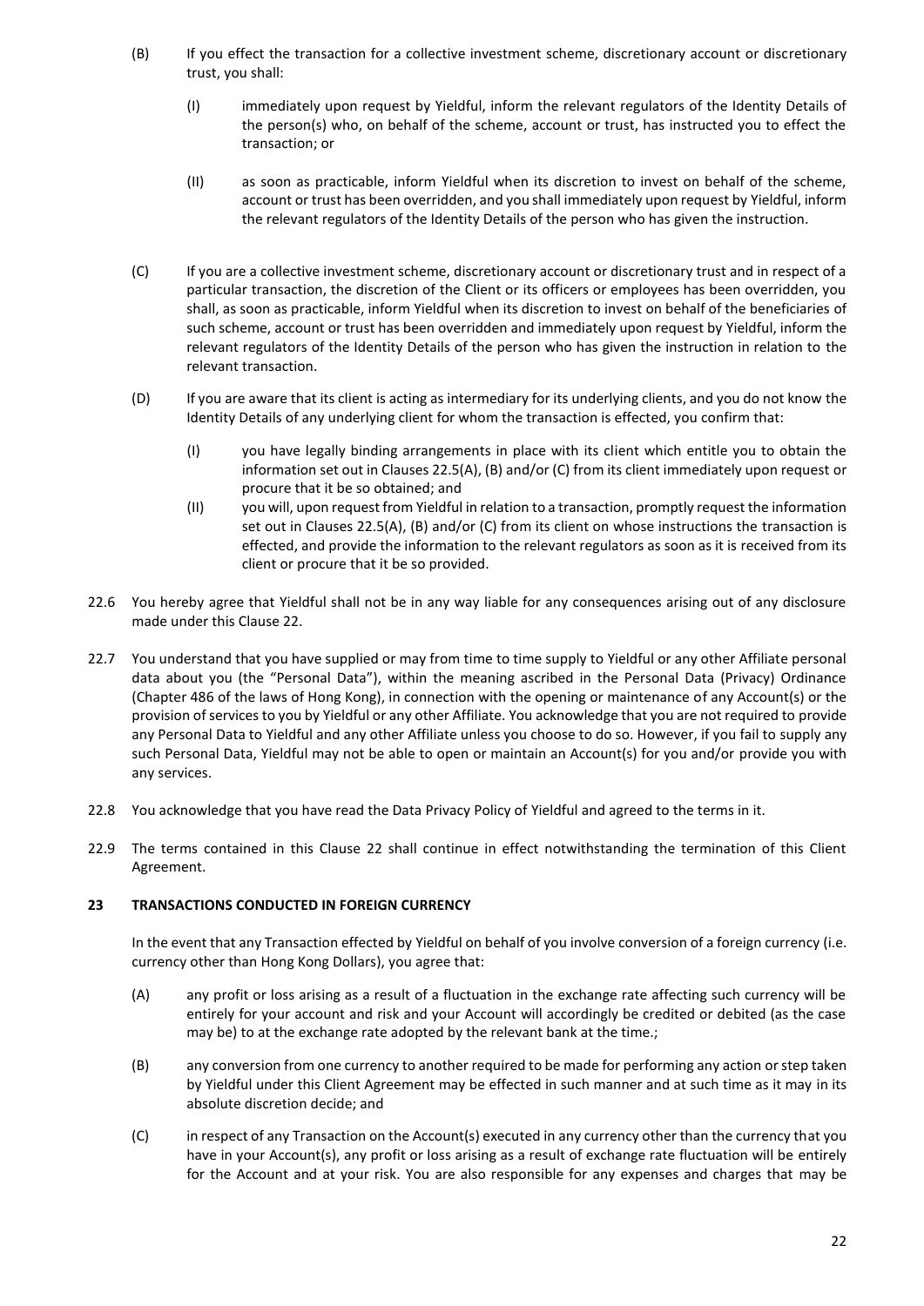(B) If you effect the transaction for a collective investment scheme, discretionary account or discretionary trust, you shall:

   (I) immediately upon request by Yieldful, inform the relevant regulators of the Identity Details of the person(s) who, on behalf of the scheme, account or trust, has instructed you to effect the transaction; or

   (II) as soon as practicable, inform Yieldful when its discretion to invest on behalf of the scheme, account or trust has been overridden, and you shall immediately upon request by Yieldful, inform the relevant regulators of the Identity Details of the person who has given the instruction.

(C) If you are a collective investment scheme, discretionary account or discretionary trust and in respect of a particular transaction, the discretion of the Client or its officers or employees has been overridden, you shall, as soon as practicable, inform Yieldful when its discretion to invest on behalf of the beneficiaries of such scheme, account or trust has been overridden and immediately upon request by Yieldful, inform the relevant regulators of the Identity Details of the person who has given the instruction in relation to the relevant transaction.

(D) If you are aware that its client is acting as intermediary for its underlying clients, and you do not know the Identity Details of any underlying client for whom the transaction is effected, you confirm that:

   (I) you have legally binding arrangements in place with its client which entitle you to obtain the information set out in Clauses 22.5(A), (B) and/or (C) from its client immediately upon request or procure that it be so obtained; and

   (II) you will, upon request from Yieldful in relation to a transaction, promptly request the information set out in Clauses 22.5(A), (B) and/or (C) from its client on whose instructions the transaction is effected, and provide the information to the relevant regulators as soon as it is received from its client or procure that it be so provided.

22.6 You hereby agree that Yieldful shall not be in any way liable for any consequences arising out of any disclosure made under this Clause 22.

22.7 You understand that you have supplied or may from time to time supply to Yieldful or any other Affiliate personal data about you (the "Personal Data"), within the meaning ascribed in the Personal Data (Privacy) Ordinance (Chapter 486 of the laws of Hong Kong), in connection with the opening or maintenance of any Account(s) or the provision of services to you by Yieldful or any other Affiliate. You acknowledge that you are not required to provide any Personal Data to Yieldful and any other Affiliate unless you choose to do so. However, if you fail to supply any such Personal Data, Yieldful may not be able to open or maintain an Account(s) for you and/or provide you with any services.

22.8 You acknowledge that you have read the Data Privacy Policy of Yieldful and agreed to the terms in it.

22.9 The terms contained in this Clause 22 shall continue in effect notwithstanding the termination of this Client Agreement.

## 23 TRANSACTIONS CONDUCTED IN FOREIGN CURRENCY

In the event that any Transaction effected by Yieldful on behalf of you involve conversion of a foreign currency (i.e. currency other than Hong Kong Dollars), you agree that:

(A) any profit or loss arising as a result of a fluctuation in the exchange rate affecting such currency will be entirely for your account and risk and your Account will accordingly be credited or debited (as the case may be) to at the exchange rate adopted by the relevant bank at the time.;

(B) any conversion from one currency to another required to be made for performing any action or step taken by Yieldful under this Client Agreement may be effected in such manner and at such time as it may in its absolute discretion decide; and

(C) in respect of any Transaction on the Account(s) executed in any currency other than the currency that you have in your Account(s), any profit or loss arising as a result of exchange rate fluctuation will be entirely for the Account and at your risk. You are also responsible for any expenses and charges that may be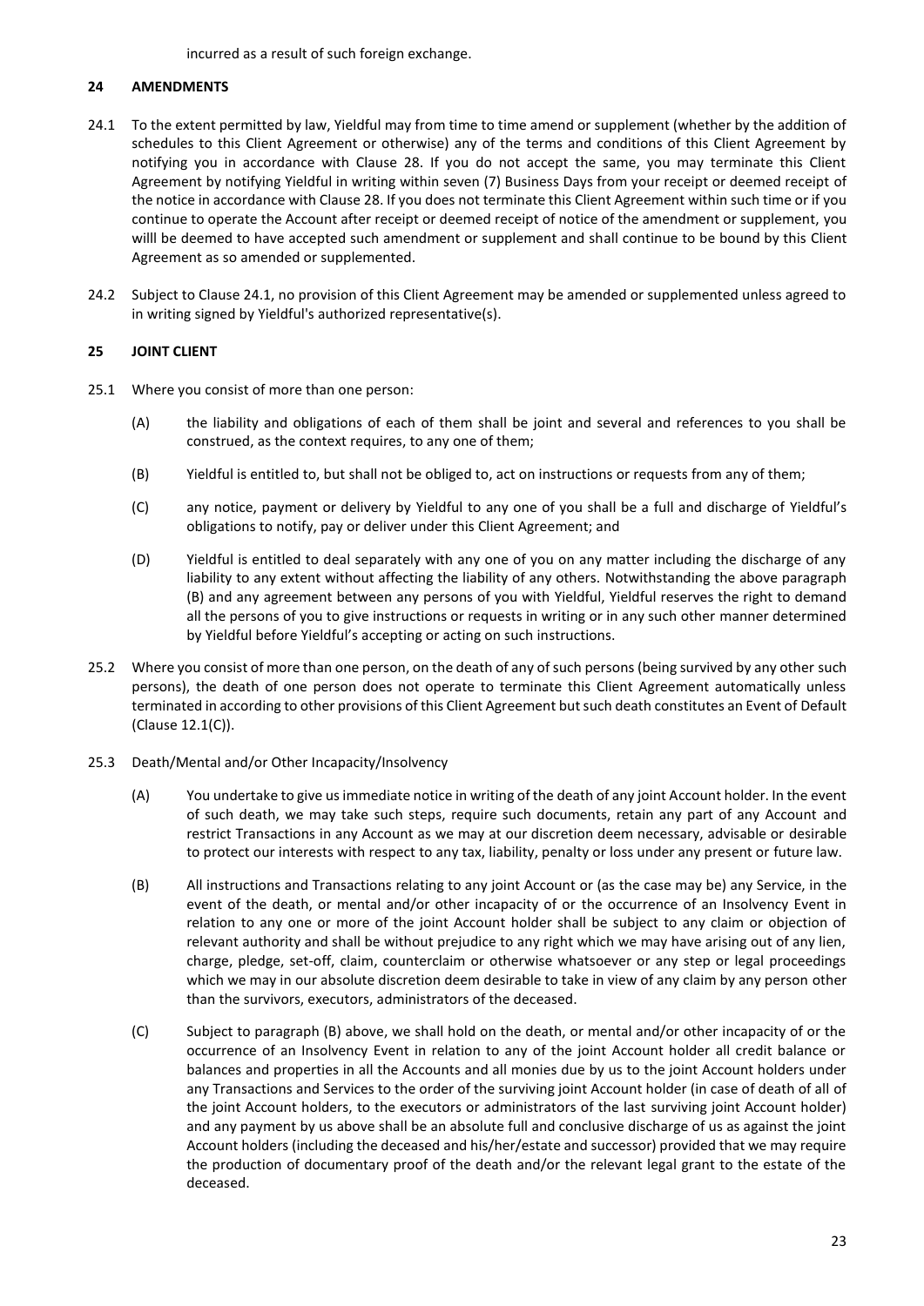incurred as a result of such foreign exchange.

## 24 AMENDMENTS

24.1 To the extent permitted by law, Yieldful may from time to time amend or supplement (whether by the addition of schedules to this Client Agreement or otherwise) any of the terms and conditions of this Client Agreement by notifying you in accordance with Clause 28. If you do not accept the same, you may terminate this Client Agreement by notifying Yieldful in writing within seven (7) Business Days from your receipt or deemed receipt of the notice in accordance with Clause 28. If you does not terminate this Client Agreement within such time or if you continue to operate the Account after receipt or deemed receipt of notice of the amendment or supplement, you willl be deemed to have accepted such amendment or supplement and shall continue to be bound by this Client Agreement as so amended or supplemented.

24.2 Subject to Clause 24.1, no provision of this Client Agreement may be amended or supplemented unless agreed to in writing signed by Yieldful's authorized representative(s).

## 25 JOINT CLIENT

25.1 Where you consist of more than one person:

(A) the liability and obligations of each of them shall be joint and several and references to you shall be construed, as the context requires, to any one of them;

(B) Yieldful is entitled to, but shall not be obliged to, act on instructions or requests from any of them;

(C) any notice, payment or delivery by Yieldful to any one of you shall be a full and discharge of Yieldful's obligations to notify, pay or deliver under this Client Agreement; and

(D) Yieldful is entitled to deal separately with any one of you on any matter including the discharge of any liability to any extent without affecting the liability of any others. Notwithstanding the above paragraph (B) and any agreement between any persons of you with Yieldful, Yieldful reserves the right to demand all the persons of you to give instructions or requests in writing or in any such other manner determined by Yieldful before Yieldful's accepting or acting on such instructions.

25.2 Where you consist of more than one person, on the death of any of such persons (being survived by any other such persons), the death of one person does not operate to terminate this Client Agreement automatically unless terminated in according to other provisions of this Client Agreement but such death constitutes an Event of Default (Clause 12.1(C)).

25.3 Death/Mental and/or Other Incapacity/Insolvency

(A) You undertake to give us immediate notice in writing of the death of any joint Account holder. In the event of such death, we may take such steps, require such documents, retain any part of any Account and restrict Transactions in any Account as we may at our discretion deem necessary, advisable or desirable to protect our interests with respect to any tax, liability, penalty or loss under any present or future law.

(B) All instructions and Transactions relating to any joint Account or (as the case may be) any Service, in the event of the death, or mental and/or other incapacity of or the occurrence of an Insolvency Event in relation to any one or more of the joint Account holder shall be subject to any claim or objection of relevant authority and shall be without prejudice to any right which we may have arising out of any lien, charge, pledge, set-off, claim, counterclaim or otherwise whatsoever or any step or legal proceedings which we may in our absolute discretion deem desirable to take in view of any claim by any person other than the survivors, executors, administrators of the deceased.

(C) Subject to paragraph (B) above, we shall hold on the death, or mental and/or other incapacity of or the occurrence of an Insolvency Event in relation to any of the joint Account holder all credit balance or balances and properties in all the Accounts and all monies due by us to the joint Account holders under any Transactions and Services to the order of the surviving joint Account holder (in case of death of all of the joint Account holders, to the executors or administrators of the last surviving joint Account holder) and any payment by us above shall be an absolute full and conclusive discharge of us as against the joint Account holders (including the deceased and his/her/estate and successor) provided that we may require the production of documentary proof of the death and/or the relevant legal grant to the estate of the deceased.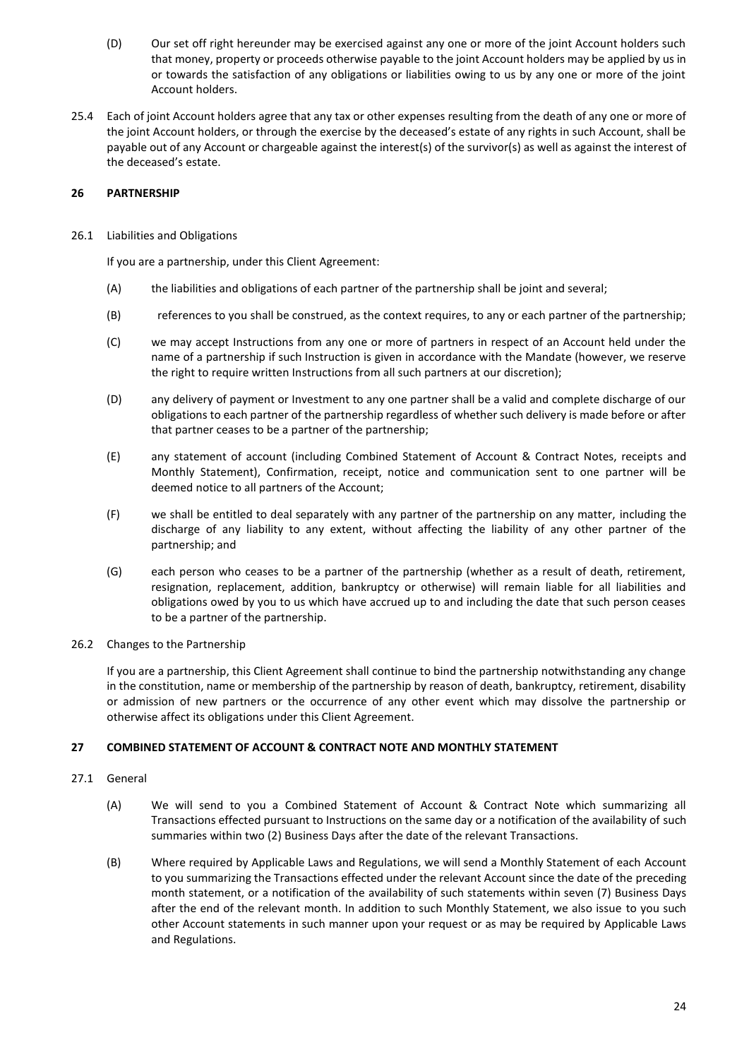(D) Our set off right hereunder may be exercised against any one or more of the joint Account holders such that money, property or proceeds otherwise payable to the joint Account holders may be applied by us in or towards the satisfaction of any obligations or liabilities owing to us by any one or more of the joint Account holders.

25.4 Each of joint Account holders agree that any tax or other expenses resulting from the death of any one or more of the joint Account holders, or through the exercise by the deceased's estate of any rights in such Account, shall be payable out of any Account or chargeable against the interest(s) of the survivor(s) as well as against the interest of the deceased's estate.

## 26 PARTNERSHIP

26.1 Liabilities and Obligations

If you are a partnership, under this Client Agreement:

(A) the liabilities and obligations of each partner of the partnership shall be joint and several;

(B) references to you shall be construed, as the context requires, to any or each partner of the partnership;

(C) we may accept Instructions from any one or more of partners in respect of an Account held under the name of a partnership if such Instruction is given in accordance with the Mandate (however, we reserve the right to require written Instructions from all such partners at our discretion);

(D) any delivery of payment or Investment to any one partner shall be a valid and complete discharge of our obligations to each partner of the partnership regardless of whether such delivery is made before or after that partner ceases to be a partner of the partnership;

(E) any statement of account (including Combined Statement of Account & Contract Notes, receipts and Monthly Statement), Confirmation, receipt, notice and communication sent to one partner will be deemed notice to all partners of the Account;

(F) we shall be entitled to deal separately with any partner of the partnership on any matter, including the discharge of any liability to any extent, without affecting the liability of any other partner of the partnership; and

(G) each person who ceases to be a partner of the partnership (whether as a result of death, retirement, resignation, replacement, addition, bankruptcy or otherwise) will remain liable for all liabilities and obligations owed by you to us which have accrued up to and including the date that such person ceases to be a partner of the partnership.

26.2 Changes to the Partnership

If you are a partnership, this Client Agreement shall continue to bind the partnership notwithstanding any change in the constitution, name or membership of the partnership by reason of death, bankruptcy, retirement, disability or admission of new partners or the occurrence of any other event which may dissolve the partnership or otherwise affect its obligations under this Client Agreement.

## 27 COMBINED STATEMENT OF ACCOUNT & CONTRACT NOTE AND MONTHLY STATEMENT

27.1 General

(A) We will send to you a Combined Statement of Account & Contract Note which summarizing all Transactions effected pursuant to Instructions on the same day or a notification of the availability of such summaries within two (2) Business Days after the date of the relevant Transactions.

(B) Where required by Applicable Laws and Regulations, we will send a Monthly Statement of each Account to you summarizing the Transactions effected under the relevant Account since the date of the preceding month statement, or a notification of the availability of such statements within seven (7) Business Days after the end of the relevant month. In addition to such Monthly Statement, we also issue to you such other Account statements in such manner upon your request or as may be required by Applicable Laws and Regulations.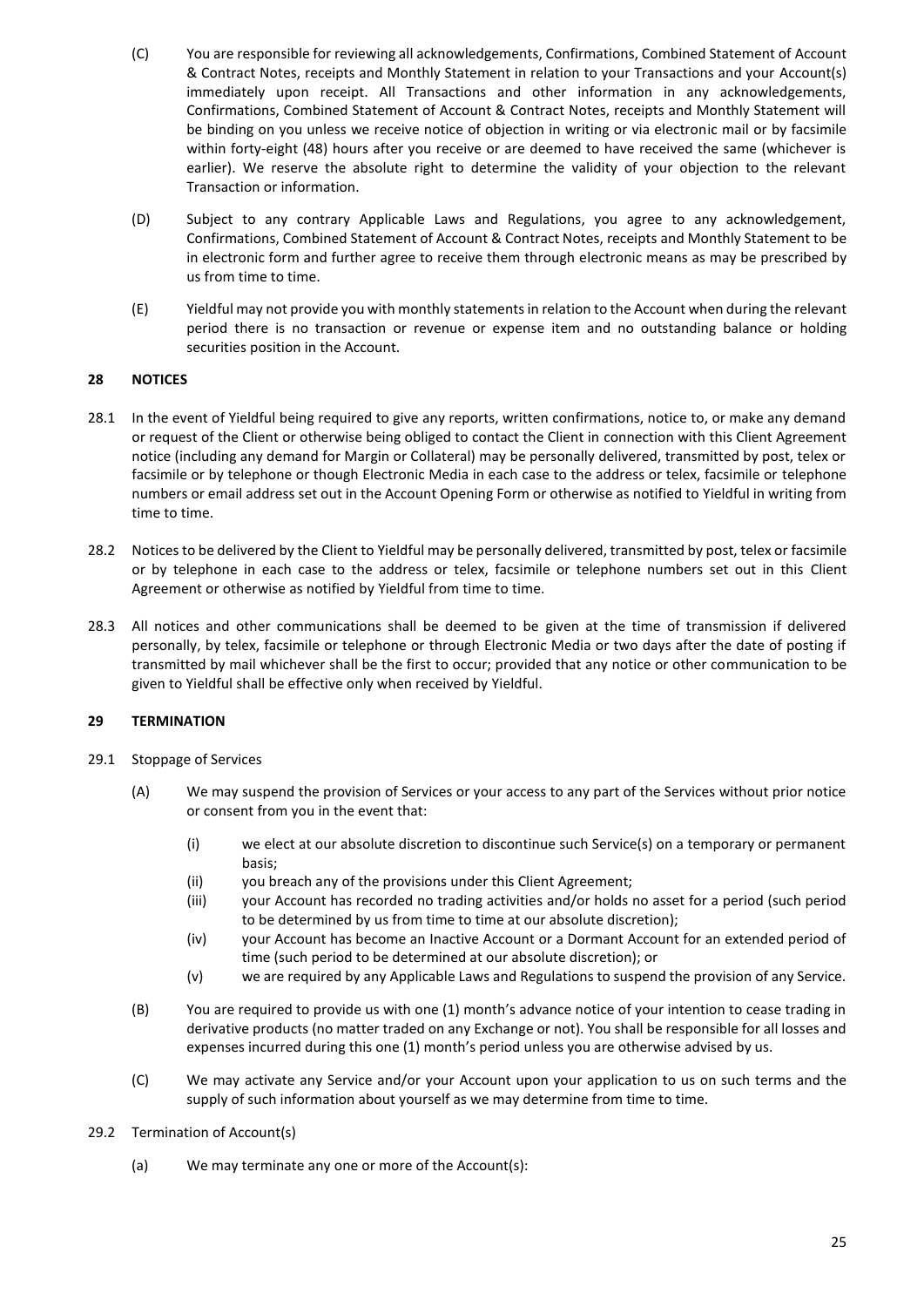(C) You are responsible for reviewing all acknowledgements, Confirmations, Combined Statement of Account & Contract Notes, receipts and Monthly Statement in relation to your Transactions and your Account(s) immediately upon receipt. All Transactions and other information in any acknowledgements, Confirmations, Combined Statement of Account & Contract Notes, receipts and Monthly Statement will be binding on you unless we receive notice of objection in writing or via electronic mail or by facsimile within forty-eight (48) hours after you receive or are deemed to have received the same (whichever is earlier). We reserve the absolute right to determine the validity of your objection to the relevant Transaction or information.

(D) Subject to any contrary Applicable Laws and Regulations, you agree to any acknowledgement, Confirmations, Combined Statement of Account & Contract Notes, receipts and Monthly Statement to be in electronic form and further agree to receive them through electronic means as may be prescribed by us from time to time.

(E) Yieldful may not provide you with monthly statements in relation to the Account when during the relevant period there is no transaction or revenue or expense item and no outstanding balance or holding securities position in the Account.

## 28 NOTICES

28.1 In the event of Yieldful being required to give any reports, written confirmations, notice to, or make any demand or request of the Client or otherwise being obliged to contact the Client in connection with this Client Agreement notice (including any demand for Margin or Collateral) may be personally delivered, transmitted by post, telex or facsimile or by telephone or though Electronic Media in each case to the address or telex, facsimile or telephone numbers or email address set out in the Account Opening Form or otherwise as notified to Yieldful in writing from time to time.

28.2 Notices to be delivered by the Client to Yieldful may be personally delivered, transmitted by post, telex or facsimile or by telephone in each case to the address or telex, facsimile or telephone numbers set out in this Client Agreement or otherwise as notified by Yieldful from time to time.

28.3 All notices and other communications shall be deemed to be given at the time of transmission if delivered personally, by telex, facsimile or telephone or through Electronic Media or two days after the date of posting if transmitted by mail whichever shall be the first to occur; provided that any notice or other communication to be given to Yieldful shall be effective only when received by Yieldful.

## 29 TERMINATION

29.1 Stoppage of Services

(A) We may suspend the provision of Services or your access to any part of the Services without prior notice or consent from you in the event that:

(i) we elect at our absolute discretion to discontinue such Service(s) on a temporary or permanent basis;
(ii) you breach any of the provisions under this Client Agreement;
(iii) your Account has recorded no trading activities and/or holds no asset for a period (such period to be determined by us from time to time at our absolute discretion);
(iv) your Account has become an Inactive Account or a Dormant Account for an extended period of time (such period to be determined at our absolute discretion); or
(v) we are required by any Applicable Laws and Regulations to suspend the provision of any Service.

(B) You are required to provide us with one (1) month's advance notice of your intention to cease trading in derivative products (no matter traded on any Exchange or not). You shall be responsible for all losses and expenses incurred during this one (1) month's period unless you are otherwise advised by us.

(C) We may activate any Service and/or your Account upon your application to us on such terms and the supply of such information about yourself as we may determine from time to time.

29.2 Termination of Account(s)

(a) We may terminate any one or more of the Account(s):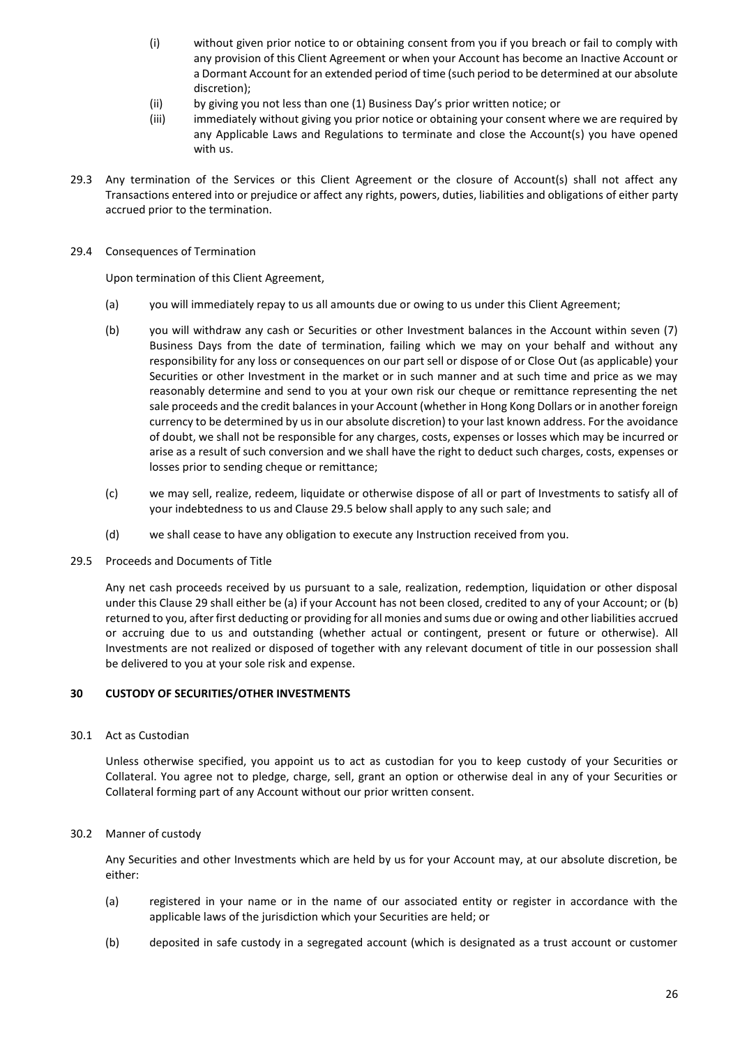(i) without given prior notice to or obtaining consent from you if you breach or fail to comply with any provision of this Client Agreement or when your Account has become an Inactive Account or a Dormant Account for an extended period of time (such period to be determined at our absolute discretion);

(ii) by giving you not less than one (1) Business Day's prior written notice; or

(iii) immediately without giving you prior notice or obtaining your consent where we are required by any Applicable Laws and Regulations to terminate and close the Account(s) you have opened with us.

29.3 Any termination of the Services or this Client Agreement or the closure of Account(s) shall not affect any Transactions entered into or prejudice or affect any rights, powers, duties, liabilities and obligations of either party accrued prior to the termination.

29.4 Consequences of Termination

Upon termination of this Client Agreement,

(a) you will immediately repay to us all amounts due or owing to us under this Client Agreement;

(b) you will withdraw any cash or Securities or other Investment balances in the Account within seven (7) Business Days from the date of termination, failing which we may on your behalf and without any responsibility for any loss or consequences on our part sell or dispose of or Close Out (as applicable) your Securities or other Investment in the market or in such manner and at such time and price as we may reasonably determine and send to you at your own risk our cheque or remittance representing the net sale proceeds and the credit balances in your Account (whether in Hong Kong Dollars or in another foreign currency to be determined by us in our absolute discretion) to your last known address. For the avoidance of doubt, we shall not be responsible for any charges, costs, expenses or losses which may be incurred or arise as a result of such conversion and we shall have the right to deduct such charges, costs, expenses or losses prior to sending cheque or remittance;

(c) we may sell, realize, redeem, liquidate or otherwise dispose of all or part of Investments to satisfy all of your indebtedness to us and Clause 29.5 below shall apply to any such sale; and

(d) we shall cease to have any obligation to execute any Instruction received from you.

29.5 Proceeds and Documents of Title

Any net cash proceeds received by us pursuant to a sale, realization, redemption, liquidation or other disposal under this Clause 29 shall either be (a) if your Account has not been closed, credited to any of your Account; or (b) returned to you, after first deducting or providing for all monies and sums due or owing and other liabilities accrued or accruing due to us and outstanding (whether actual or contingent, present or future or otherwise). All Investments are not realized or disposed of together with any relevant document of title in our possession shall be delivered to you at your sole risk and expense.

## 30 CUSTODY OF SECURITIES/OTHER INVESTMENTS

30.1 Act as Custodian

Unless otherwise specified, you appoint us to act as custodian for you to keep custody of your Securities or Collateral. You agree not to pledge, charge, sell, grant an option or otherwise deal in any of your Securities or Collateral forming part of any Account without our prior written consent.

30.2 Manner of custody

Any Securities and other Investments which are held by us for your Account may, at our absolute discretion, be either:

(a) registered in your name or in the name of our associated entity or register in accordance with the applicable laws of the jurisdiction which your Securities are held; or

(b) deposited in safe custody in a segregated account (which is designated as a trust account or customer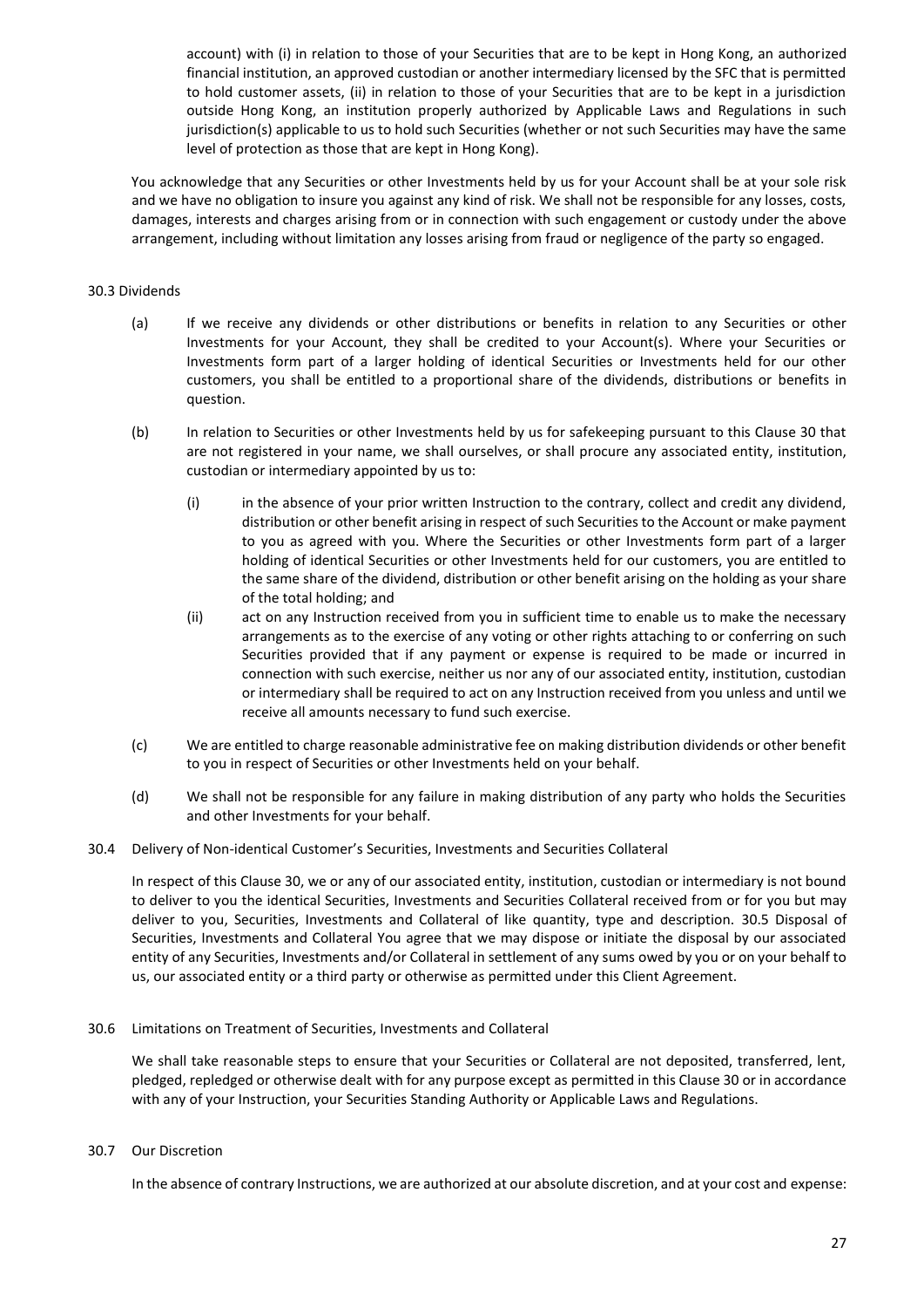account) with (i) in relation to those of your Securities that are to be kept in Hong Kong, an authorized financial institution, an approved custodian or another intermediary licensed by the SFC that is permitted to hold customer assets, (ii) in relation to those of your Securities that are to be kept in a jurisdiction outside Hong Kong, an institution properly authorized by Applicable Laws and Regulations in such jurisdiction(s) applicable to us to hold such Securities (whether or not such Securities may have the same level of protection as those that are kept in Hong Kong).

You acknowledge that any Securities or other Investments held by us for your Account shall be at your sole risk and we have no obligation to insure you against any kind of risk. We shall not be responsible for any losses, costs, damages, interests and charges arising from or in connection with such engagement or custody under the above arrangement, including without limitation any losses arising from fraud or negligence of the party so engaged.

30.3 Dividends

(a) If we receive any dividends or other distributions or benefits in relation to any Securities or other Investments for your Account, they shall be credited to your Account(s). Where your Securities or Investments form part of a larger holding of identical Securities or Investments held for our other customers, you shall be entitled to a proportional share of the dividends, distributions or benefits in question.

(b) In relation to Securities or other Investments held by us for safekeeping pursuant to this Clause 30 that are not registered in your name, we shall ourselves, or shall procure any associated entity, institution, custodian or intermediary appointed by us to:

   (i) in the absence of your prior written Instruction to the contrary, collect and credit any dividend, distribution or other benefit arising in respect of such Securities to the Account or make payment to you as agreed with you. Where the Securities or other Investments form part of a larger holding of identical Securities or other Investments held for our customers, you are entitled to the same share of the dividend, distribution or other benefit arising on the holding as your share of the total holding; and

   (ii) act on any Instruction received from you in sufficient time to enable us to make the necessary arrangements as to the exercise of any voting or other rights attaching to or conferring on such Securities provided that if any payment or expense is required to be made or incurred in connection with such exercise, neither us nor any of our associated entity, institution, custodian or intermediary shall be required to act on any Instruction received from you unless and until we receive all amounts necessary to fund such exercise.

(c) We are entitled to charge reasonable administrative fee on making distribution dividends or other benefit to you in respect of Securities or other Investments held on your behalf.

(d) We shall not be responsible for any failure in making distribution of any party who holds the Securities and other Investments for your behalf.

30.4 Delivery of Non-identical Customer's Securities, Investments and Securities Collateral

In respect of this Clause 30, we or any of our associated entity, institution, custodian or intermediary is not bound to deliver to you the identical Securities, Investments and Securities Collateral received from or for you but may deliver to you, Securities, Investments and Collateral of like quantity, type and description. 30.5 Disposal of Securities, Investments and Collateral You agree that we may dispose or initiate the disposal by our associated entity of any Securities, Investments and/or Collateral in settlement of any sums owed by you or on your behalf to us, our associated entity or a third party or otherwise as permitted under this Client Agreement.

30.6 Limitations on Treatment of Securities, Investments and Collateral

We shall take reasonable steps to ensure that your Securities or Collateral are not deposited, transferred, lent, pledged, repledged or otherwise dealt with for any purpose except as permitted in this Clause 30 or in accordance with any of your Instruction, your Securities Standing Authority or Applicable Laws and Regulations.

30.7 Our Discretion

In the absence of contrary Instructions, we are authorized at our absolute discretion, and at your cost and expense: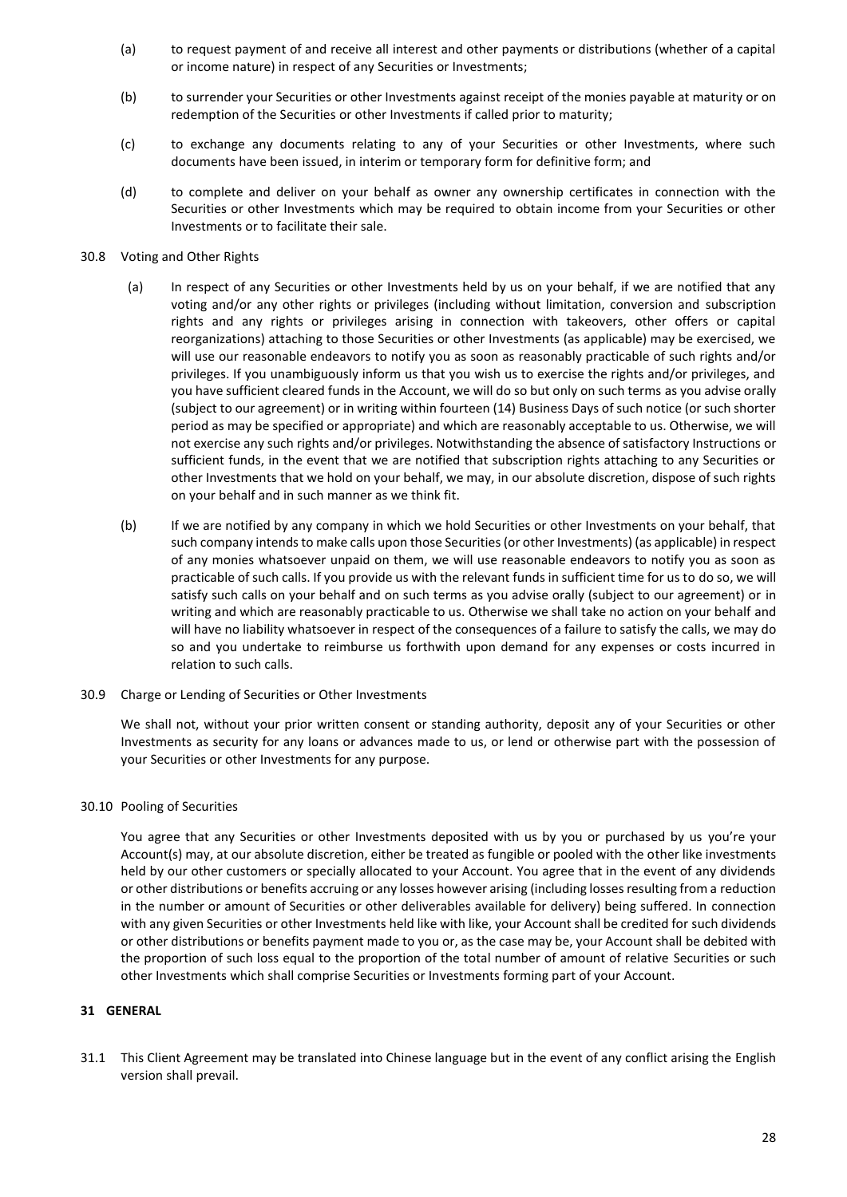(a) to request payment of and receive all interest and other payments or distributions (whether of a capital or income nature) in respect of any Securities or Investments;

(b) to surrender your Securities or other Investments against receipt of the monies payable at maturity or on redemption of the Securities or other Investments if called prior to maturity;

(c) to exchange any documents relating to any of your Securities or other Investments, where such documents have been issued, in interim or temporary form for definitive form; and

(d) to complete and deliver on your behalf as owner any ownership certificates in connection with the Securities or other Investments which may be required to obtain income from your Securities or other Investments or to facilitate their sale.

30.8 Voting and Other Rights

(a) In respect of any Securities or other Investments held by us on your behalf, if we are notified that any voting and/or any other rights or privileges (including without limitation, conversion and subscription rights and any rights or privileges arising in connection with takeovers, other offers or capital reorganizations) attaching to those Securities or other Investments (as applicable) may be exercised, we will use our reasonable endeavors to notify you as soon as reasonably practicable of such rights and/or privileges. If you unambiguously inform us that you wish us to exercise the rights and/or privileges, and you have sufficient cleared funds in the Account, we will do so but only on such terms as you advise orally (subject to our agreement) or in writing within fourteen (14) Business Days of such notice (or such shorter period as may be specified or appropriate) and which are reasonably acceptable to us. Otherwise, we will not exercise any such rights and/or privileges. Notwithstanding the absence of satisfactory Instructions or sufficient funds, in the event that we are notified that subscription rights attaching to any Securities or other Investments that we hold on your behalf, we may, in our absolute discretion, dispose of such rights on your behalf and in such manner as we think fit.

(b) If we are notified by any company in which we hold Securities or other Investments on your behalf, that such company intends to make calls upon those Securities (or other Investments) (as applicable) in respect of any monies whatsoever unpaid on them, we will use reasonable endeavors to notify you as soon as practicable of such calls. If you provide us with the relevant funds in sufficient time for us to do so, we will satisfy such calls on your behalf and on such terms as you advise orally (subject to our agreement) or in writing and which are reasonably practicable to us. Otherwise we shall take no action on your behalf and will have no liability whatsoever in respect of the consequences of a failure to satisfy the calls, we may do so and you undertake to reimburse us forthwith upon demand for any expenses or costs incurred in relation to such calls.

30.9 Charge or Lending of Securities or Other Investments

We shall not, without your prior written consent or standing authority, deposit any of your Securities or other Investments as security for any loans or advances made to us, or lend or otherwise part with the possession of your Securities or other Investments for any purpose.

30.10 Pooling of Securities

You agree that any Securities or other Investments deposited with us by you or purchased by us you're your Account(s) may, at our absolute discretion, either be treated as fungible or pooled with the other like investments held by our other customers or specially allocated to your Account. You agree that in the event of any dividends or other distributions or benefits accruing or any losses however arising (including losses resulting from a reduction in the number or amount of Securities or other deliverables available for delivery) being suffered. In connection with any given Securities or other Investments held like with like, your Account shall be credited for such dividends or other distributions or benefits payment made to you or, as the case may be, your Account shall be debited with the proportion of such loss equal to the proportion of the total number of amount of relative Securities or such other Investments which shall comprise Securities or Investments forming part of your Account.

## 31 GENERAL

31.1 This Client Agreement may be translated into Chinese language but in the event of any conflict arising the English version shall prevail.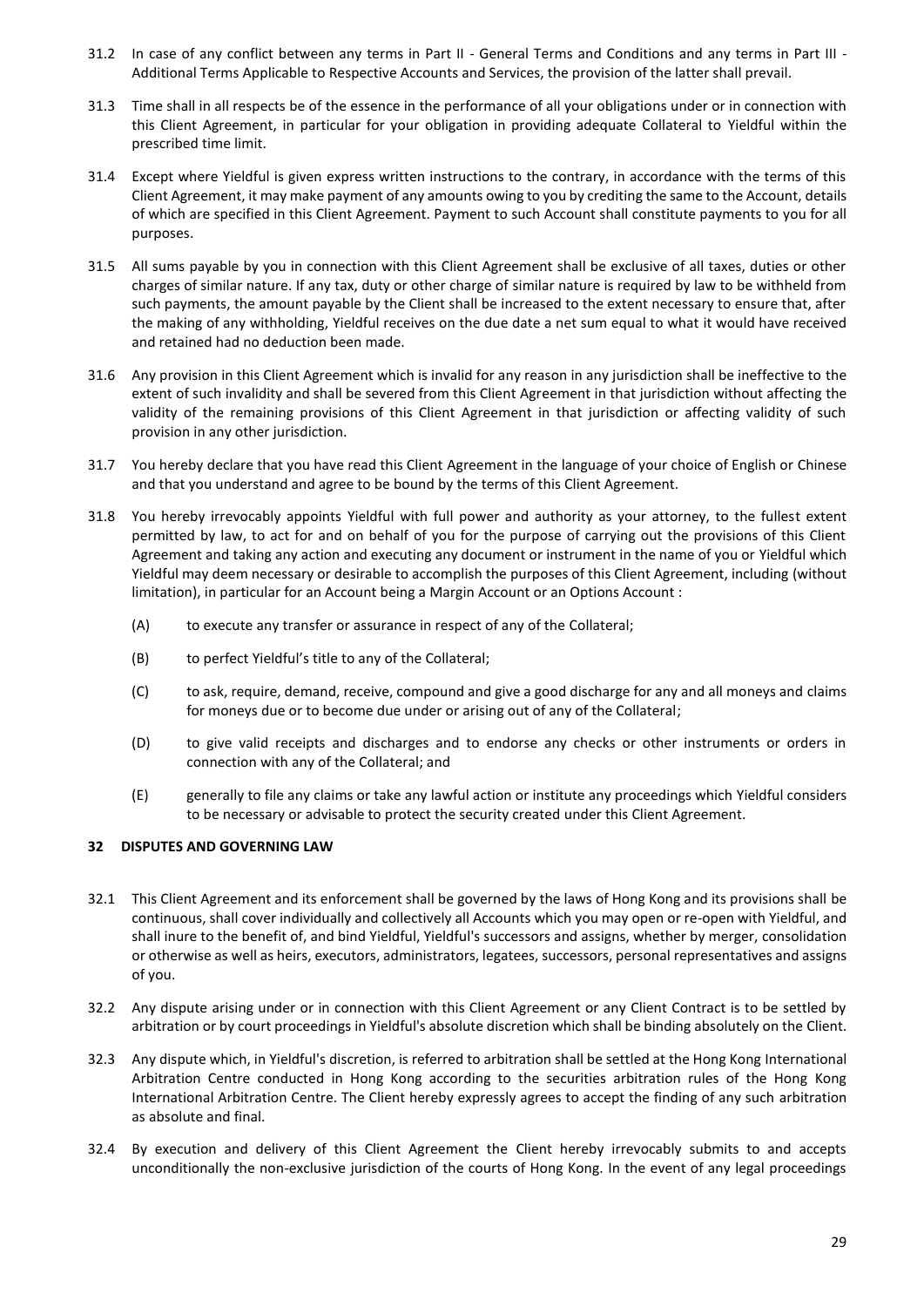31.2 In case of any conflict between any terms in Part II - General Terms and Conditions and any terms in Part III - Additional Terms Applicable to Respective Accounts and Services, the provision of the latter shall prevail.

31.3 Time shall in all respects be of the essence in the performance of all your obligations under or in connection with this Client Agreement, in particular for your obligation in providing adequate Collateral to Yieldful within the prescribed time limit.

31.4 Except where Yieldful is given express written instructions to the contrary, in accordance with the terms of this Client Agreement, it may make payment of any amounts owing to you by crediting the same to the Account, details of which are specified in this Client Agreement. Payment to such Account shall constitute payments to you for all purposes.

31.5 All sums payable by you in connection with this Client Agreement shall be exclusive of all taxes, duties or other charges of similar nature. If any tax, duty or other charge of similar nature is required by law to be withheld from such payments, the amount payable by the Client shall be increased to the extent necessary to ensure that, after the making of any withholding, Yieldful receives on the due date a net sum equal to what it would have received and retained had no deduction been made.

31.6 Any provision in this Client Agreement which is invalid for any reason in any jurisdiction shall be ineffective to the extent of such invalidity and shall be severed from this Client Agreement in that jurisdiction without affecting the validity of the remaining provisions of this Client Agreement in that jurisdiction or affecting validity of such provision in any other jurisdiction.

31.7 You hereby declare that you have read this Client Agreement in the language of your choice of English or Chinese and that you understand and agree to be bound by the terms of this Client Agreement.

31.8 You hereby irrevocably appoints Yieldful with full power and authority as your attorney, to the fullest extent permitted by law, to act for and on behalf of you for the purpose of carrying out the provisions of this Client Agreement and taking any action and executing any document or instrument in the name of you or Yieldful which Yieldful may deem necessary or desirable to accomplish the purposes of this Client Agreement, including (without limitation), in particular for an Account being a Margin Account or an Options Account :

(A) to execute any transfer or assurance in respect of any of the Collateral;

(B) to perfect Yieldful's title to any of the Collateral;

(C) to ask, require, demand, receive, compound and give a good discharge for any and all moneys and claims for moneys due or to become due under or arising out of any of the Collateral;

(D) to give valid receipts and discharges and to endorse any checks or other instruments or orders in connection with any of the Collateral; and

(E) generally to file any claims or take any lawful action or institute any proceedings which Yieldful considers to be necessary or advisable to protect the security created under this Client Agreement.

## 32 DISPUTES AND GOVERNING LAW

32.1 This Client Agreement and its enforcement shall be governed by the laws of Hong Kong and its provisions shall be continuous, shall cover individually and collectively all Accounts which you may open or re-open with Yieldful, and shall inure to the benefit of, and bind Yieldful, Yieldful's successors and assigns, whether by merger, consolidation or otherwise as well as heirs, executors, administrators, legatees, successors, personal representatives and assigns of you.

32.2 Any dispute arising under or in connection with this Client Agreement or any Client Contract is to be settled by arbitration or by court proceedings in Yieldful's absolute discretion which shall be binding absolutely on the Client.

32.3 Any dispute which, in Yieldful's discretion, is referred to arbitration shall be settled at the Hong Kong International Arbitration Centre conducted in Hong Kong according to the securities arbitration rules of the Hong Kong International Arbitration Centre. The Client hereby expressly agrees to accept the finding of any such arbitration as absolute and final.

32.4 By execution and delivery of this Client Agreement the Client hereby irrevocably submits to and accepts unconditionally the non-exclusive jurisdiction of the courts of Hong Kong. In the event of any legal proceedings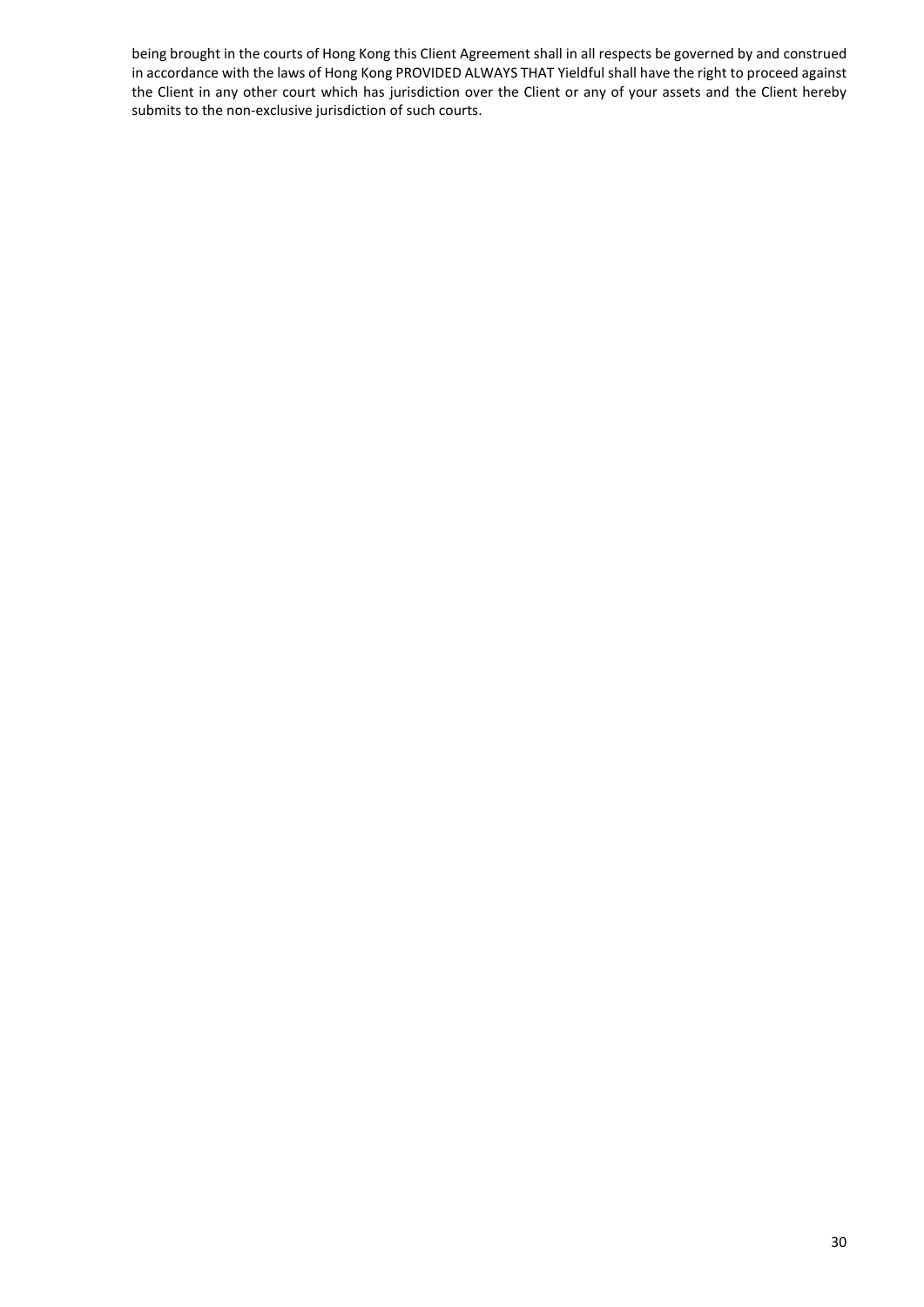being brought in the courts of Hong Kong this Client Agreement shall in all respects be governed by and construed in accordance with the laws of Hong Kong PROVIDED ALWAYS THAT Yieldful shall have the right to proceed against the Client in any other court which has jurisdiction over the Client or any of your assets and the Client hereby submits to the non-exclusive jurisdiction of such courts.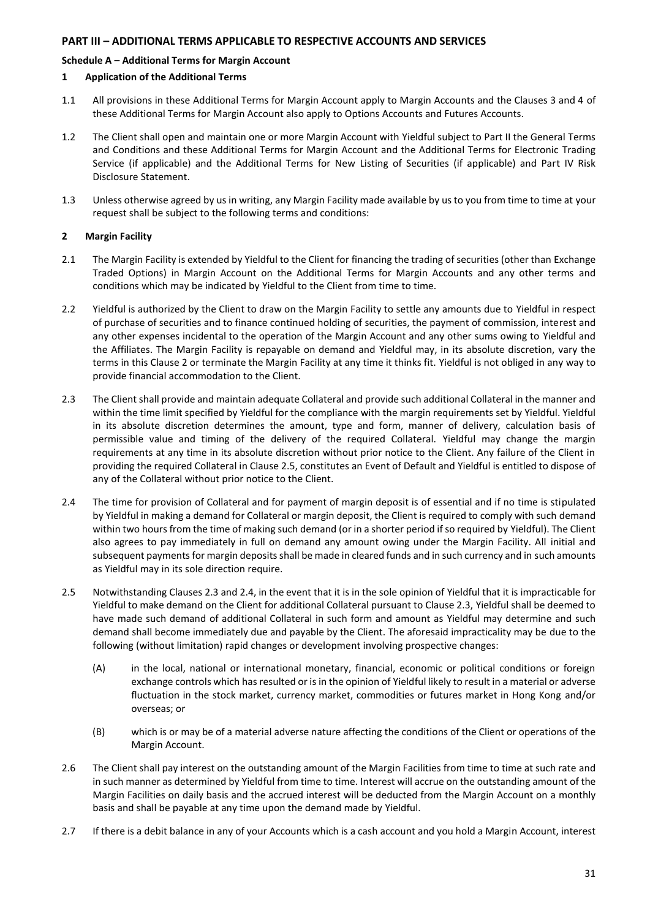## PART III – ADDITIONAL TERMS APPLICABLE TO RESPECTIVE ACCOUNTS AND SERVICES

### Schedule A – Additional Terms for Margin Account

**1 Application of the Additional Terms**

1.1 All provisions in these Additional Terms for Margin Account apply to Margin Accounts and the Clauses 3 and 4 of these Additional Terms for Margin Account also apply to Options Accounts and Futures Accounts.

1.2 The Client shall open and maintain one or more Margin Account with Yieldful subject to Part II the General Terms and Conditions and these Additional Terms for Margin Account and the Additional Terms for Electronic Trading Service (if applicable) and the Additional Terms for New Listing of Securities (if applicable) and Part IV Risk Disclosure Statement.

1.3 Unless otherwise agreed by us in writing, any Margin Facility made available by us to you from time to time at your request shall be subject to the following terms and conditions:

**2 Margin Facility**

2.1 The Margin Facility is extended by Yieldful to the Client for financing the trading of securities (other than Exchange Traded Options) in Margin Account on the Additional Terms for Margin Accounts and any other terms and conditions which may be indicated by Yieldful to the Client from time to time.

2.2 Yieldful is authorized by the Client to draw on the Margin Facility to settle any amounts due to Yieldful in respect of purchase of securities and to finance continued holding of securities, the payment of commission, interest and any other expenses incidental to the operation of the Margin Account and any other sums owing to Yieldful and the Affiliates. The Margin Facility is repayable on demand and Yieldful may, in its absolute discretion, vary the terms in this Clause 2 or terminate the Margin Facility at any time it thinks fit. Yieldful is not obliged in any way to provide financial accommodation to the Client.

2.3 The Client shall provide and maintain adequate Collateral and provide such additional Collateral in the manner and within the time limit specified by Yieldful for the compliance with the margin requirements set by Yieldful. Yieldful in its absolute discretion determines the amount, type and form, manner of delivery, calculation basis of permissible value and timing of the delivery of the required Collateral. Yieldful may change the margin requirements at any time in its absolute discretion without prior notice to the Client. Any failure of the Client in providing the required Collateral in Clause 2.5, constitutes an Event of Default and Yieldful is entitled to dispose of any of the Collateral without prior notice to the Client.

2.4 The time for provision of Collateral and for payment of margin deposit is of essential and if no time is stipulated by Yieldful in making a demand for Collateral or margin deposit, the Client is required to comply with such demand within two hours from the time of making such demand (or in a shorter period if so required by Yieldful). The Client also agrees to pay immediately in full on demand any amount owing under the Margin Facility. All initial and subsequent payments for margin deposits shall be made in cleared funds and in such currency and in such amounts as Yieldful may in its sole direction require.

2.5 Notwithstanding Clauses 2.3 and 2.4, in the event that it is in the sole opinion of Yieldful that it is impracticable for Yieldful to make demand on the Client for additional Collateral pursuant to Clause 2.3, Yieldful shall be deemed to have made such demand of additional Collateral in such form and amount as Yieldful may determine and such demand shall become immediately due and payable by the Client. The aforesaid impracticality may be due to the following (without limitation) rapid changes or development involving prospective changes:

(A) in the local, national or international monetary, financial, economic or political conditions or foreign exchange controls which has resulted or is in the opinion of Yieldful likely to result in a material or adverse fluctuation in the stock market, currency market, commodities or futures market in Hong Kong and/or overseas; or

(B) which is or may be of a material adverse nature affecting the conditions of the Client or operations of the Margin Account.

2.6 The Client shall pay interest on the outstanding amount of the Margin Facilities from time to time at such rate and in such manner as determined by Yieldful from time to time. Interest will accrue on the outstanding amount of the Margin Facilities on daily basis and the accrued interest will be deducted from the Margin Account on a monthly basis and shall be payable at any time upon the demand made by Yieldful.

2.7 If there is a debit balance in any of your Accounts which is a cash account and you hold a Margin Account, interest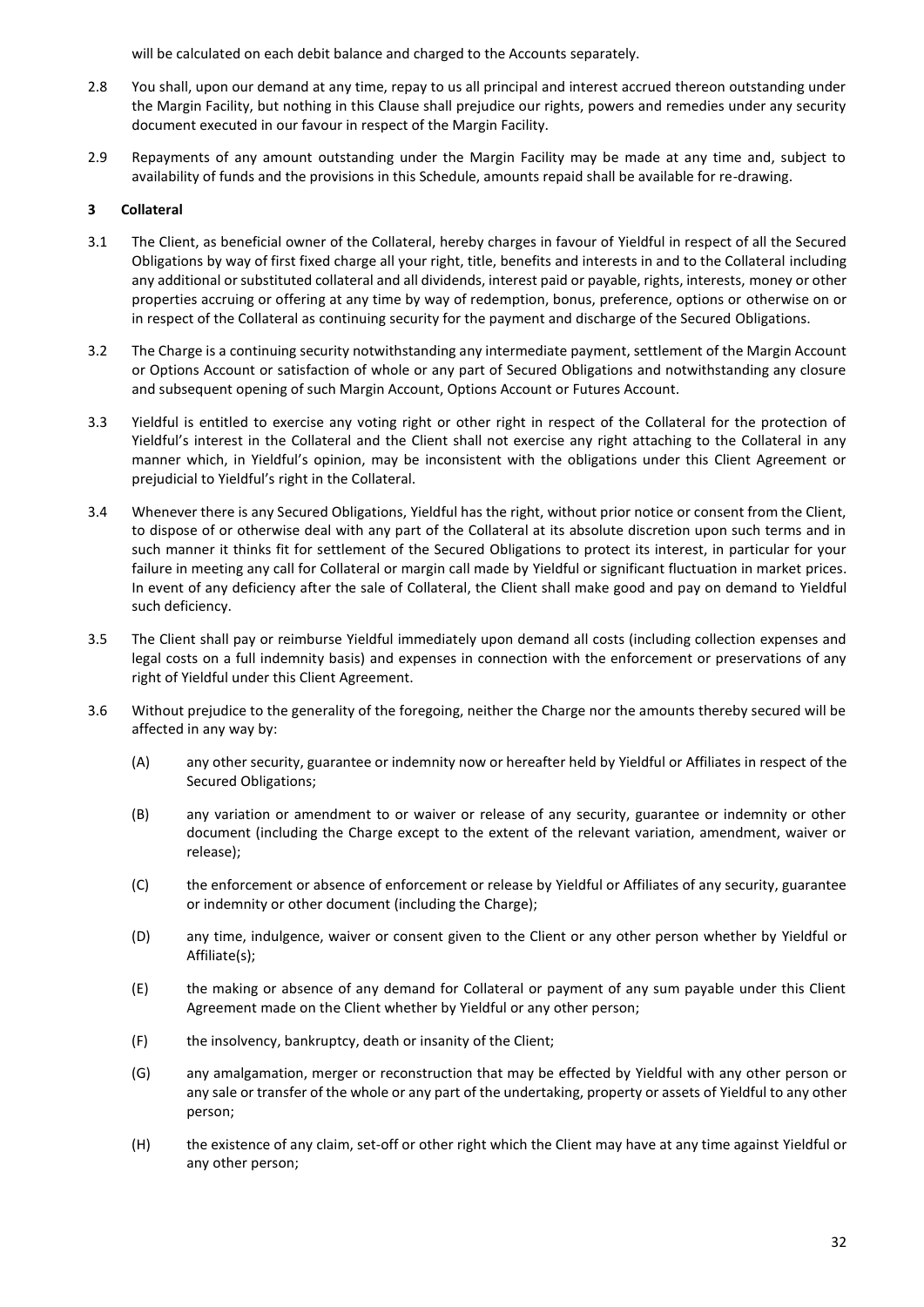will be calculated on each debit balance and charged to the Accounts separately.

2.8 You shall, upon our demand at any time, repay to us all principal and interest accrued thereon outstanding under the Margin Facility, but nothing in this Clause shall prejudice our rights, powers and remedies under any security document executed in our favour in respect of the Margin Facility.

2.9 Repayments of any amount outstanding under the Margin Facility may be made at any time and, subject to availability of funds and the provisions in this Schedule, amounts repaid shall be available for re-drawing.

## 3 Collateral

3.1 The Client, as beneficial owner of the Collateral, hereby charges in favour of Yieldful in respect of all the Secured Obligations by way of first fixed charge all your right, title, benefits and interests in and to the Collateral including any additional or substituted collateral and all dividends, interest paid or payable, rights, interests, money or other properties accruing or offering at any time by way of redemption, bonus, preference, options or otherwise on or in respect of the Collateral as continuing security for the payment and discharge of the Secured Obligations.

3.2 The Charge is a continuing security notwithstanding any intermediate payment, settlement of the Margin Account or Options Account or satisfaction of whole or any part of Secured Obligations and notwithstanding any closure and subsequent opening of such Margin Account, Options Account or Futures Account.

3.3 Yieldful is entitled to exercise any voting right or other right in respect of the Collateral for the protection of Yieldful's interest in the Collateral and the Client shall not exercise any right attaching to the Collateral in any manner which, in Yieldful's opinion, may be inconsistent with the obligations under this Client Agreement or prejudicial to Yieldful's right in the Collateral.

3.4 Whenever there is any Secured Obligations, Yieldful has the right, without prior notice or consent from the Client, to dispose of or otherwise deal with any part of the Collateral at its absolute discretion upon such terms and in such manner it thinks fit for settlement of the Secured Obligations to protect its interest, in particular for your failure in meeting any call for Collateral or margin call made by Yieldful or significant fluctuation in market prices. In event of any deficiency after the sale of Collateral, the Client shall make good and pay on demand to Yieldful such deficiency.

3.5 The Client shall pay or reimburse Yieldful immediately upon demand all costs (including collection expenses and legal costs on a full indemnity basis) and expenses in connection with the enforcement or preservations of any right of Yieldful under this Client Agreement.

3.6 Without prejudice to the generality of the foregoing, neither the Charge nor the amounts thereby secured will be affected in any way by:

(A) any other security, guarantee or indemnity now or hereafter held by Yieldful or Affiliates in respect of the Secured Obligations;

(B) any variation or amendment to or waiver or release of any security, guarantee or indemnity or other document (including the Charge except to the extent of the relevant variation, amendment, waiver or release);

(C) the enforcement or absence of enforcement or release by Yieldful or Affiliates of any security, guarantee or indemnity or other document (including the Charge);

(D) any time, indulgence, waiver or consent given to the Client or any other person whether by Yieldful or Affiliate(s);

(E) the making or absence of any demand for Collateral or payment of any sum payable under this Client Agreement made on the Client whether by Yieldful or any other person;

(F) the insolvency, bankruptcy, death or insanity of the Client;

(G) any amalgamation, merger or reconstruction that may be effected by Yieldful with any other person or any sale or transfer of the whole or any part of the undertaking, property or assets of Yieldful to any other person;

(H) the existence of any claim, set-off or other right which the Client may have at any time against Yieldful or any other person;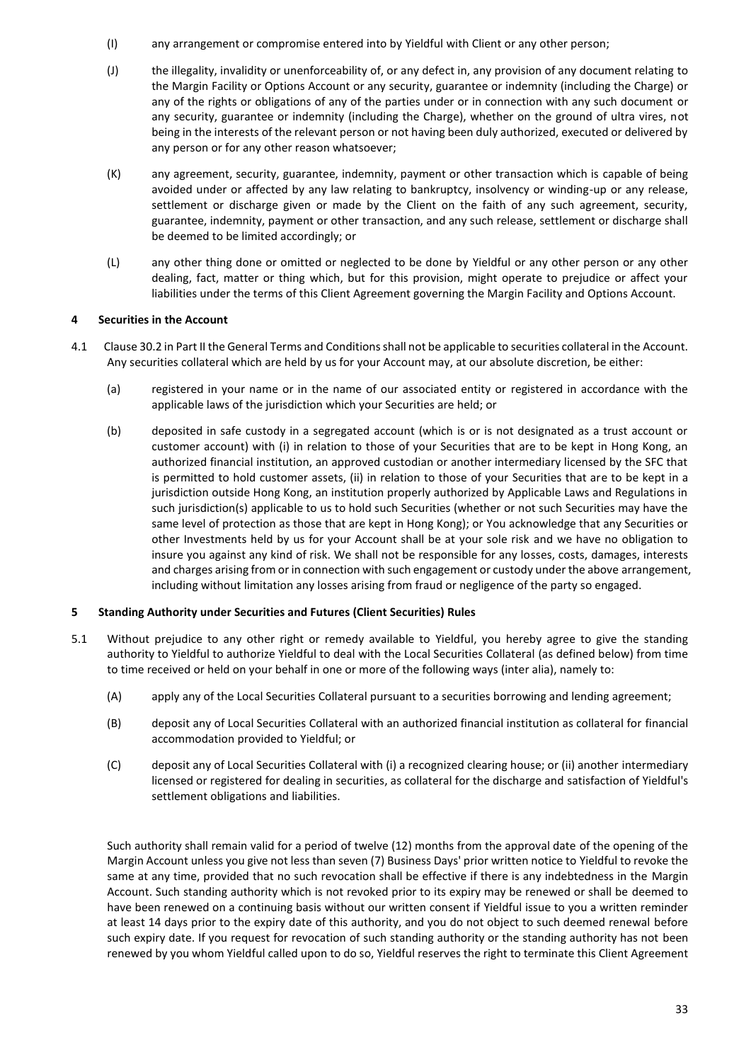(I) any arrangement or compromise entered into by Yieldful with Client or any other person;

(J) the illegality, invalidity or unenforceability of, or any defect in, any provision of any document relating to the Margin Facility or Options Account or any security, guarantee or indemnity (including the Charge) or any of the rights or obligations of any of the parties under or in connection with any such document or any security, guarantee or indemnity (including the Charge), whether on the ground of ultra vires, not being in the interests of the relevant person or not having been duly authorized, executed or delivered by any person or for any other reason whatsoever;

(K) any agreement, security, guarantee, indemnity, payment or other transaction which is capable of being avoided under or affected by any law relating to bankruptcy, insolvency or winding-up or any release, settlement or discharge given or made by the Client on the faith of any such agreement, security, guarantee, indemnity, payment or other transaction, and any such release, settlement or discharge shall be deemed to be limited accordingly; or

(L) any other thing done or omitted or neglected to be done by Yieldful or any other person or any other dealing, fact, matter or thing which, but for this provision, might operate to prejudice or affect your liabilities under the terms of this Client Agreement governing the Margin Facility and Options Account.

**4 Securities in the Account**

4.1 Clause 30.2 in Part II the General Terms and Conditions shall not be applicable to securities collateral in the Account. Any securities collateral which are held by us for your Account may, at our absolute discretion, be either:

(a) registered in your name or in the name of our associated entity or registered in accordance with the applicable laws of the jurisdiction which your Securities are held; or

(b) deposited in safe custody in a segregated account (which is or is not designated as a trust account or customer account) with (i) in relation to those of your Securities that are to be kept in Hong Kong, an authorized financial institution, an approved custodian or another intermediary licensed by the SFC that is permitted to hold customer assets, (ii) in relation to those of your Securities that are to be kept in a jurisdiction outside Hong Kong, an institution properly authorized by Applicable Laws and Regulations in such jurisdiction(s) applicable to us to hold such Securities (whether or not such Securities may have the same level of protection as those that are kept in Hong Kong); or You acknowledge that any Securities or other Investments held by us for your Account shall be at your sole risk and we have no obligation to insure you against any kind of risk. We shall not be responsible for any losses, costs, damages, interests and charges arising from or in connection with such engagement or custody under the above arrangement, including without limitation any losses arising from fraud or negligence of the party so engaged.

**5 Standing Authority under Securities and Futures (Client Securities) Rules**

5.1 Without prejudice to any other right or remedy available to Yieldful, you hereby agree to give the standing authority to Yieldful to authorize Yieldful to deal with the Local Securities Collateral (as defined below) from time to time received or held on your behalf in one or more of the following ways (inter alia), namely to:

(A) apply any of the Local Securities Collateral pursuant to a securities borrowing and lending agreement;

(B) deposit any of Local Securities Collateral with an authorized financial institution as collateral for financial accommodation provided to Yieldful; or

(C) deposit any of Local Securities Collateral with (i) a recognized clearing house; or (ii) another intermediary licensed or registered for dealing in securities, as collateral for the discharge and satisfaction of Yieldful's settlement obligations and liabilities.

Such authority shall remain valid for a period of twelve (12) months from the approval date of the opening of the Margin Account unless you give not less than seven (7) Business Days' prior written notice to Yieldful to revoke the same at any time, provided that no such revocation shall be effective if there is any indebtedness in the Margin Account. Such standing authority which is not revoked prior to its expiry may be renewed or shall be deemed to have been renewed on a continuing basis without our written consent if Yieldful issue to you a written reminder at least 14 days prior to the expiry date of this authority, and you do not object to such deemed renewal before such expiry date. If you request for revocation of such standing authority or the standing authority has not been renewed by you whom Yieldful called upon to do so, Yieldful reserves the right to terminate this Client Agreement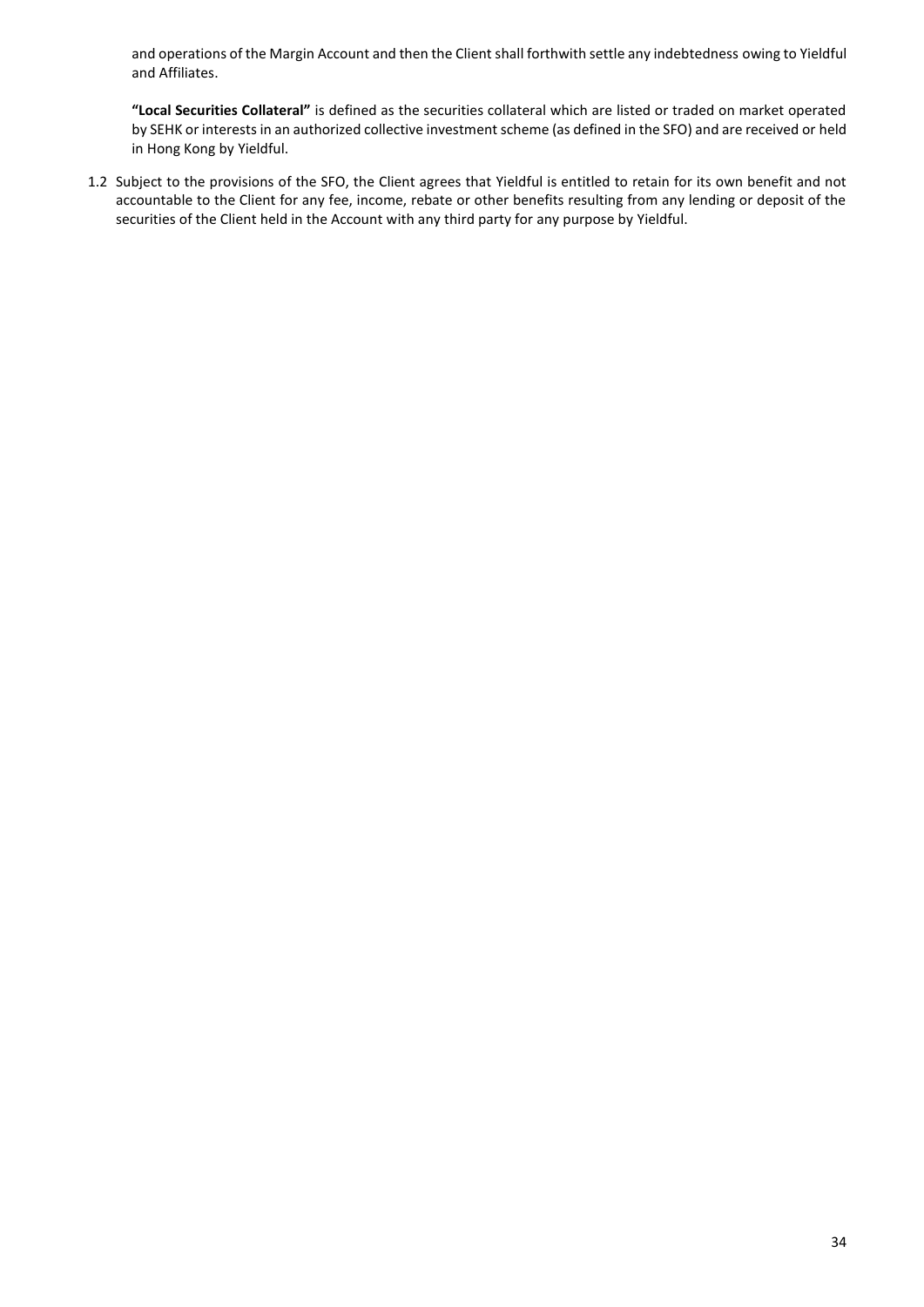and operations of the Margin Account and then the Client shall forthwith settle any indebtedness owing to Yieldful and Affiliates.

**"Local Securities Collateral"** is defined as the securities collateral which are listed or traded on market operated by SEHK or interests in an authorized collective investment scheme (as defined in the SFO) and are received or held in Hong Kong by Yieldful.

1.2 Subject to the provisions of the SFO, the Client agrees that Yieldful is entitled to retain for its own benefit and not accountable to the Client for any fee, income, rebate or other benefits resulting from any lending or deposit of the securities of the Client held in the Account with any third party for any purpose by Yieldful.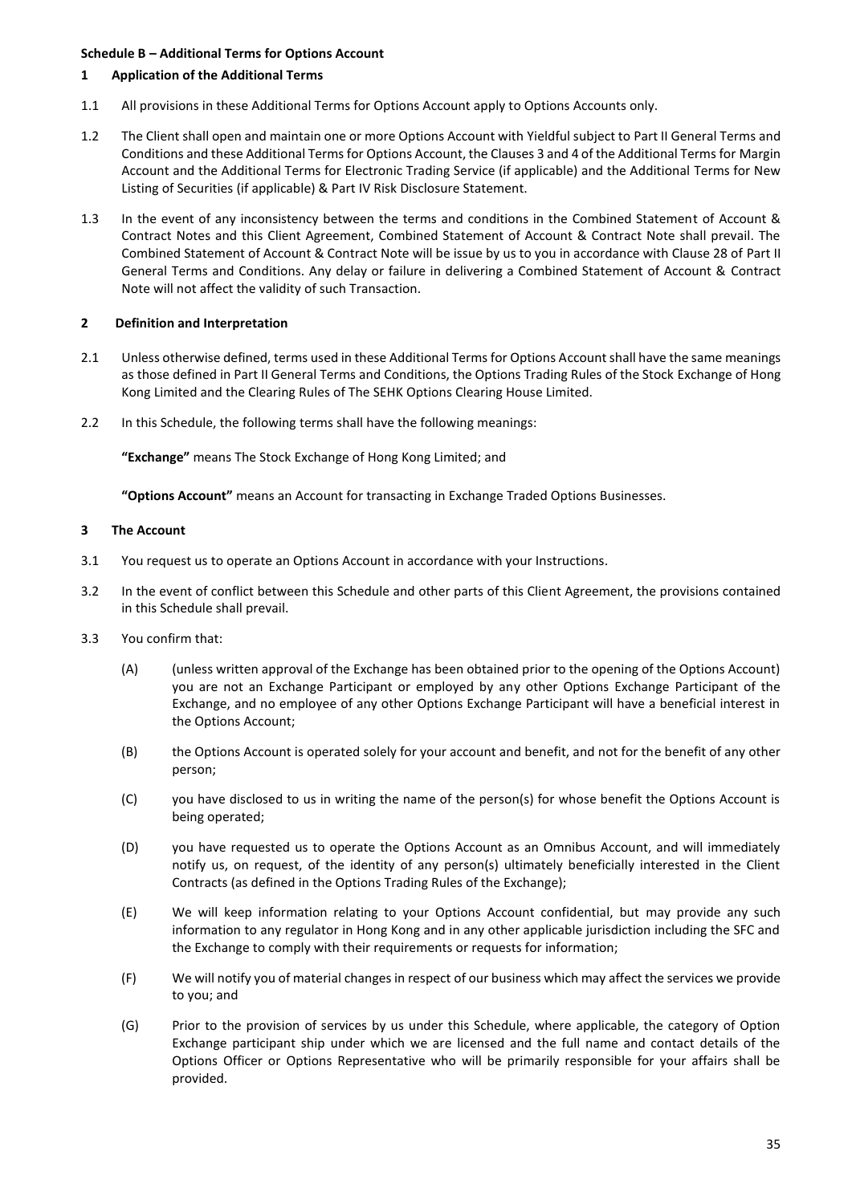**Schedule B – Additional Terms for Options Account**

**1 Application of the Additional Terms**

1.1 All provisions in these Additional Terms for Options Account apply to Options Accounts only.

1.2 The Client shall open and maintain one or more Options Account with Yieldful subject to Part II General Terms and Conditions and these Additional Terms for Options Account, the Clauses 3 and 4 of the Additional Terms for Margin Account and the Additional Terms for Electronic Trading Service (if applicable) and the Additional Terms for New Listing of Securities (if applicable) & Part IV Risk Disclosure Statement.

1.3 In the event of any inconsistency between the terms and conditions in the Combined Statement of Account & Contract Notes and this Client Agreement, Combined Statement of Account & Contract Note shall prevail. The Combined Statement of Account & Contract Note will be issue by us to you in accordance with Clause 28 of Part II General Terms and Conditions. Any delay or failure in delivering a Combined Statement of Account & Contract Note will not affect the validity of such Transaction.

**2 Definition and Interpretation**

2.1 Unless otherwise defined, terms used in these Additional Terms for Options Account shall have the same meanings as those defined in Part II General Terms and Conditions, the Options Trading Rules of the Stock Exchange of Hong Kong Limited and the Clearing Rules of The SEHK Options Clearing House Limited.

2.2 In this Schedule, the following terms shall have the following meanings:

**"Exchange"** means The Stock Exchange of Hong Kong Limited; and

**"Options Account"** means an Account for transacting in Exchange Traded Options Businesses.

**3 The Account**

3.1 You request us to operate an Options Account in accordance with your Instructions.

3.2 In the event of conflict between this Schedule and other parts of this Client Agreement, the provisions contained in this Schedule shall prevail.

3.3 You confirm that:

(A) (unless written approval of the Exchange has been obtained prior to the opening of the Options Account) you are not an Exchange Participant or employed by any other Options Exchange Participant of the Exchange, and no employee of any other Options Exchange Participant will have a beneficial interest in the Options Account;

(B) the Options Account is operated solely for your account and benefit, and not for the benefit of any other person;

(C) you have disclosed to us in writing the name of the person(s) for whose benefit the Options Account is being operated;

(D) you have requested us to operate the Options Account as an Omnibus Account, and will immediately notify us, on request, of the identity of any person(s) ultimately beneficially interested in the Client Contracts (as defined in the Options Trading Rules of the Exchange);

(E) We will keep information relating to your Options Account confidential, but may provide any such information to any regulator in Hong Kong and in any other applicable jurisdiction including the SFC and the Exchange to comply with their requirements or requests for information;

(F) We will notify you of material changes in respect of our business which may affect the services we provide to you; and

(G) Prior to the provision of services by us under this Schedule, where applicable, the category of Option Exchange participant ship under which we are licensed and the full name and contact details of the Options Officer or Options Representative who will be primarily responsible for your affairs shall be provided.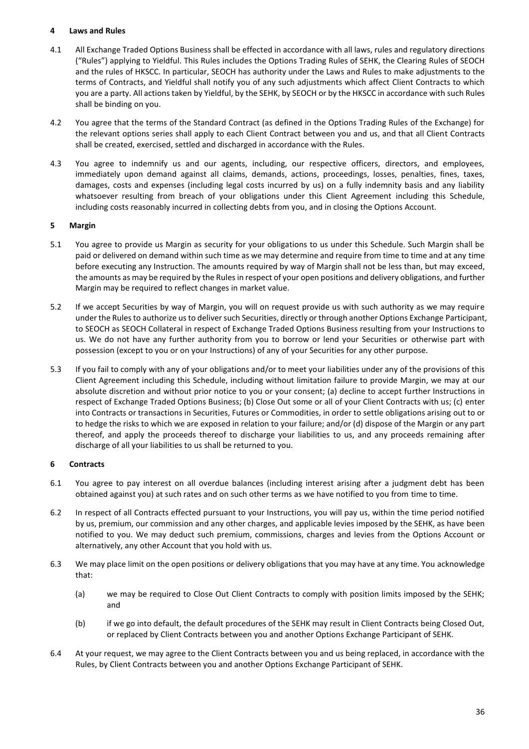## 4 Laws and Rules

4.1 All Exchange Traded Options Business shall be effected in accordance with all laws, rules and regulatory directions ("Rules") applying to Yieldful. This Rules includes the Options Trading Rules of SEHK, the Clearing Rules of SEOCH and the rules of HKSCC. In particular, SEOCH has authority under the Laws and Rules to make adjustments to the terms of Contracts, and Yieldful shall notify you of any such adjustments which affect Client Contracts to which you are a party. All actions taken by Yieldful, by the SEHK, by SEOCH or by the HKSCC in accordance with such Rules shall be binding on you.

4.2 You agree that the terms of the Standard Contract (as defined in the Options Trading Rules of the Exchange) for the relevant options series shall apply to each Client Contract between you and us, and that all Client Contracts shall be created, exercised, settled and discharged in accordance with the Rules.

4.3 You agree to indemnify us and our agents, including, our respective officers, directors, and employees, immediately upon demand against all claims, demands, actions, proceedings, losses, penalties, fines, taxes, damages, costs and expenses (including legal costs incurred by us) on a fully indemnity basis and any liability whatsoever resulting from breach of your obligations under this Client Agreement including this Schedule, including costs reasonably incurred in collecting debts from you, and in closing the Options Account.

## 5 Margin

5.1 You agree to provide us Margin as security for your obligations to us under this Schedule. Such Margin shall be paid or delivered on demand within such time as we may determine and require from time to time and at any time before executing any Instruction. The amounts required by way of Margin shall not be less than, but may exceed, the amounts as may be required by the Rules in respect of your open positions and delivery obligations, and further Margin may be required to reflect changes in market value.

5.2 If we accept Securities by way of Margin, you will on request provide us with such authority as we may require under the Rules to authorize us to deliver such Securities, directly or through another Options Exchange Participant, to SEOCH as SEOCH Collateral in respect of Exchange Traded Options Business resulting from your Instructions to us. We do not have any further authority from you to borrow or lend your Securities or otherwise part with possession (except to you or on your Instructions) of any of your Securities for any other purpose.

5.3 If you fail to comply with any of your obligations and/or to meet your liabilities under any of the provisions of this Client Agreement including this Schedule, including without limitation failure to provide Margin, we may at our absolute discretion and without prior notice to you or your consent; (a) decline to accept further Instructions in respect of Exchange Traded Options Business; (b) Close Out some or all of your Client Contracts with us; (c) enter into Contracts or transactions in Securities, Futures or Commodities, in order to settle obligations arising out to or to hedge the risks to which we are exposed in relation to your failure; and/or (d) dispose of the Margin or any part thereof, and apply the proceeds thereof to discharge your liabilities to us, and any proceeds remaining after discharge of all your liabilities to us shall be returned to you.

## 6 Contracts

6.1 You agree to pay interest on all overdue balances (including interest arising after a judgment debt has been obtained against you) at such rates and on such other terms as we have notified to you from time to time.

6.2 In respect of all Contracts effected pursuant to your Instructions, you will pay us, within the time period notified by us, premium, our commission and any other charges, and applicable levies imposed by the SEHK, as have been notified to you. We may deduct such premium, commissions, charges and levies from the Options Account or alternatively, any other Account that you hold with us.

6.3 We may place limit on the open positions or delivery obligations that you may have at any time. You acknowledge that:

(a) we may be required to Close Out Client Contracts to comply with position limits imposed by the SEHK; and

(b) if we go into default, the default procedures of the SEHK may result in Client Contracts being Closed Out, or replaced by Client Contracts between you and another Options Exchange Participant of SEHK.

6.4 At your request, we may agree to the Client Contracts between you and us being replaced, in accordance with the Rules, by Client Contracts between you and another Options Exchange Participant of SEHK.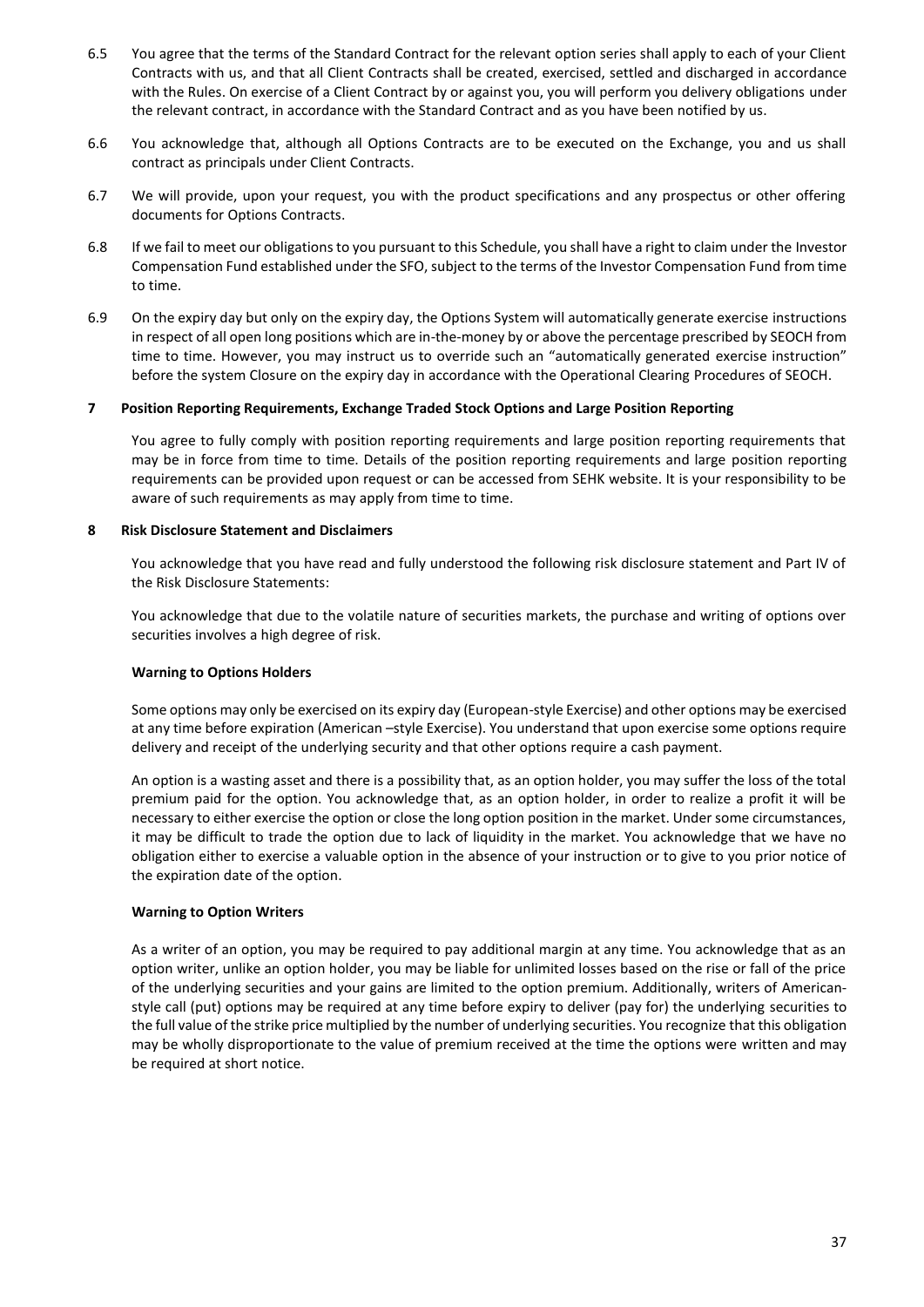6.5 You agree that the terms of the Standard Contract for the relevant option series shall apply to each of your Client Contracts with us, and that all Client Contracts shall be created, exercised, settled and discharged in accordance with the Rules. On exercise of a Client Contract by or against you, you will perform you delivery obligations under the relevant contract, in accordance with the Standard Contract and as you have been notified by us.

6.6 You acknowledge that, although all Options Contracts are to be executed on the Exchange, you and us shall contract as principals under Client Contracts.

6.7 We will provide, upon your request, you with the product specifications and any prospectus or other offering documents for Options Contracts.

6.8 If we fail to meet our obligations to you pursuant to this Schedule, you shall have a right to claim under the Investor Compensation Fund established under the SFO, subject to the terms of the Investor Compensation Fund from time to time.

6.9 On the expiry day but only on the expiry day, the Options System will automatically generate exercise instructions in respect of all open long positions which are in-the-money by or above the percentage prescribed by SEOCH from time to time. However, you may instruct us to override such an "automatically generated exercise instruction" before the system Closure on the expiry day in accordance with the Operational Clearing Procedures of SEOCH.

## 7 Position Reporting Requirements, Exchange Traded Stock Options and Large Position Reporting

You agree to fully comply with position reporting requirements and large position reporting requirements that may be in force from time to time. Details of the position reporting requirements and large position reporting requirements can be provided upon request or can be accessed from SEHK website. It is your responsibility to be aware of such requirements as may apply from time to time.

## 8 Risk Disclosure Statement and Disclaimers

You acknowledge that you have read and fully understood the following risk disclosure statement and Part IV of the Risk Disclosure Statements:

You acknowledge that due to the volatile nature of securities markets, the purchase and writing of options over securities involves a high degree of risk.

**Warning to Options Holders**

Some options may only be exercised on its expiry day (European-style Exercise) and other options may be exercised at any time before expiration (American –style Exercise). You understand that upon exercise some options require delivery and receipt of the underlying security and that other options require a cash payment.

An option is a wasting asset and there is a possibility that, as an option holder, you may suffer the loss of the total premium paid for the option. You acknowledge that, as an option holder, in order to realize a profit it will be necessary to either exercise the option or close the long option position in the market. Under some circumstances, it may be difficult to trade the option due to lack of liquidity in the market. You acknowledge that we have no obligation either to exercise a valuable option in the absence of your instruction or to give to you prior notice of the expiration date of the option.

**Warning to Option Writers**

As a writer of an option, you may be required to pay additional margin at any time. You acknowledge that as an option writer, unlike an option holder, you may be liable for unlimited losses based on the rise or fall of the price of the underlying securities and your gains are limited to the option premium. Additionally, writers of American-style call (put) options may be required at any time before expiry to deliver (pay for) the underlying securities to the full value of the strike price multiplied by the number of underlying securities. You recognize that this obligation may be wholly disproportionate to the value of premium received at the time the options were written and may be required at short notice.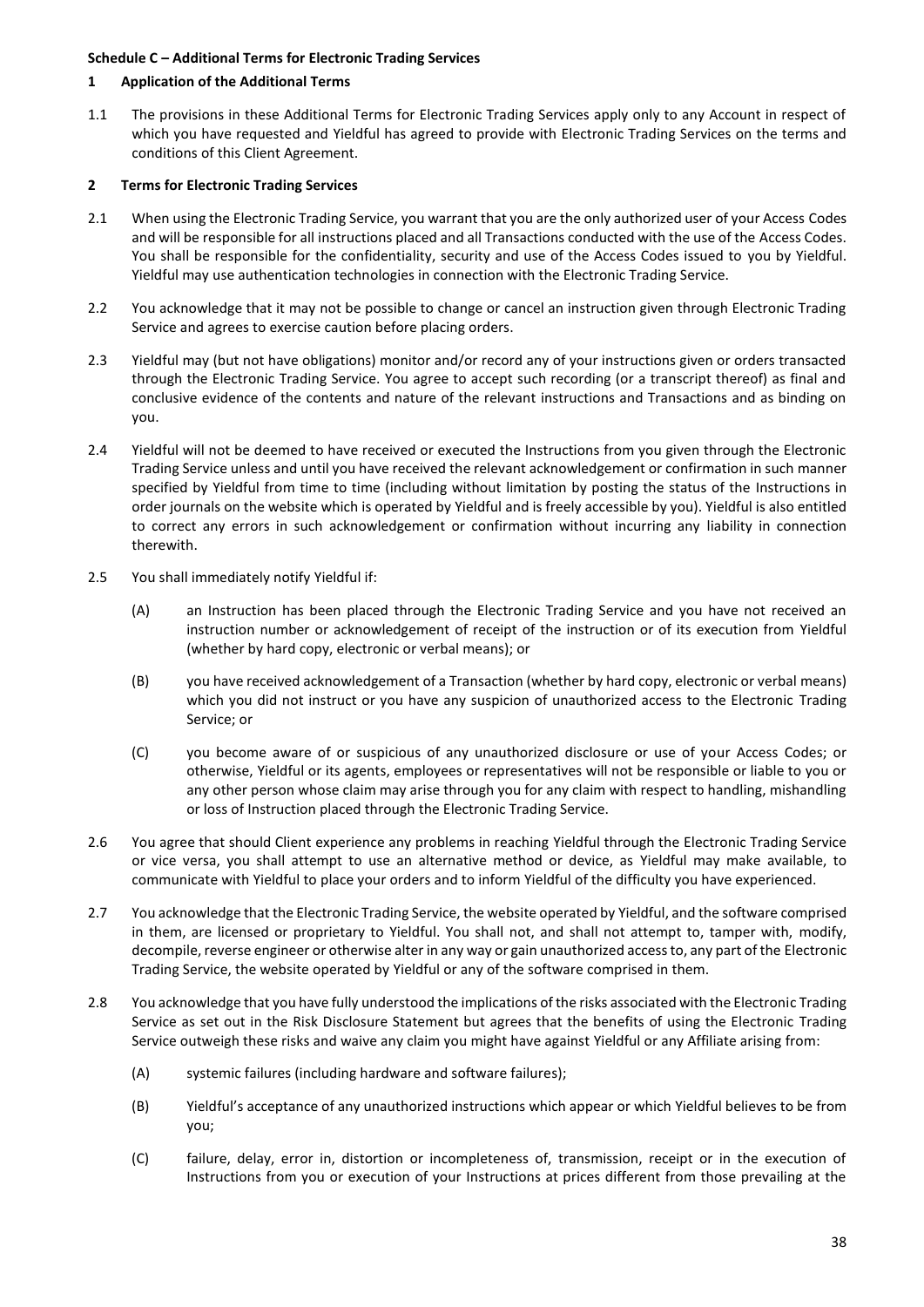**Schedule C – Additional Terms for Electronic Trading Services**

**1 Application of the Additional Terms**

1.1 The provisions in these Additional Terms for Electronic Trading Services apply only to any Account in respect of which you have requested and Yieldful has agreed to provide with Electronic Trading Services on the terms and conditions of this Client Agreement.

**2 Terms for Electronic Trading Services**

2.1 When using the Electronic Trading Service, you warrant that you are the only authorized user of your Access Codes and will be responsible for all instructions placed and all Transactions conducted with the use of the Access Codes. You shall be responsible for the confidentiality, security and use of the Access Codes issued to you by Yieldful. Yieldful may use authentication technologies in connection with the Electronic Trading Service.

2.2 You acknowledge that it may not be possible to change or cancel an instruction given through Electronic Trading Service and agrees to exercise caution before placing orders.

2.3 Yieldful may (but not have obligations) monitor and/or record any of your instructions given or orders transacted through the Electronic Trading Service. You agree to accept such recording (or a transcript thereof) as final and conclusive evidence of the contents and nature of the relevant instructions and Transactions and as binding on you.

2.4 Yieldful will not be deemed to have received or executed the Instructions from you given through the Electronic Trading Service unless and until you have received the relevant acknowledgement or confirmation in such manner specified by Yieldful from time to time (including without limitation by posting the status of the Instructions in order journals on the website which is operated by Yieldful and is freely accessible by you). Yieldful is also entitled to correct any errors in such acknowledgement or confirmation without incurring any liability in connection therewith.

2.5 You shall immediately notify Yieldful if:

(A) an Instruction has been placed through the Electronic Trading Service and you have not received an instruction number or acknowledgement of receipt of the instruction or of its execution from Yieldful (whether by hard copy, electronic or verbal means); or

(B) you have received acknowledgement of a Transaction (whether by hard copy, electronic or verbal means) which you did not instruct or you have any suspicion of unauthorized access to the Electronic Trading Service; or

(C) you become aware of or suspicious of any unauthorized disclosure or use of your Access Codes; or otherwise, Yieldful or its agents, employees or representatives will not be responsible or liable to you or any other person whose claim may arise through you for any claim with respect to handling, mishandling or loss of Instruction placed through the Electronic Trading Service.

2.6 You agree that should Client experience any problems in reaching Yieldful through the Electronic Trading Service or vice versa, you shall attempt to use an alternative method or device, as Yieldful may make available, to communicate with Yieldful to place your orders and to inform Yieldful of the difficulty you have experienced.

2.7 You acknowledge that the Electronic Trading Service, the website operated by Yieldful, and the software comprised in them, are licensed or proprietary to Yieldful. You shall not, and shall not attempt to, tamper with, modify, decompile, reverse engineer or otherwise alter in any way or gain unauthorized access to, any part of the Electronic Trading Service, the website operated by Yieldful or any of the software comprised in them.

2.8 You acknowledge that you have fully understood the implications of the risks associated with the Electronic Trading Service as set out in the Risk Disclosure Statement but agrees that the benefits of using the Electronic Trading Service outweigh these risks and waive any claim you might have against Yieldful or any Affiliate arising from:

(A) systemic failures (including hardware and software failures);

(B) Yieldful's acceptance of any unauthorized instructions which appear or which Yieldful believes to be from you;

(C) failure, delay, error in, distortion or incompleteness of, transmission, receipt or in the execution of Instructions from you or execution of your Instructions at prices different from those prevailing at the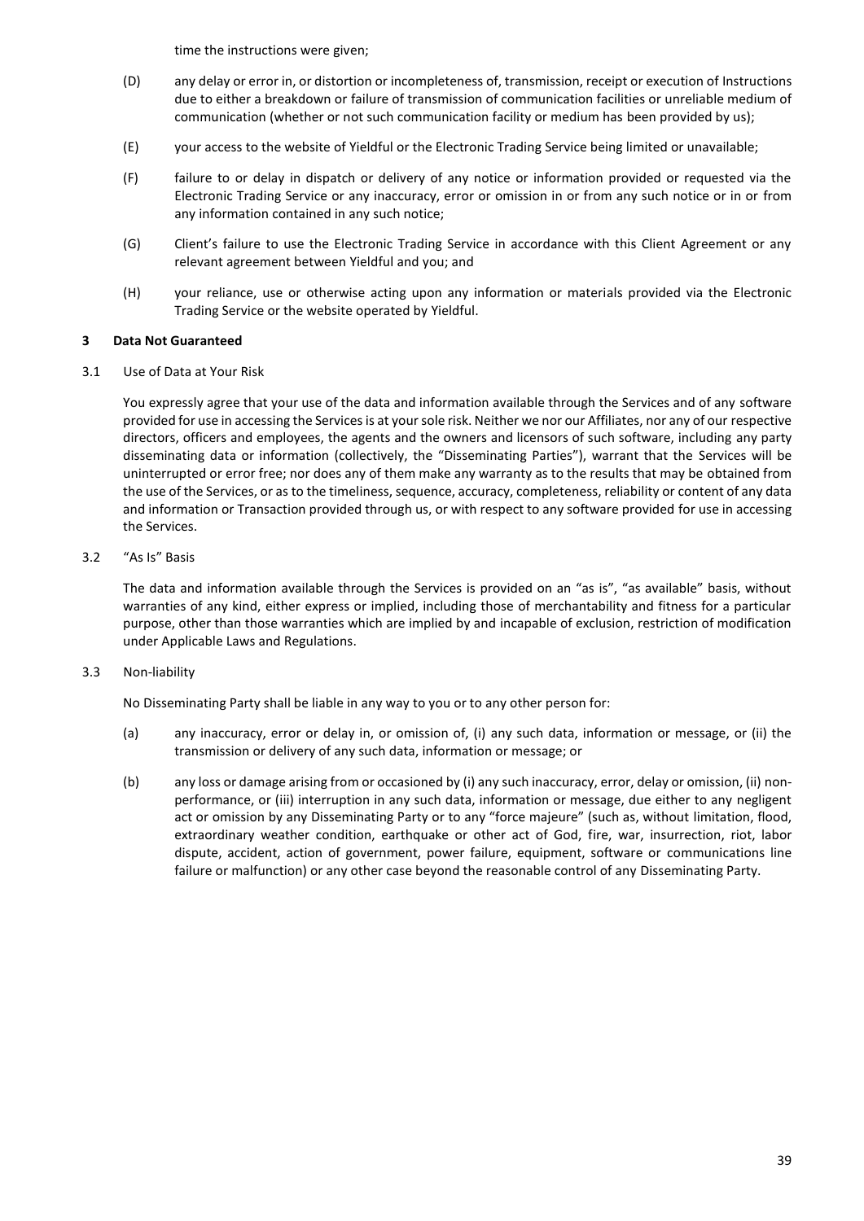time the instructions were given;

(D) any delay or error in, or distortion or incompleteness of, transmission, receipt or execution of Instructions due to either a breakdown or failure of transmission of communication facilities or unreliable medium of communication (whether or not such communication facility or medium has been provided by us);

(E) your access to the website of Yieldful or the Electronic Trading Service being limited or unavailable;

(F) failure to or delay in dispatch or delivery of any notice or information provided or requested via the Electronic Trading Service or any inaccuracy, error or omission in or from any such notice or in or from any information contained in any such notice;

(G) Client's failure to use the Electronic Trading Service in accordance with this Client Agreement or any relevant agreement between Yieldful and you; and

(H) your reliance, use or otherwise acting upon any information or materials provided via the Electronic Trading Service or the website operated by Yieldful.

**3 Data Not Guaranteed**

3.1 Use of Data at Your Risk

You expressly agree that your use of the data and information available through the Services and of any software provided for use in accessing the Services is at your sole risk. Neither we nor our Affiliates, nor any of our respective directors, officers and employees, the agents and the owners and licensors of such software, including any party disseminating data or information (collectively, the "Disseminating Parties"), warrant that the Services will be uninterrupted or error free; nor does any of them make any warranty as to the results that may be obtained from the use of the Services, or as to the timeliness, sequence, accuracy, completeness, reliability or content of any data and information or Transaction provided through us, or with respect to any software provided for use in accessing the Services.

3.2 "As Is" Basis

The data and information available through the Services is provided on an "as is", "as available" basis, without warranties of any kind, either express or implied, including those of merchantability and fitness for a particular purpose, other than those warranties which are implied by and incapable of exclusion, restriction of modification under Applicable Laws and Regulations.

3.3 Non-liability

No Disseminating Party shall be liable in any way to you or to any other person for:

(a) any inaccuracy, error or delay in, or omission of, (i) any such data, information or message, or (ii) the transmission or delivery of any such data, information or message; or

(b) any loss or damage arising from or occasioned by (i) any such inaccuracy, error, delay or omission, (ii) non-performance, or (iii) interruption in any such data, information or message, due either to any negligent act or omission by any Disseminating Party or to any "force majeure" (such as, without limitation, flood, extraordinary weather condition, earthquake or other act of God, fire, war, insurrection, riot, labor dispute, accident, action of government, power failure, equipment, software or communications line failure or malfunction) or any other case beyond the reasonable control of any Disseminating Party.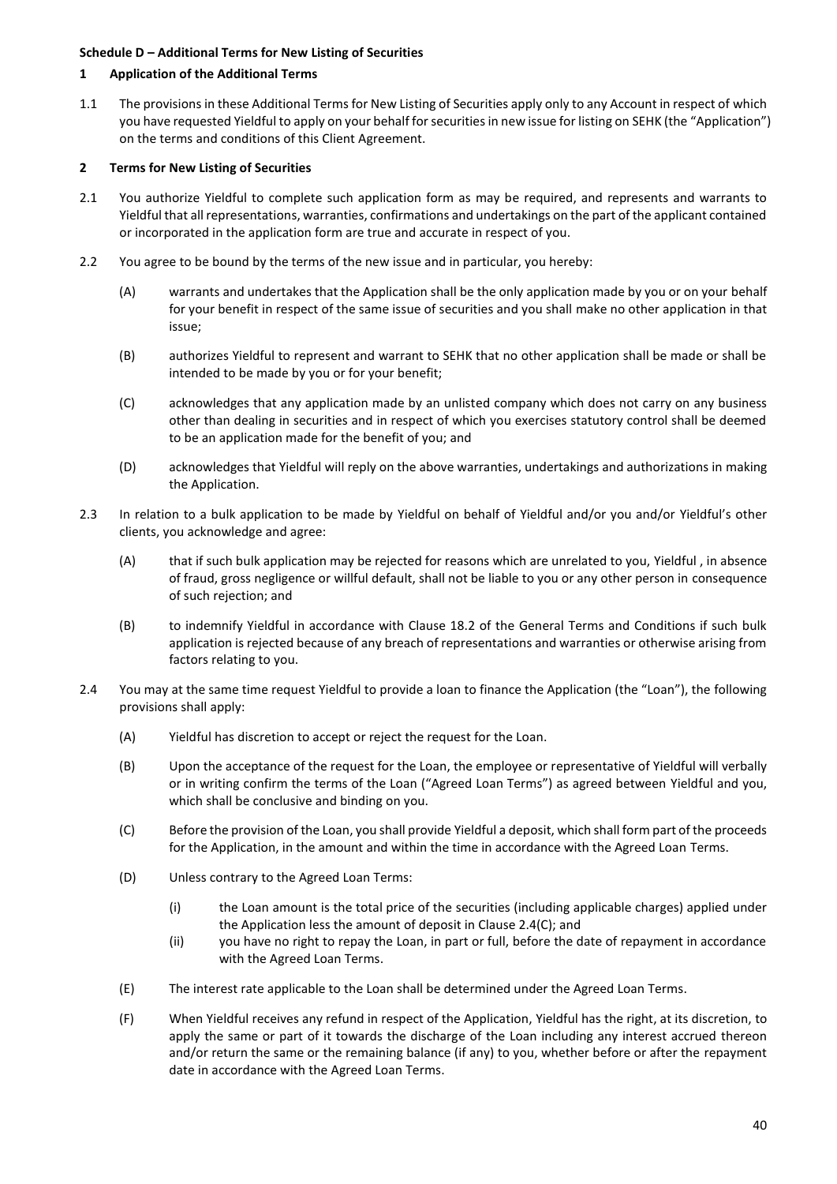**Schedule D – Additional Terms for New Listing of Securities**

**1 Application of the Additional Terms**

1.1 The provisions in these Additional Terms for New Listing of Securities apply only to any Account in respect of which you have requested Yieldful to apply on your behalf for securities in new issue for listing on SEHK (the "Application") on the terms and conditions of this Client Agreement.

**2 Terms for New Listing of Securities**

2.1 You authorize Yieldful to complete such application form as may be required, and represents and warrants to Yieldful that all representations, warranties, confirmations and undertakings on the part of the applicant contained or incorporated in the application form are true and accurate in respect of you.

2.2 You agree to be bound by the terms of the new issue and in particular, you hereby:

(A) warrants and undertakes that the Application shall be the only application made by you or on your behalf for your benefit in respect of the same issue of securities and you shall make no other application in that issue;

(B) authorizes Yieldful to represent and warrant to SEHK that no other application shall be made or shall be intended to be made by you or for your benefit;

(C) acknowledges that any application made by an unlisted company which does not carry on any business other than dealing in securities and in respect of which you exercises statutory control shall be deemed to be an application made for the benefit of you; and

(D) acknowledges that Yieldful will reply on the above warranties, undertakings and authorizations in making the Application.

2.3 In relation to a bulk application to be made by Yieldful on behalf of Yieldful and/or you and/or Yieldful's other clients, you acknowledge and agree:

(A) that if such bulk application may be rejected for reasons which are unrelated to you, Yieldful , in absence of fraud, gross negligence or willful default, shall not be liable to you or any other person in consequence of such rejection; and

(B) to indemnify Yieldful in accordance with Clause 18.2 of the General Terms and Conditions if such bulk application is rejected because of any breach of representations and warranties or otherwise arising from factors relating to you.

2.4 You may at the same time request Yieldful to provide a loan to finance the Application (the "Loan"), the following provisions shall apply:

(A) Yieldful has discretion to accept or reject the request for the Loan.

(B) Upon the acceptance of the request for the Loan, the employee or representative of Yieldful will verbally or in writing confirm the terms of the Loan ("Agreed Loan Terms") as agreed between Yieldful and you, which shall be conclusive and binding on you.

(C) Before the provision of the Loan, you shall provide Yieldful a deposit, which shall form part of the proceeds for the Application, in the amount and within the time in accordance with the Agreed Loan Terms.

(D) Unless contrary to the Agreed Loan Terms:

(i) the Loan amount is the total price of the securities (including applicable charges) applied under the Application less the amount of deposit in Clause 2.4(C); and

(ii) you have no right to repay the Loan, in part or full, before the date of repayment in accordance with the Agreed Loan Terms.

(E) The interest rate applicable to the Loan shall be determined under the Agreed Loan Terms.

(F) When Yieldful receives any refund in respect of the Application, Yieldful has the right, at its discretion, to apply the same or part of it towards the discharge of the Loan including any interest accrued thereon and/or return the same or the remaining balance (if any) to you, whether before or after the repayment date in accordance with the Agreed Loan Terms.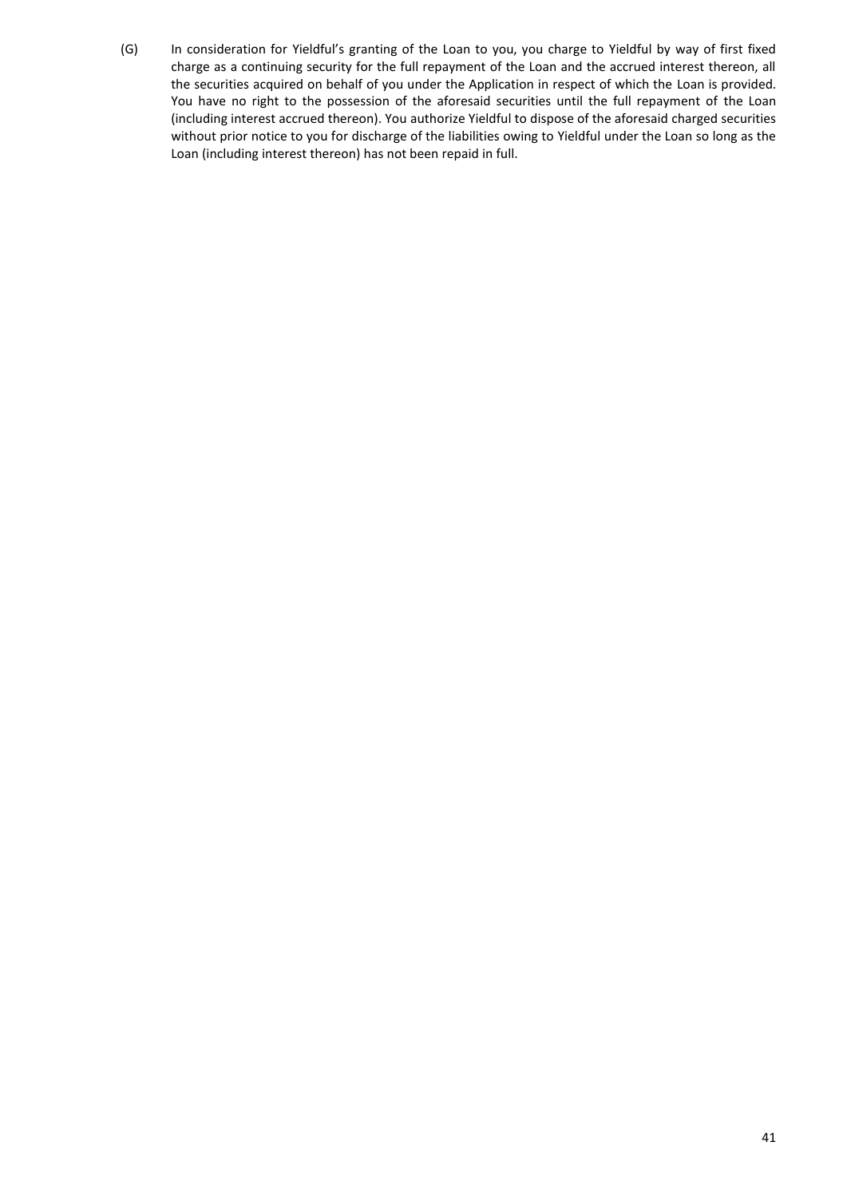(G) In consideration for Yieldful's granting of the Loan to you, you charge to Yieldful by way of first fixed charge as a continuing security for the full repayment of the Loan and the accrued interest thereon, all the securities acquired on behalf of you under the Application in respect of which the Loan is provided. You have no right to the possession of the aforesaid securities until the full repayment of the Loan (including interest accrued thereon). You authorize Yieldful to dispose of the aforesaid charged securities without prior notice to you for discharge of the liabilities owing to Yieldful under the Loan so long as the Loan (including interest thereon) has not been repaid in full.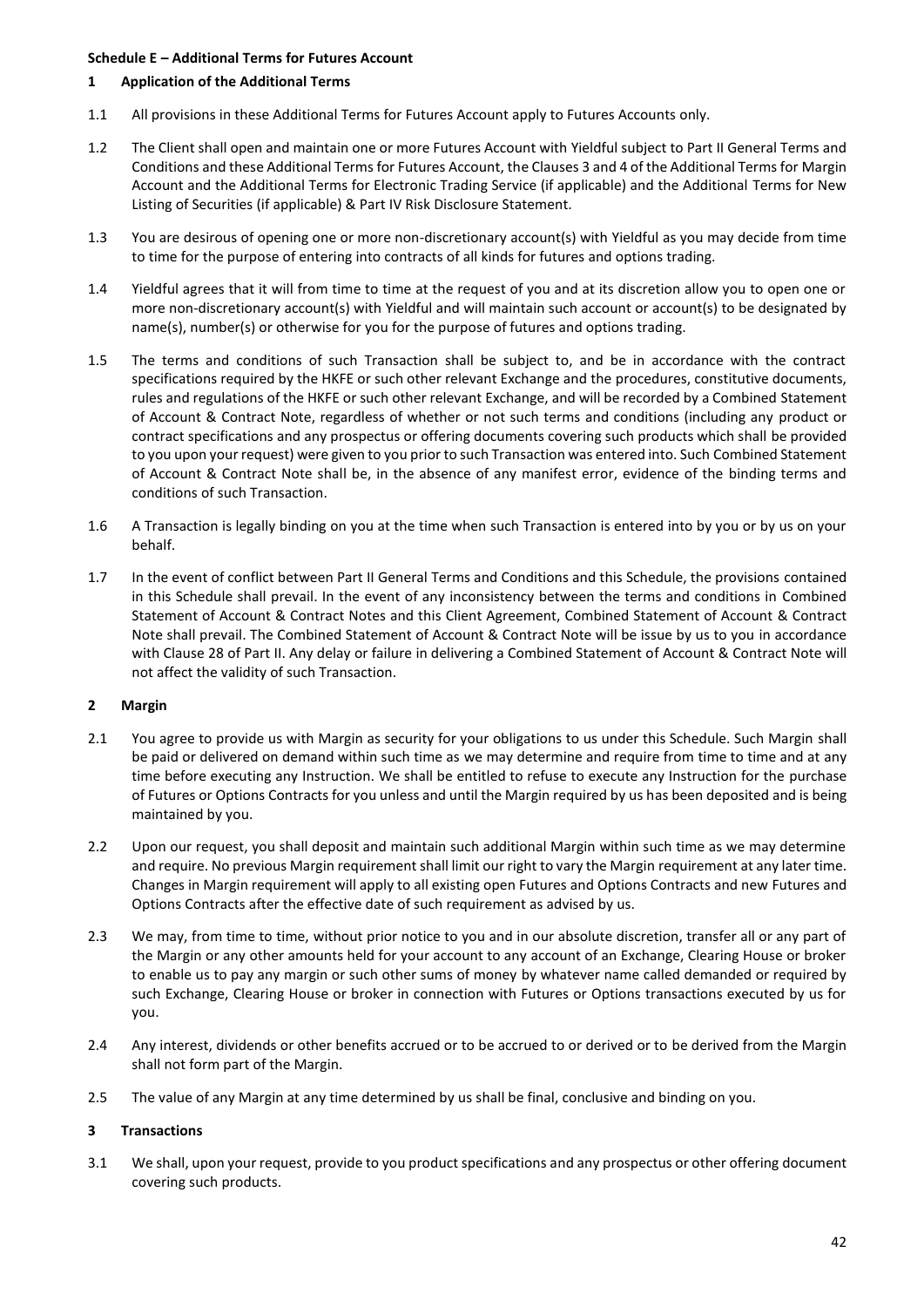**Schedule E – Additional Terms for Futures Account**

**1 Application of the Additional Terms**

1.1 All provisions in these Additional Terms for Futures Account apply to Futures Accounts only.

1.2 The Client shall open and maintain one or more Futures Account with Yieldful subject to Part II General Terms and Conditions and these Additional Terms for Futures Account, the Clauses 3 and 4 of the Additional Terms for Margin Account and the Additional Terms for Electronic Trading Service (if applicable) and the Additional Terms for New Listing of Securities (if applicable) & Part IV Risk Disclosure Statement.

1.3 You are desirous of opening one or more non-discretionary account(s) with Yieldful as you may decide from time to time for the purpose of entering into contracts of all kinds for futures and options trading.

1.4 Yieldful agrees that it will from time to time at the request of you and at its discretion allow you to open one or more non-discretionary account(s) with Yieldful and will maintain such account or account(s) to be designated by name(s), number(s) or otherwise for you for the purpose of futures and options trading.

1.5 The terms and conditions of such Transaction shall be subject to, and be in accordance with the contract specifications required by the HKFE or such other relevant Exchange and the procedures, constitutive documents, rules and regulations of the HKFE or such other relevant Exchange, and will be recorded by a Combined Statement of Account & Contract Note, regardless of whether or not such terms and conditions (including any product or contract specifications and any prospectus or offering documents covering such products which shall be provided to you upon your request) were given to you prior to such Transaction was entered into. Such Combined Statement of Account & Contract Note shall be, in the absence of any manifest error, evidence of the binding terms and conditions of such Transaction.

1.6 A Transaction is legally binding on you at the time when such Transaction is entered into by you or by us on your behalf.

1.7 In the event of conflict between Part II General Terms and Conditions and this Schedule, the provisions contained in this Schedule shall prevail. In the event of any inconsistency between the terms and conditions in Combined Statement of Account & Contract Notes and this Client Agreement, Combined Statement of Account & Contract Note shall prevail. The Combined Statement of Account & Contract Note will be issue by us to you in accordance with Clause 28 of Part II. Any delay or failure in delivering a Combined Statement of Account & Contract Note will not affect the validity of such Transaction.

**2 Margin**

2.1 You agree to provide us with Margin as security for your obligations to us under this Schedule. Such Margin shall be paid or delivered on demand within such time as we may determine and require from time to time and at any time before executing any Instruction. We shall be entitled to refuse to execute any Instruction for the purchase of Futures or Options Contracts for you unless and until the Margin required by us has been deposited and is being maintained by you.

2.2 Upon our request, you shall deposit and maintain such additional Margin within such time as we may determine and require. No previous Margin requirement shall limit our right to vary the Margin requirement at any later time. Changes in Margin requirement will apply to all existing open Futures and Options Contracts and new Futures and Options Contracts after the effective date of such requirement as advised by us.

2.3 We may, from time to time, without prior notice to you and in our absolute discretion, transfer all or any part of the Margin or any other amounts held for your account to any account of an Exchange, Clearing House or broker to enable us to pay any margin or such other sums of money by whatever name called demanded or required by such Exchange, Clearing House or broker in connection with Futures or Options transactions executed by us for you.

2.4 Any interest, dividends or other benefits accrued or to be accrued to or derived or to be derived from the Margin shall not form part of the Margin.

2.5 The value of any Margin at any time determined by us shall be final, conclusive and binding on you.

**3 Transactions**

3.1 We shall, upon your request, provide to you product specifications and any prospectus or other offering document covering such products.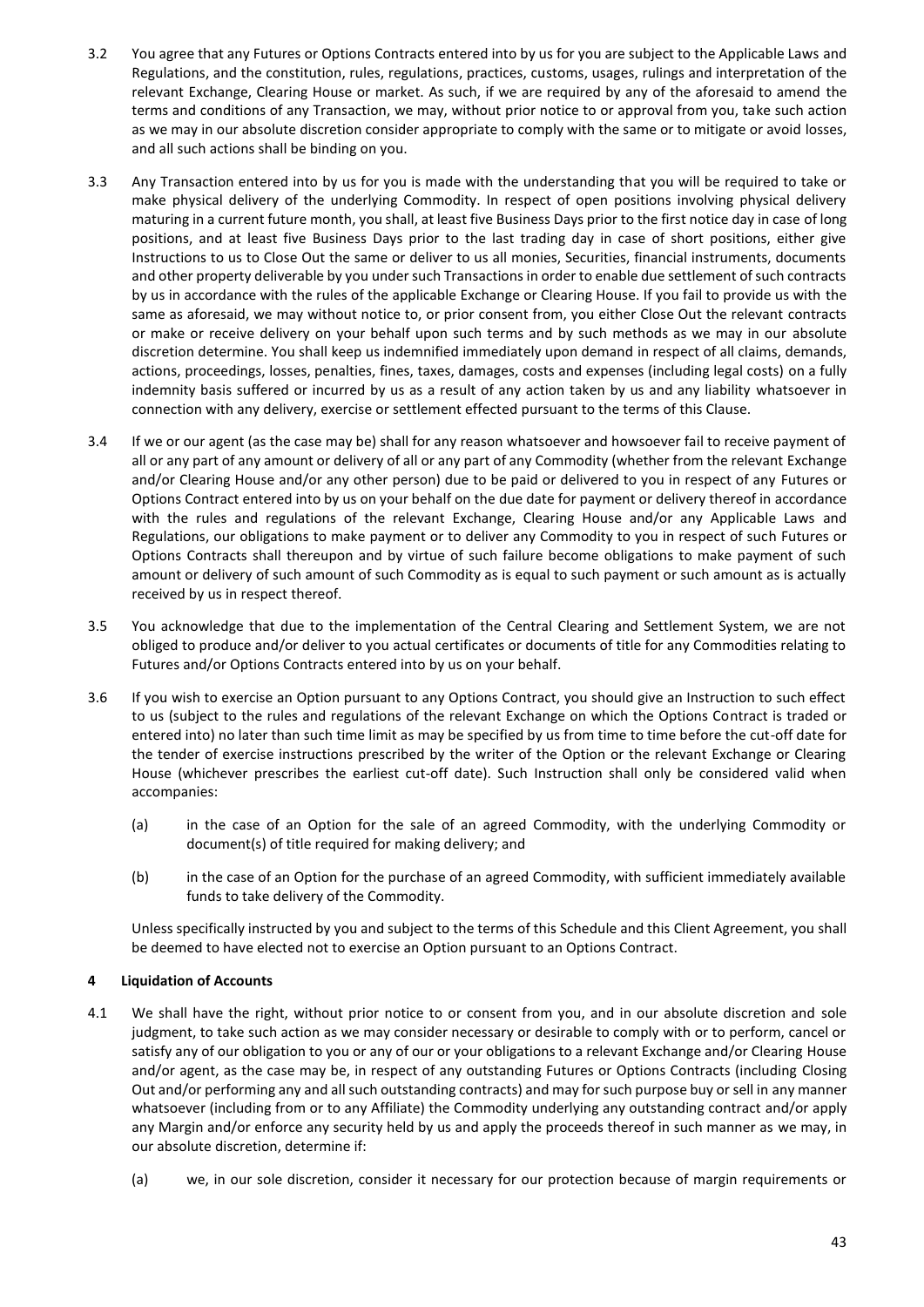3.2 You agree that any Futures or Options Contracts entered into by us for you are subject to the Applicable Laws and Regulations, and the constitution, rules, regulations, practices, customs, usages, rulings and interpretation of the relevant Exchange, Clearing House or market. As such, if we are required by any of the aforesaid to amend the terms and conditions of any Transaction, we may, without prior notice to or approval from you, take such action as we may in our absolute discretion consider appropriate to comply with the same or to mitigate or avoid losses, and all such actions shall be binding on you.

3.3 Any Transaction entered into by us for you is made with the understanding that you will be required to take or make physical delivery of the underlying Commodity. In respect of open positions involving physical delivery maturing in a current future month, you shall, at least five Business Days prior to the first notice day in case of long positions, and at least five Business Days prior to the last trading day in case of short positions, either give Instructions to us to Close Out the same or deliver to us all monies, Securities, financial instruments, documents and other property deliverable by you under such Transactions in order to enable due settlement of such contracts by us in accordance with the rules of the applicable Exchange or Clearing House. If you fail to provide us with the same as aforesaid, we may without notice to, or prior consent from, you either Close Out the relevant contracts or make or receive delivery on your behalf upon such terms and by such methods as we may in our absolute discretion determine. You shall keep us indemnified immediately upon demand in respect of all claims, demands, actions, proceedings, losses, penalties, fines, taxes, damages, costs and expenses (including legal costs) on a fully indemnity basis suffered or incurred by us as a result of any action taken by us and any liability whatsoever in connection with any delivery, exercise or settlement effected pursuant to the terms of this Clause.

3.4 If we or our agent (as the case may be) shall for any reason whatsoever and howsoever fail to receive payment of all or any part of any amount or delivery of all or any part of any Commodity (whether from the relevant Exchange and/or Clearing House and/or any other person) due to be paid or delivered to you in respect of any Futures or Options Contract entered into by us on your behalf on the due date for payment or delivery thereof in accordance with the rules and regulations of the relevant Exchange, Clearing House and/or any Applicable Laws and Regulations, our obligations to make payment or to deliver any Commodity to you in respect of such Futures or Options Contracts shall thereupon and by virtue of such failure become obligations to make payment of such amount or delivery of such amount of such Commodity as is equal to such payment or such amount as is actually received by us in respect thereof.

3.5 You acknowledge that due to the implementation of the Central Clearing and Settlement System, we are not obliged to produce and/or deliver to you actual certificates or documents of title for any Commodities relating to Futures and/or Options Contracts entered into by us on your behalf.

3.6 If you wish to exercise an Option pursuant to any Options Contract, you should give an Instruction to such effect to us (subject to the rules and regulations of the relevant Exchange on which the Options Contract is traded or entered into) no later than such time limit as may be specified by us from time to time before the cut-off date for the tender of exercise instructions prescribed by the writer of the Option or the relevant Exchange or Clearing House (whichever prescribes the earliest cut-off date). Such Instruction shall only be considered valid when accompanies:

(a) in the case of an Option for the sale of an agreed Commodity, with the underlying Commodity or document(s) of title required for making delivery; and

(b) in the case of an Option for the purchase of an agreed Commodity, with sufficient immediately available funds to take delivery of the Commodity.

Unless specifically instructed by you and subject to the terms of this Schedule and this Client Agreement, you shall be deemed to have elected not to exercise an Option pursuant to an Options Contract.

## 4 Liquidation of Accounts

4.1 We shall have the right, without prior notice to or consent from you, and in our absolute discretion and sole judgment, to take such action as we may consider necessary or desirable to comply with or to perform, cancel or satisfy any of our obligation to you or any of our or your obligations to a relevant Exchange and/or Clearing House and/or agent, as the case may be, in respect of any outstanding Futures or Options Contracts (including Closing Out and/or performing any and all such outstanding contracts) and may for such purpose buy or sell in any manner whatsoever (including from or to any Affiliate) the Commodity underlying any outstanding contract and/or apply any Margin and/or enforce any security held by us and apply the proceeds thereof in such manner as we may, in our absolute discretion, determine if:

(a) we, in our sole discretion, consider it necessary for our protection because of margin requirements or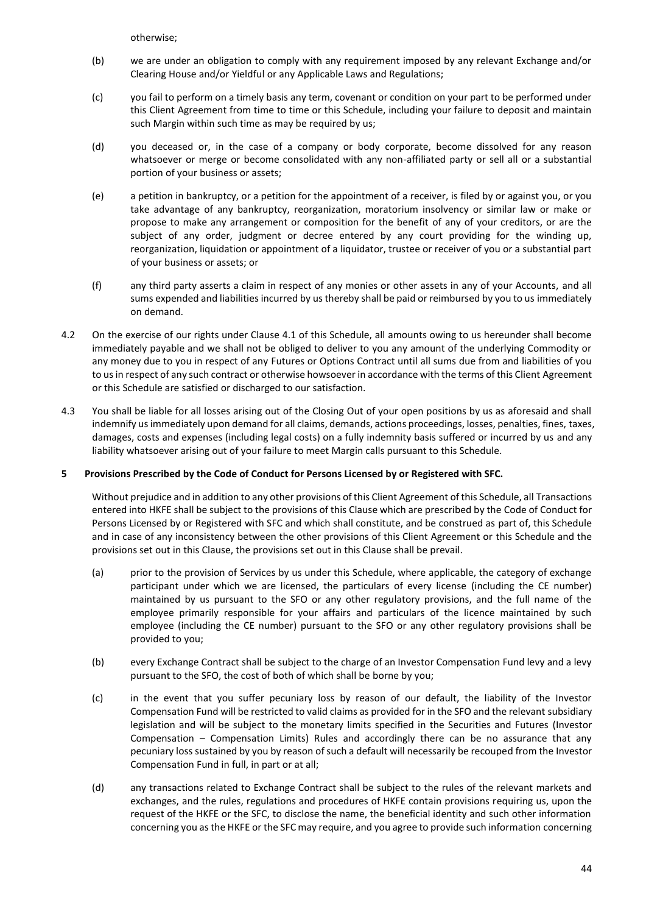otherwise;

(b) we are under an obligation to comply with any requirement imposed by any relevant Exchange and/or Clearing House and/or Yieldful or any Applicable Laws and Regulations;

(c) you fail to perform on a timely basis any term, covenant or condition on your part to be performed under this Client Agreement from time to time or this Schedule, including your failure to deposit and maintain such Margin within such time as may be required by us;

(d) you deceased or, in the case of a company or body corporate, become dissolved for any reason whatsoever or merge or become consolidated with any non-affiliated party or sell all or a substantial portion of your business or assets;

(e) a petition in bankruptcy, or a petition for the appointment of a receiver, is filed by or against you, or you take advantage of any bankruptcy, reorganization, moratorium insolvency or similar law or make or propose to make any arrangement or composition for the benefit of any of your creditors, or are the subject of any order, judgment or decree entered by any court providing for the winding up, reorganization, liquidation or appointment of a liquidator, trustee or receiver of you or a substantial part of your business or assets; or

(f) any third party asserts a claim in respect of any monies or other assets in any of your Accounts, and all sums expended and liabilities incurred by us thereby shall be paid or reimbursed by you to us immediately on demand.

4.2 On the exercise of our rights under Clause 4.1 of this Schedule, all amounts owing to us hereunder shall become immediately payable and we shall not be obliged to deliver to you any amount of the underlying Commodity or any money due to you in respect of any Futures or Options Contract until all sums due from and liabilities of you to us in respect of any such contract or otherwise howsoever in accordance with the terms of this Client Agreement or this Schedule are satisfied or discharged to our satisfaction.

4.3 You shall be liable for all losses arising out of the Closing Out of your open positions by us as aforesaid and shall indemnify us immediately upon demand for all claims, demands, actions proceedings, losses, penalties, fines, taxes, damages, costs and expenses (including legal costs) on a fully indemnity basis suffered or incurred by us and any liability whatsoever arising out of your failure to meet Margin calls pursuant to this Schedule.

**5 Provisions Prescribed by the Code of Conduct for Persons Licensed by or Registered with SFC.**

Without prejudice and in addition to any other provisions of this Client Agreement of this Schedule, all Transactions entered into HKFE shall be subject to the provisions of this Clause which are prescribed by the Code of Conduct for Persons Licensed by or Registered with SFC and which shall constitute, and be construed as part of, this Schedule and in case of any inconsistency between the other provisions of this Client Agreement or this Schedule and the provisions set out in this Clause, the provisions set out in this Clause shall be prevail.

(a) prior to the provision of Services by us under this Schedule, where applicable, the category of exchange participant under which we are licensed, the particulars of every license (including the CE number) maintained by us pursuant to the SFO or any other regulatory provisions, and the full name of the employee primarily responsible for your affairs and particulars of the licence maintained by such employee (including the CE number) pursuant to the SFO or any other regulatory provisions shall be provided to you;

(b) every Exchange Contract shall be subject to the charge of an Investor Compensation Fund levy and a levy pursuant to the SFO, the cost of both of which shall be borne by you;

(c) in the event that you suffer pecuniary loss by reason of our default, the liability of the Investor Compensation Fund will be restricted to valid claims as provided for in the SFO and the relevant subsidiary legislation and will be subject to the monetary limits specified in the Securities and Futures (Investor Compensation – Compensation Limits) Rules and accordingly there can be no assurance that any pecuniary loss sustained by you by reason of such a default will necessarily be recouped from the Investor Compensation Fund in full, in part or at all;

(d) any transactions related to Exchange Contract shall be subject to the rules of the relevant markets and exchanges, and the rules, regulations and procedures of HKFE contain provisions requiring us, upon the request of the HKFE or the SFC, to disclose the name, the beneficial identity and such other information concerning you as the HKFE or the SFC may require, and you agree to provide such information concerning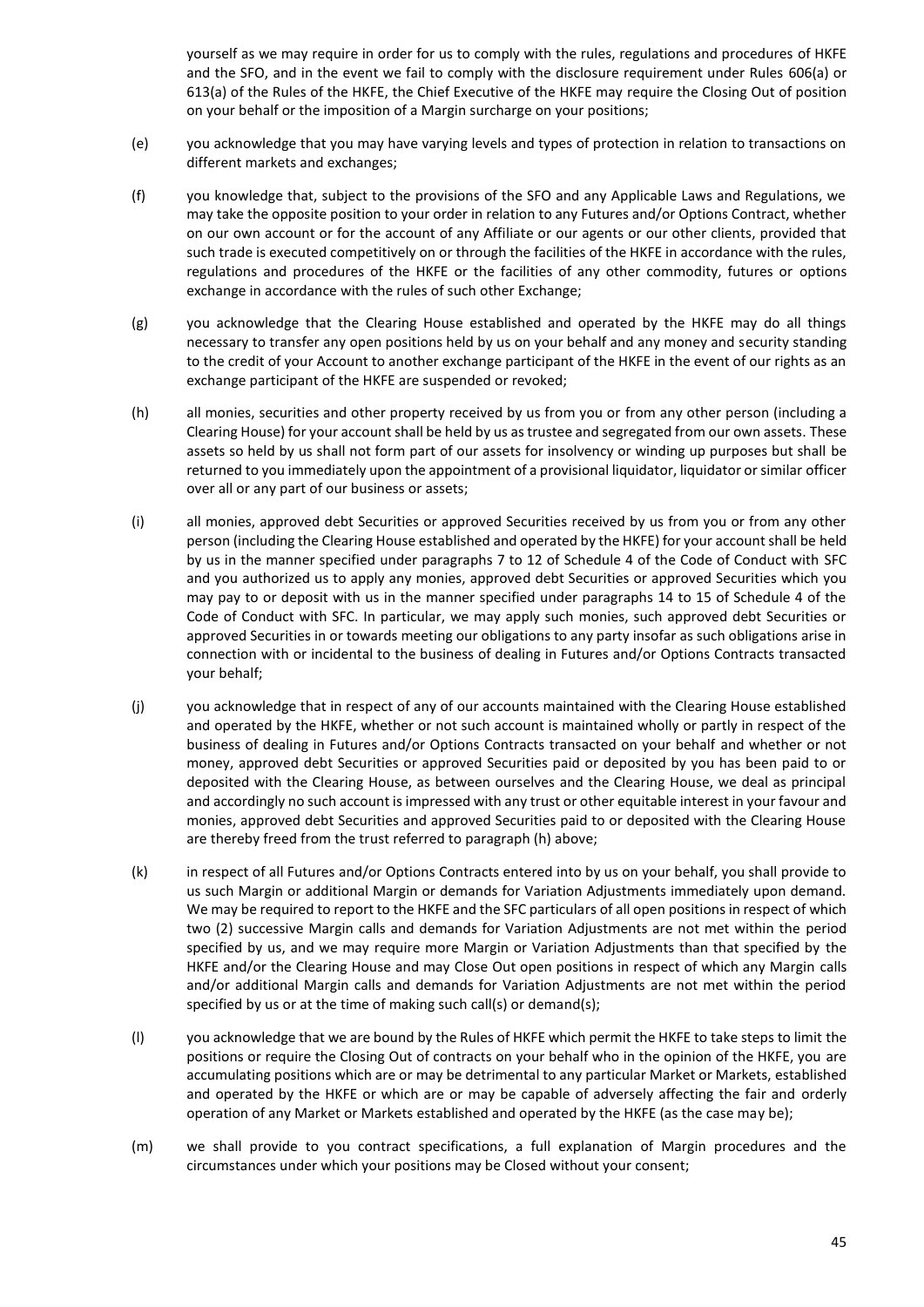yourself as we may require in order for us to comply with the rules, regulations and procedures of HKFE and the SFO, and in the event we fail to comply with the disclosure requirement under Rules 606(a) or 613(a) of the Rules of the HKFE, the Chief Executive of the HKFE may require the Closing Out of position on your behalf or the imposition of a Margin surcharge on your positions;

(e) you acknowledge that you may have varying levels and types of protection in relation to transactions on different markets and exchanges;

(f) you knowledge that, subject to the provisions of the SFO and any Applicable Laws and Regulations, we may take the opposite position to your order in relation to any Futures and/or Options Contract, whether on our own account or for the account of any Affiliate or our agents or our other clients, provided that such trade is executed competitively on or through the facilities of the HKFE in accordance with the rules, regulations and procedures of the HKFE or the facilities of any other commodity, futures or options exchange in accordance with the rules of such other Exchange;

(g) you acknowledge that the Clearing House established and operated by the HKFE may do all things necessary to transfer any open positions held by us on your behalf and any money and security standing to the credit of your Account to another exchange participant of the HKFE in the event of our rights as an exchange participant of the HKFE are suspended or revoked;

(h) all monies, securities and other property received by us from you or from any other person (including a Clearing House) for your account shall be held by us as trustee and segregated from our own assets. These assets so held by us shall not form part of our assets for insolvency or winding up purposes but shall be returned to you immediately upon the appointment of a provisional liquidator, liquidator or similar officer over all or any part of our business or assets;

(i) all monies, approved debt Securities or approved Securities received by us from you or from any other person (including the Clearing House established and operated by the HKFE) for your account shall be held by us in the manner specified under paragraphs 7 to 12 of Schedule 4 of the Code of Conduct with SFC and you authorized us to apply any monies, approved debt Securities or approved Securities which you may pay to or deposit with us in the manner specified under paragraphs 14 to 15 of Schedule 4 of the Code of Conduct with SFC. In particular, we may apply such monies, such approved debt Securities or approved Securities in or towards meeting our obligations to any party insofar as such obligations arise in connection with or incidental to the business of dealing in Futures and/or Options Contracts transacted your behalf;

(j) you acknowledge that in respect of any of our accounts maintained with the Clearing House established and operated by the HKFE, whether or not such account is maintained wholly or partly in respect of the business of dealing in Futures and/or Options Contracts transacted on your behalf and whether or not money, approved debt Securities or approved Securities paid or deposited by you has been paid to or deposited with the Clearing House, as between ourselves and the Clearing House, we deal as principal and accordingly no such account is impressed with any trust or other equitable interest in your favour and monies, approved debt Securities and approved Securities paid to or deposited with the Clearing House are thereby freed from the trust referred to paragraph (h) above;

(k) in respect of all Futures and/or Options Contracts entered into by us on your behalf, you shall provide to us such Margin or additional Margin or demands for Variation Adjustments immediately upon demand. We may be required to report to the HKFE and the SFC particulars of all open positions in respect of which two (2) successive Margin calls and demands for Variation Adjustments are not met within the period specified by us, and we may require more Margin or Variation Adjustments than that specified by the HKFE and/or the Clearing House and may Close Out open positions in respect of which any Margin calls and/or additional Margin calls and demands for Variation Adjustments are not met within the period specified by us or at the time of making such call(s) or demand(s);

(l) you acknowledge that we are bound by the Rules of HKFE which permit the HKFE to take steps to limit the positions or require the Closing Out of contracts on your behalf who in the opinion of the HKFE, you are accumulating positions which are or may be detrimental to any particular Market or Markets, established and operated by the HKFE or which are or may be capable of adversely affecting the fair and orderly operation of any Market or Markets established and operated by the HKFE (as the case may be);

(m) we shall provide to you contract specifications, a full explanation of Margin procedures and the circumstances under which your positions may be Closed without your consent;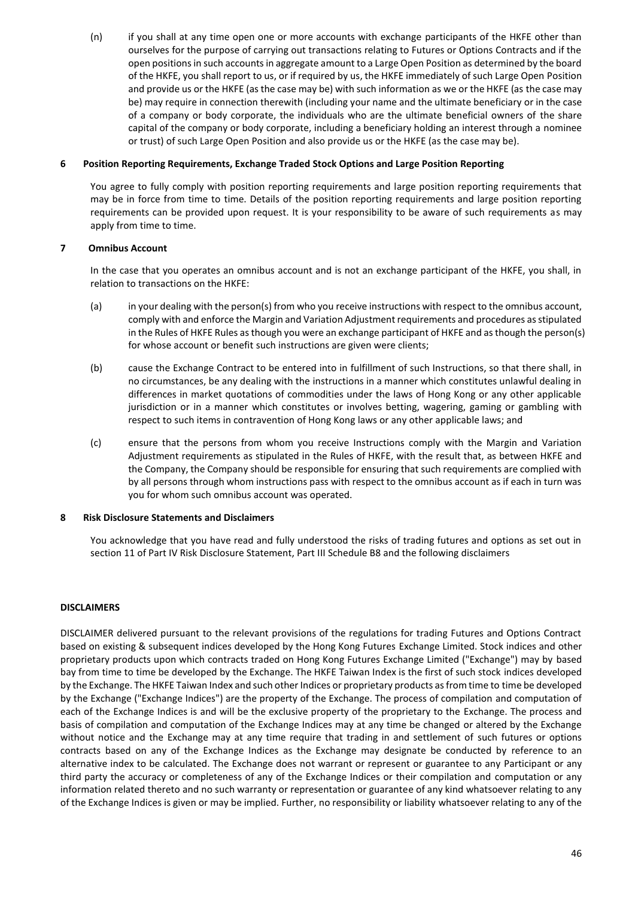(n) if you shall at any time open one or more accounts with exchange participants of the HKFE other than ourselves for the purpose of carrying out transactions relating to Futures or Options Contracts and if the open positions in such accounts in aggregate amount to a Large Open Position as determined by the board of the HKFE, you shall report to us, or if required by us, the HKFE immediately of such Large Open Position and provide us or the HKFE (as the case may be) with such information as we or the HKFE (as the case may be) may require in connection therewith (including your name and the ultimate beneficiary or in the case of a company or body corporate, the individuals who are the ultimate beneficial owners of the share capital of the company or body corporate, including a beneficiary holding an interest through a nominee or trust) of such Large Open Position and also provide us or the HKFE (as the case may be).

### 6 Position Reporting Requirements, Exchange Traded Stock Options and Large Position Reporting

You agree to fully comply with position reporting requirements and large position reporting requirements that may be in force from time to time. Details of the position reporting requirements and large position reporting requirements can be provided upon request. It is your responsibility to be aware of such requirements as may apply from time to time.

### 7 Omnibus Account

In the case that you operates an omnibus account and is not an exchange participant of the HKFE, you shall, in relation to transactions on the HKFE:

(a) in your dealing with the person(s) from who you receive instructions with respect to the omnibus account, comply with and enforce the Margin and Variation Adjustment requirements and procedures as stipulated in the Rules of HKFE Rules as though you were an exchange participant of HKFE and as though the person(s) for whose account or benefit such instructions are given were clients;

(b) cause the Exchange Contract to be entered into in fulfillment of such Instructions, so that there shall, in no circumstances, be any dealing with the instructions in a manner which constitutes unlawful dealing in differences in market quotations of commodities under the laws of Hong Kong or any other applicable jurisdiction or in a manner which constitutes or involves betting, wagering, gaming or gambling with respect to such items in contravention of Hong Kong laws or any other applicable laws; and

(c) ensure that the persons from whom you receive Instructions comply with the Margin and Variation Adjustment requirements as stipulated in the Rules of HKFE, with the result that, as between HKFE and the Company, the Company should be responsible for ensuring that such requirements are complied with by all persons through whom instructions pass with respect to the omnibus account as if each in turn was you for whom such omnibus account was operated.

### 8 Risk Disclosure Statements and Disclaimers

You acknowledge that you have read and fully understood the risks of trading futures and options as set out in section 11 of Part IV Risk Disclosure Statement, Part III Schedule B8 and the following disclaimers

**DISCLAIMERS**

DISCLAIMER delivered pursuant to the relevant provisions of the regulations for trading Futures and Options Contract based on existing & subsequent indices developed by the Hong Kong Futures Exchange Limited. Stock indices and other proprietary products upon which contracts traded on Hong Kong Futures Exchange Limited ("Exchange") may by based bay from time to time be developed by the Exchange. The HKFE Taiwan Index is the first of such stock indices developed by the Exchange. The HKFE Taiwan Index and such other Indices or proprietary products as from time to time be developed by the Exchange ("Exchange Indices") are the property of the Exchange. The process of compilation and computation of each of the Exchange Indices is and will be the exclusive property of the proprietary to the Exchange. The process and basis of compilation and computation of the Exchange Indices may at any time be changed or altered by the Exchange without notice and the Exchange may at any time require that trading in and settlement of such futures or options contracts based on any of the Exchange Indices as the Exchange may designate be conducted by reference to an alternative index to be calculated. The Exchange does not warrant or represent or guarantee to any Participant or any third party the accuracy or completeness of any of the Exchange Indices or their compilation and computation or any information related thereto and no such warranty or representation or guarantee of any kind whatsoever relating to any of the Exchange Indices is given or may be implied. Further, no responsibility or liability whatsoever relating to any of the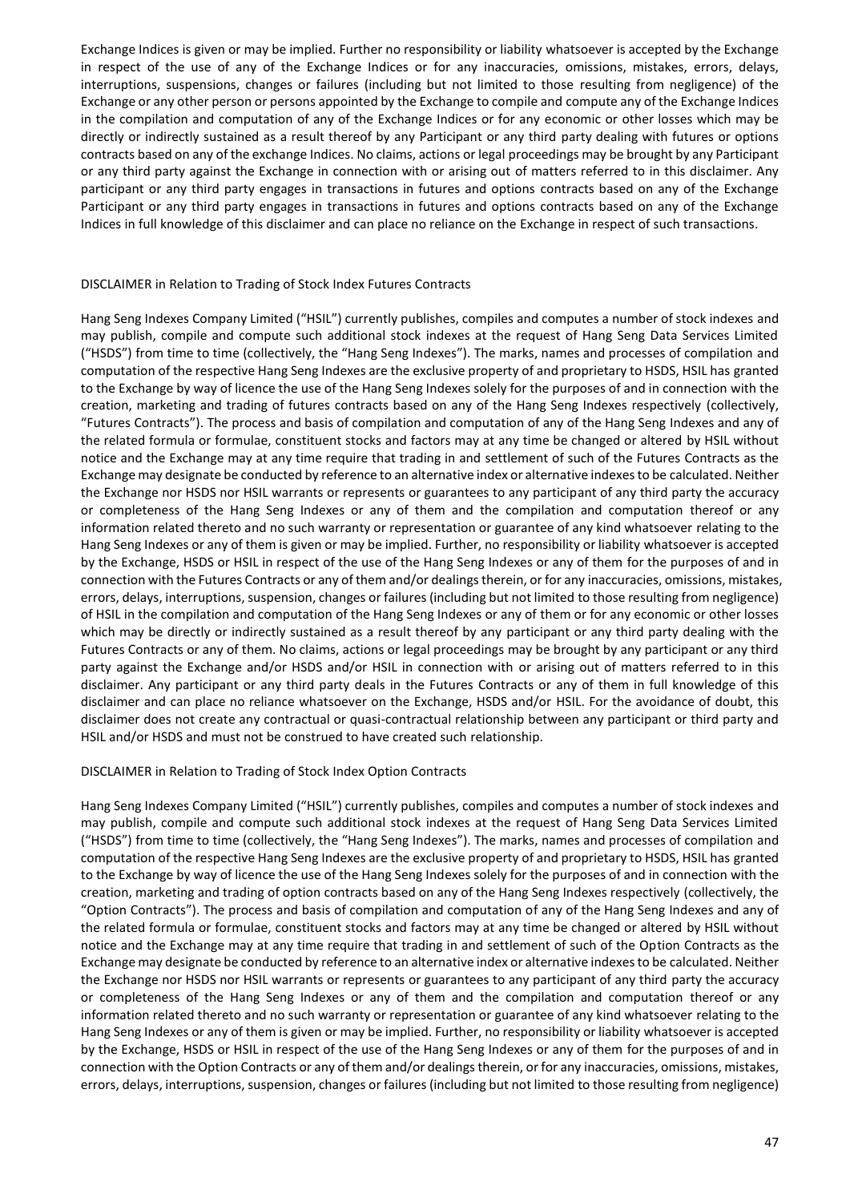Exchange Indices is given or may be implied. Further no responsibility or liability whatsoever is accepted by the Exchange in respect of the use of any of the Exchange Indices or for any inaccuracies, omissions, mistakes, errors, delays, interruptions, suspensions, changes or failures (including but not limited to those resulting from negligence) of the Exchange or any other person or persons appointed by the Exchange to compile and compute any of the Exchange Indices in the compilation and computation of any of the Exchange Indices or for any economic or other losses which may be directly or indirectly sustained as a result thereof by any Participant or any third party dealing with futures or options contracts based on any of the exchange Indices. No claims, actions or legal proceedings may be brought by any Participant or any third party against the Exchange in connection with or arising out of matters referred to in this disclaimer. Any participant or any third party engages in transactions in futures and options contracts based on any of the Exchange Participant or any third party engages in transactions in futures and options contracts based on any of the Exchange Indices in full knowledge of this disclaimer and can place no reliance on the Exchange in respect of such transactions.

DISCLAIMER in Relation to Trading of Stock Index Futures Contracts

Hang Seng Indexes Company Limited ("HSIL") currently publishes, compiles and computes a number of stock indexes and may publish, compile and compute such additional stock indexes at the request of Hang Seng Data Services Limited ("HSDS") from time to time (collectively, the "Hang Seng Indexes"). The marks, names and processes of compilation and computation of the respective Hang Seng Indexes are the exclusive property of and proprietary to HSDS, HSIL has granted to the Exchange by way of licence the use of the Hang Seng Indexes solely for the purposes of and in connection with the creation, marketing and trading of futures contracts based on any of the Hang Seng Indexes respectively (collectively, "Futures Contracts"). The process and basis of compilation and computation of any of the Hang Seng Indexes and any of the related formula or formulae, constituent stocks and factors may at any time be changed or altered by HSIL without notice and the Exchange may at any time require that trading in and settlement of such of the Futures Contracts as the Exchange may designate be conducted by reference to an alternative index or alternative indexes to be calculated. Neither the Exchange nor HSDS nor HSIL warrants or represents or guarantees to any participant of any third party the accuracy or completeness of the Hang Seng Indexes or any of them and the compilation and computation thereof or any information related thereto and no such warranty or representation or guarantee of any kind whatsoever relating to the Hang Seng Indexes or any of them is given or may be implied. Further, no responsibility or liability whatsoever is accepted by the Exchange, HSDS or HSIL in respect of the use of the Hang Seng Indexes or any of them for the purposes of and in connection with the Futures Contracts or any of them and/or dealings therein, or for any inaccuracies, omissions, mistakes, errors, delays, interruptions, suspension, changes or failures (including but not limited to those resulting from negligence) of HSIL in the compilation and computation of the Hang Seng Indexes or any of them or for any economic or other losses which may be directly or indirectly sustained as a result thereof by any participant or any third party dealing with the Futures Contracts or any of them. No claims, actions or legal proceedings may be brought by any participant or any third party against the Exchange and/or HSDS and/or HSIL in connection with or arising out of matters referred to in this disclaimer. Any participant or any third party deals in the Futures Contracts or any of them in full knowledge of this disclaimer and can place no reliance whatsoever on the Exchange, HSDS and/or HSIL. For the avoidance of doubt, this disclaimer does not create any contractual or quasi-contractual relationship between any participant or third party and HSIL and/or HSDS and must not be construed to have created such relationship.

DISCLAIMER in Relation to Trading of Stock Index Option Contracts

Hang Seng Indexes Company Limited ("HSIL") currently publishes, compiles and computes a number of stock indexes and may publish, compile and compute such additional stock indexes at the request of Hang Seng Data Services Limited ("HSDS") from time to time (collectively, the "Hang Seng Indexes"). The marks, names and processes of compilation and computation of the respective Hang Seng Indexes are the exclusive property of and proprietary to HSDS, HSIL has granted to the Exchange by way of licence the use of the Hang Seng Indexes solely for the purposes of and in connection with the creation, marketing and trading of option contracts based on any of the Hang Seng Indexes respectively (collectively, the "Option Contracts"). The process and basis of compilation and computation of any of the Hang Seng Indexes and any of the related formula or formulae, constituent stocks and factors may at any time be changed or altered by HSIL without notice and the Exchange may at any time require that trading in and settlement of such of the Option Contracts as the Exchange may designate be conducted by reference to an alternative index or alternative indexes to be calculated. Neither the Exchange nor HSDS nor HSIL warrants or represents or guarantees to any participant of any third party the accuracy or completeness of the Hang Seng Indexes or any of them and the compilation and computation thereof or any information related thereto and no such warranty or representation or guarantee of any kind whatsoever relating to the Hang Seng Indexes or any of them is given or may be implied. Further, no responsibility or liability whatsoever is accepted by the Exchange, HSDS or HSIL in respect of the use of the Hang Seng Indexes or any of them for the purposes of and in connection with the Option Contracts or any of them and/or dealings therein, or for any inaccuracies, omissions, mistakes, errors, delays, interruptions, suspension, changes or failures (including but not limited to those resulting from negligence)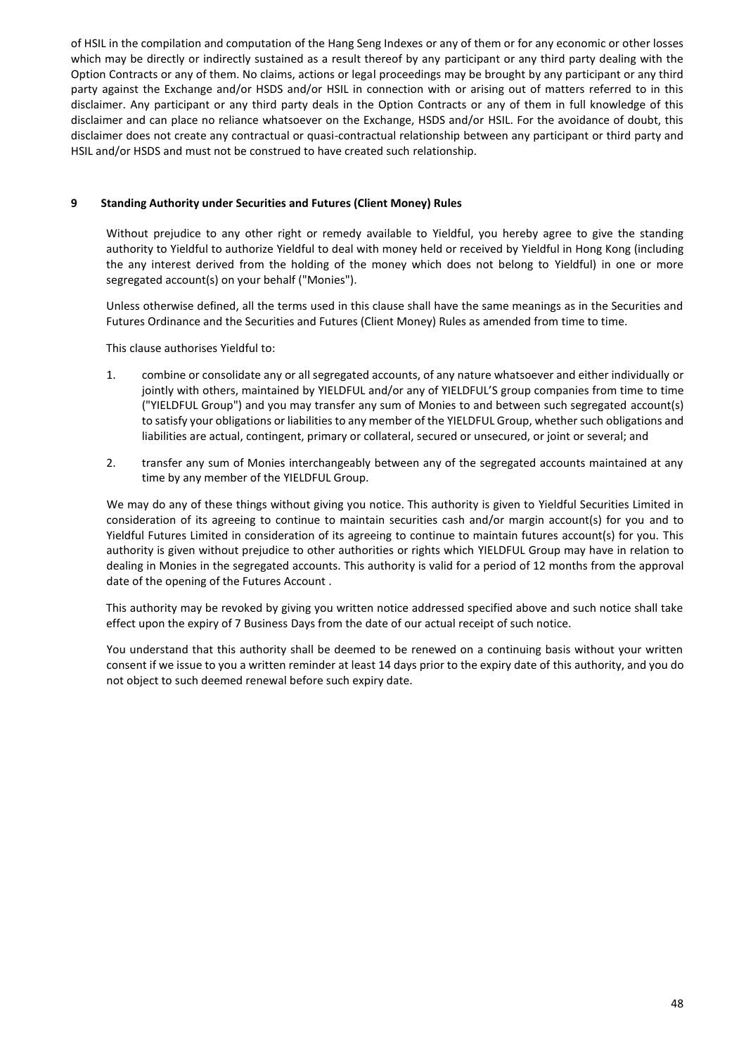of HSIL in the compilation and computation of the Hang Seng Indexes or any of them or for any economic or other losses which may be directly or indirectly sustained as a result thereof by any participant or any third party dealing with the Option Contracts or any of them. No claims, actions or legal proceedings may be brought by any participant or any third party against the Exchange and/or HSDS and/or HSIL in connection with or arising out of matters referred to in this disclaimer. Any participant or any third party deals in the Option Contracts or any of them in full knowledge of this disclaimer and can place no reliance whatsoever on the Exchange, HSDS and/or HSIL. For the avoidance of doubt, this disclaimer does not create any contractual or quasi-contractual relationship between any participant or third party and HSIL and/or HSDS and must not be construed to have created such relationship.

## 9 Standing Authority under Securities and Futures (Client Money) Rules

Without prejudice to any other right or remedy available to Yieldful, you hereby agree to give the standing authority to Yieldful to authorize Yieldful to deal with money held or received by Yieldful in Hong Kong (including the any interest derived from the holding of the money which does not belong to Yieldful) in one or more segregated account(s) on your behalf ("Monies").

Unless otherwise defined, all the terms used in this clause shall have the same meanings as in the Securities and Futures Ordinance and the Securities and Futures (Client Money) Rules as amended from time to time.

This clause authorises Yieldful to:

1. combine or consolidate any or all segregated accounts, of any nature whatsoever and either individually or jointly with others, maintained by YIELDFUL and/or any of YIELDFUL'S group companies from time to time ("YIELDFUL Group") and you may transfer any sum of Monies to and between such segregated account(s) to satisfy your obligations or liabilities to any member of the YIELDFUL Group, whether such obligations and liabilities are actual, contingent, primary or collateral, secured or unsecured, or joint or several; and
2. transfer any sum of Monies interchangeably between any of the segregated accounts maintained at any time by any member of the YIELDFUL Group.

We may do any of these things without giving you notice. This authority is given to Yieldful Securities Limited in consideration of its agreeing to continue to maintain securities cash and/or margin account(s) for you and to Yieldful Futures Limited in consideration of its agreeing to continue to maintain futures account(s) for you. This authority is given without prejudice to other authorities or rights which YIELDFUL Group may have in relation to dealing in Monies in the segregated accounts. This authority is valid for a period of 12 months from the approval date of the opening of the Futures Account .

This authority may be revoked by giving you written notice addressed specified above and such notice shall take effect upon the expiry of 7 Business Days from the date of our actual receipt of such notice.

You understand that this authority shall be deemed to be renewed on a continuing basis without your written consent if we issue to you a written reminder at least 14 days prior to the expiry date of this authority, and you do not object to such deemed renewal before such expiry date.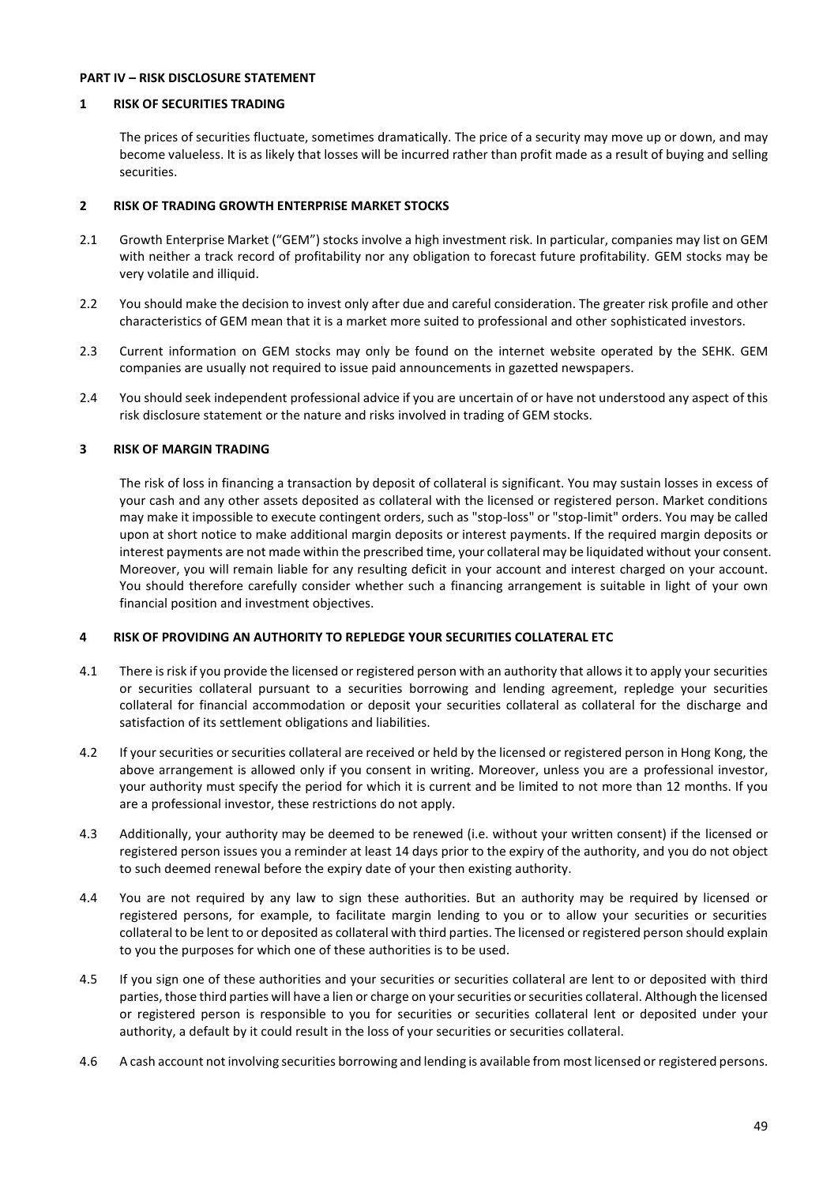**PART IV – RISK DISCLOSURE STATEMENT**

**1 RISK OF SECURITIES TRADING**

The prices of securities fluctuate, sometimes dramatically. The price of a security may move up or down, and may become valueless. It is as likely that losses will be incurred rather than profit made as a result of buying and selling securities.

**2 RISK OF TRADING GROWTH ENTERPRISE MARKET STOCKS**

2.1 Growth Enterprise Market ("GEM") stocks involve a high investment risk. In particular, companies may list on GEM with neither a track record of profitability nor any obligation to forecast future profitability. GEM stocks may be very volatile and illiquid.

2.2 You should make the decision to invest only after due and careful consideration. The greater risk profile and other characteristics of GEM mean that it is a market more suited to professional and other sophisticated investors.

2.3 Current information on GEM stocks may only be found on the internet website operated by the SEHK. GEM companies are usually not required to issue paid announcements in gazetted newspapers.

2.4 You should seek independent professional advice if you are uncertain of or have not understood any aspect of this risk disclosure statement or the nature and risks involved in trading of GEM stocks.

**3 RISK OF MARGIN TRADING**

The risk of loss in financing a transaction by deposit of collateral is significant. You may sustain losses in excess of your cash and any other assets deposited as collateral with the licensed or registered person. Market conditions may make it impossible to execute contingent orders, such as "stop-loss" or "stop-limit" orders. You may be called upon at short notice to make additional margin deposits or interest payments. If the required margin deposits or interest payments are not made within the prescribed time, your collateral may be liquidated without your consent. Moreover, you will remain liable for any resulting deficit in your account and interest charged on your account. You should therefore carefully consider whether such a financing arrangement is suitable in light of your own financial position and investment objectives.

**4 RISK OF PROVIDING AN AUTHORITY TO REPLEDGE YOUR SECURITIES COLLATERAL ETC**

4.1 There is risk if you provide the licensed or registered person with an authority that allows it to apply your securities or securities collateral pursuant to a securities borrowing and lending agreement, repledge your securities collateral for financial accommodation or deposit your securities collateral as collateral for the discharge and satisfaction of its settlement obligations and liabilities.

4.2 If your securities or securities collateral are received or held by the licensed or registered person in Hong Kong, the above arrangement is allowed only if you consent in writing. Moreover, unless you are a professional investor, your authority must specify the period for which it is current and be limited to not more than 12 months. If you are a professional investor, these restrictions do not apply.

4.3 Additionally, your authority may be deemed to be renewed (i.e. without your written consent) if the licensed or registered person issues you a reminder at least 14 days prior to the expiry of the authority, and you do not object to such deemed renewal before the expiry date of your then existing authority.

4.4 You are not required by any law to sign these authorities. But an authority may be required by licensed or registered persons, for example, to facilitate margin lending to you or to allow your securities or securities collateral to be lent to or deposited as collateral with third parties. The licensed or registered person should explain to you the purposes for which one of these authorities is to be used.

4.5 If you sign one of these authorities and your securities or securities collateral are lent to or deposited with third parties, those third parties will have a lien or charge on your securities or securities collateral. Although the licensed or registered person is responsible to you for securities or securities collateral lent or deposited under your authority, a default by it could result in the loss of your securities or securities collateral.

4.6 A cash account not involving securities borrowing and lending is available from most licensed or registered persons.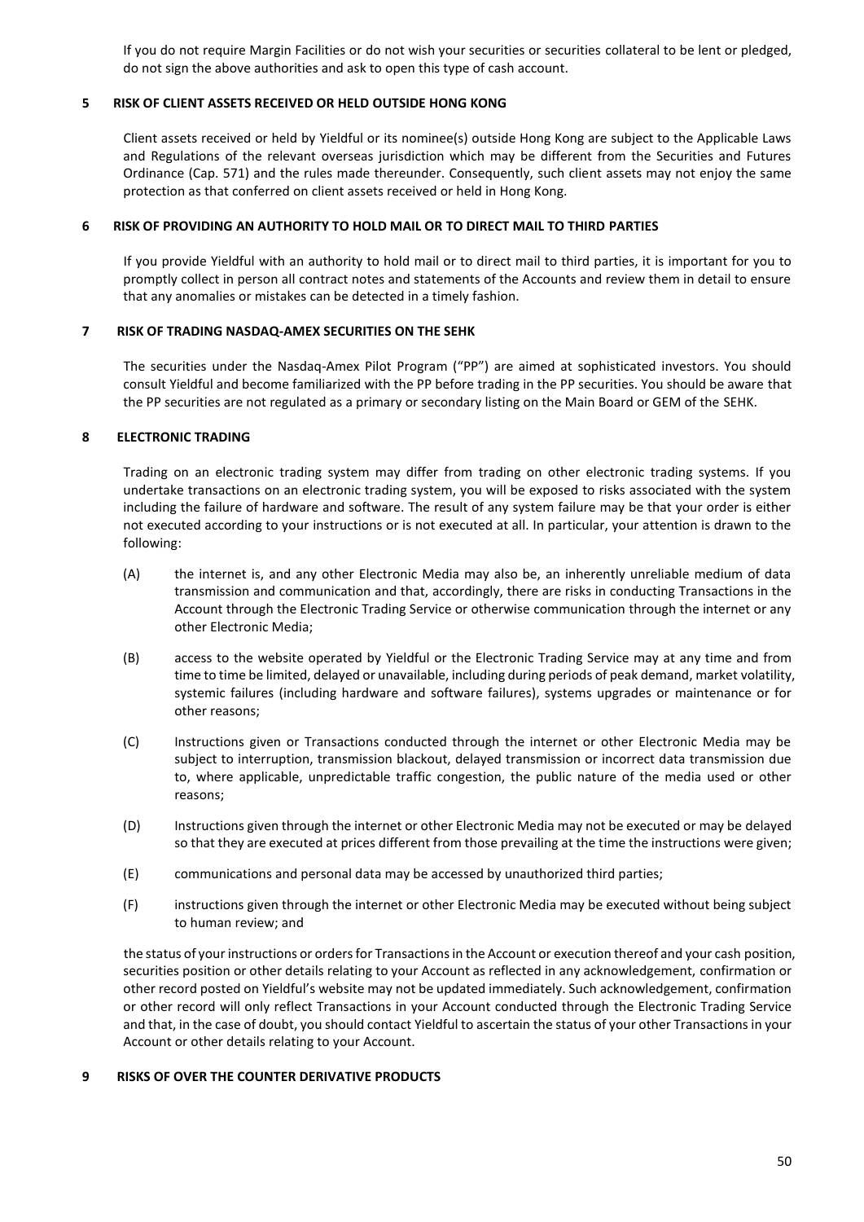If you do not require Margin Facilities or do not wish your securities or securities collateral to be lent or pledged, do not sign the above authorities and ask to open this type of cash account.

## 5 RISK OF CLIENT ASSETS RECEIVED OR HELD OUTSIDE HONG KONG

Client assets received or held by Yieldful or its nominee(s) outside Hong Kong are subject to the Applicable Laws and Regulations of the relevant overseas jurisdiction which may be different from the Securities and Futures Ordinance (Cap. 571) and the rules made thereunder. Consequently, such client assets may not enjoy the same protection as that conferred on client assets received or held in Hong Kong.

## 6 RISK OF PROVIDING AN AUTHORITY TO HOLD MAIL OR TO DIRECT MAIL TO THIRD PARTIES

If you provide Yieldful with an authority to hold mail or to direct mail to third parties, it is important for you to promptly collect in person all contract notes and statements of the Accounts and review them in detail to ensure that any anomalies or mistakes can be detected in a timely fashion.

## 7 RISK OF TRADING NASDAQ-AMEX SECURITIES ON THE SEHK

The securities under the Nasdaq-Amex Pilot Program ("PP") are aimed at sophisticated investors. You should consult Yieldful and become familiarized with the PP before trading in the PP securities. You should be aware that the PP securities are not regulated as a primary or secondary listing on the Main Board or GEM of the SEHK.

## 8 ELECTRONIC TRADING

Trading on an electronic trading system may differ from trading on other electronic trading systems. If you undertake transactions on an electronic trading system, you will be exposed to risks associated with the system including the failure of hardware and software. The result of any system failure may be that your order is either not executed according to your instructions or is not executed at all. In particular, your attention is drawn to the following:

(A) the internet is, and any other Electronic Media may also be, an inherently unreliable medium of data transmission and communication and that, accordingly, there are risks in conducting Transactions in the Account through the Electronic Trading Service or otherwise communication through the internet or any other Electronic Media;

(B) access to the website operated by Yieldful or the Electronic Trading Service may at any time and from time to time be limited, delayed or unavailable, including during periods of peak demand, market volatility, systemic failures (including hardware and software failures), systems upgrades or maintenance or for other reasons;

(C) Instructions given or Transactions conducted through the internet or other Electronic Media may be subject to interruption, transmission blackout, delayed transmission or incorrect data transmission due to, where applicable, unpredictable traffic congestion, the public nature of the media used or other reasons;

(D) Instructions given through the internet or other Electronic Media may not be executed or may be delayed so that they are executed at prices different from those prevailing at the time the instructions were given;

(E) communications and personal data may be accessed by unauthorized third parties;

(F) instructions given through the internet or other Electronic Media may be executed without being subject to human review; and

the status of your instructions or orders for Transactions in the Account or execution thereof and your cash position, securities position or other details relating to your Account as reflected in any acknowledgement, confirmation or other record posted on Yieldful's website may not be updated immediately. Such acknowledgement, confirmation or other record will only reflect Transactions in your Account conducted through the Electronic Trading Service and that, in the case of doubt, you should contact Yieldful to ascertain the status of your other Transactions in your Account or other details relating to your Account.

## 9 RISKS OF OVER THE COUNTER DERIVATIVE PRODUCTS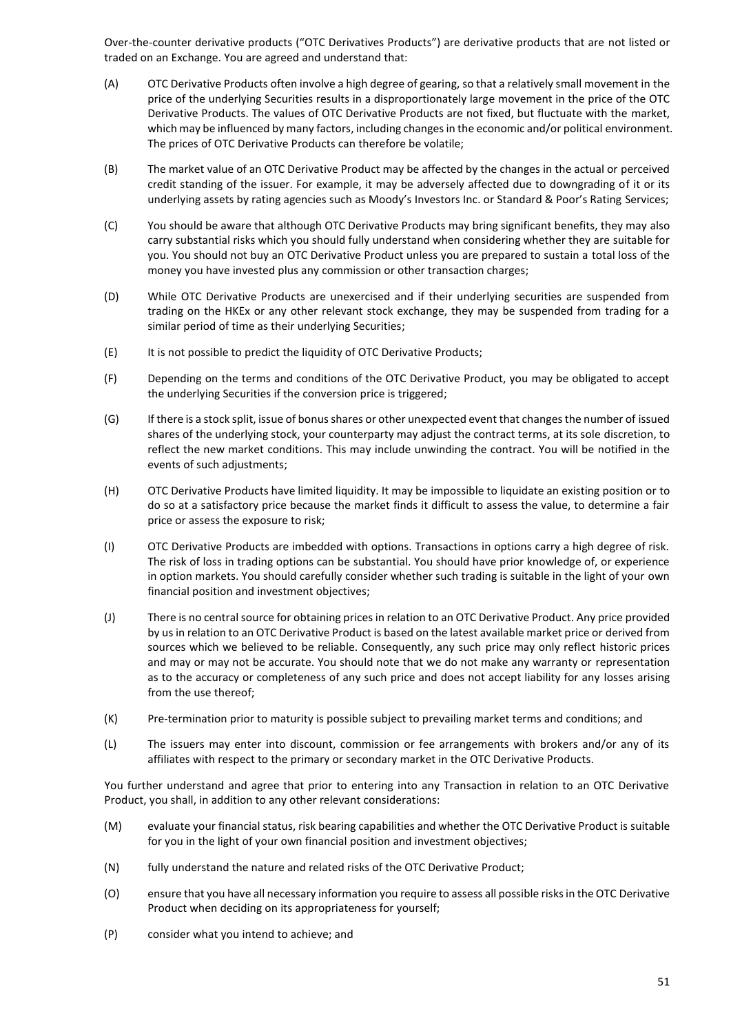Over-the-counter derivative products ("OTC Derivatives Products") are derivative products that are not listed or traded on an Exchange. You are agreed and understand that:

(A) OTC Derivative Products often involve a high degree of gearing, so that a relatively small movement in the price of the underlying Securities results in a disproportionately large movement in the price of the OTC Derivative Products. The values of OTC Derivative Products are not fixed, but fluctuate with the market, which may be influenced by many factors, including changes in the economic and/or political environment. The prices of OTC Derivative Products can therefore be volatile;

(B) The market value of an OTC Derivative Product may be affected by the changes in the actual or perceived credit standing of the issuer. For example, it may be adversely affected due to downgrading of it or its underlying assets by rating agencies such as Moody's Investors Inc. or Standard & Poor's Rating Services;

(C) You should be aware that although OTC Derivative Products may bring significant benefits, they may also carry substantial risks which you should fully understand when considering whether they are suitable for you. You should not buy an OTC Derivative Product unless you are prepared to sustain a total loss of the money you have invested plus any commission or other transaction charges;

(D) While OTC Derivative Products are unexercised and if their underlying securities are suspended from trading on the HKEx or any other relevant stock exchange, they may be suspended from trading for a similar period of time as their underlying Securities;

(E) It is not possible to predict the liquidity of OTC Derivative Products;

(F) Depending on the terms and conditions of the OTC Derivative Product, you may be obligated to accept the underlying Securities if the conversion price is triggered;

(G) If there is a stock split, issue of bonus shares or other unexpected event that changes the number of issued shares of the underlying stock, your counterparty may adjust the contract terms, at its sole discretion, to reflect the new market conditions. This may include unwinding the contract. You will be notified in the events of such adjustments;

(H) OTC Derivative Products have limited liquidity. It may be impossible to liquidate an existing position or to do so at a satisfactory price because the market finds it difficult to assess the value, to determine a fair price or assess the exposure to risk;

(I) OTC Derivative Products are imbedded with options. Transactions in options carry a high degree of risk. The risk of loss in trading options can be substantial. You should have prior knowledge of, or experience in option markets. You should carefully consider whether such trading is suitable in the light of your own financial position and investment objectives;

(J) There is no central source for obtaining prices in relation to an OTC Derivative Product. Any price provided by us in relation to an OTC Derivative Product is based on the latest available market price or derived from sources which we believed to be reliable. Consequently, any such price may only reflect historic prices and may or may not be accurate. You should note that we do not make any warranty or representation as to the accuracy or completeness of any such price and does not accept liability for any losses arising from the use thereof;

(K) Pre-termination prior to maturity is possible subject to prevailing market terms and conditions; and

(L) The issuers may enter into discount, commission or fee arrangements with brokers and/or any of its affiliates with respect to the primary or secondary market in the OTC Derivative Products.

You further understand and agree that prior to entering into any Transaction in relation to an OTC Derivative Product, you shall, in addition to any other relevant considerations:

(M) evaluate your financial status, risk bearing capabilities and whether the OTC Derivative Product is suitable for you in the light of your own financial position and investment objectives;

(N) fully understand the nature and related risks of the OTC Derivative Product;

(O) ensure that you have all necessary information you require to assess all possible risks in the OTC Derivative Product when deciding on its appropriateness for yourself;

(P) consider what you intend to achieve; and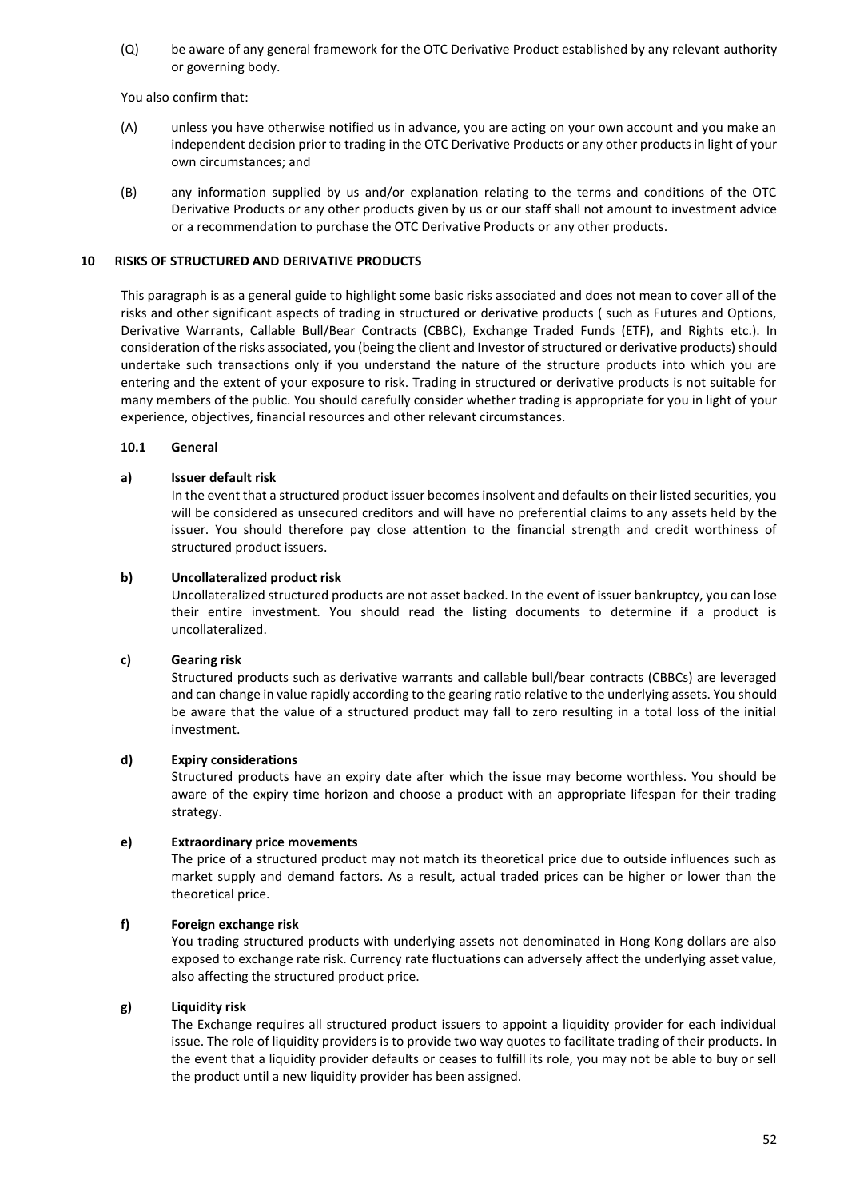(Q) be aware of any general framework for the OTC Derivative Product established by any relevant authority or governing body.

You also confirm that:

(A) unless you have otherwise notified us in advance, you are acting on your own account and you make an independent decision prior to trading in the OTC Derivative Products or any other products in light of your own circumstances; and

(B) any information supplied by us and/or explanation relating to the terms and conditions of the OTC Derivative Products or any other products given by us or our staff shall not amount to investment advice or a recommendation to purchase the OTC Derivative Products or any other products.

## 10 RISKS OF STRUCTURED AND DERIVATIVE PRODUCTS

This paragraph is as a general guide to highlight some basic risks associated and does not mean to cover all of the risks and other significant aspects of trading in structured or derivative products ( such as Futures and Options, Derivative Warrants, Callable Bull/Bear Contracts (CBBC), Exchange Traded Funds (ETF), and Rights etc.). In consideration of the risks associated, you (being the client and Investor of structured or derivative products) should undertake such transactions only if you understand the nature of the structure products into which you are entering and the extent of your exposure to risk. Trading in structured or derivative products is not suitable for many members of the public. You should carefully consider whether trading is appropriate for you in light of your experience, objectives, financial resources and other relevant circumstances.

### 10.1 General

**a) Issuer default risk**

In the event that a structured product issuer becomes insolvent and defaults on their listed securities, you will be considered as unsecured creditors and will have no preferential claims to any assets held by the issuer. You should therefore pay close attention to the financial strength and credit worthiness of structured product issuers.

**b) Uncollateralized product risk**

Uncollateralized structured products are not asset backed. In the event of issuer bankruptcy, you can lose their entire investment. You should read the listing documents to determine if a product is uncollateralized.

**c) Gearing risk**

Structured products such as derivative warrants and callable bull/bear contracts (CBBCs) are leveraged and can change in value rapidly according to the gearing ratio relative to the underlying assets. You should be aware that the value of a structured product may fall to zero resulting in a total loss of the initial investment.

**d) Expiry considerations**

Structured products have an expiry date after which the issue may become worthless. You should be aware of the expiry time horizon and choose a product with an appropriate lifespan for their trading strategy.

**e) Extraordinary price movements**

The price of a structured product may not match its theoretical price due to outside influences such as market supply and demand factors. As a result, actual traded prices can be higher or lower than the theoretical price.

**f) Foreign exchange risk**

You trading structured products with underlying assets not denominated in Hong Kong dollars are also exposed to exchange rate risk. Currency rate fluctuations can adversely affect the underlying asset value, also affecting the structured product price.

**g) Liquidity risk**

The Exchange requires all structured product issuers to appoint a liquidity provider for each individual issue. The role of liquidity providers is to provide two way quotes to facilitate trading of their products. In the event that a liquidity provider defaults or ceases to fulfill its role, you may not be able to buy or sell the product until a new liquidity provider has been assigned.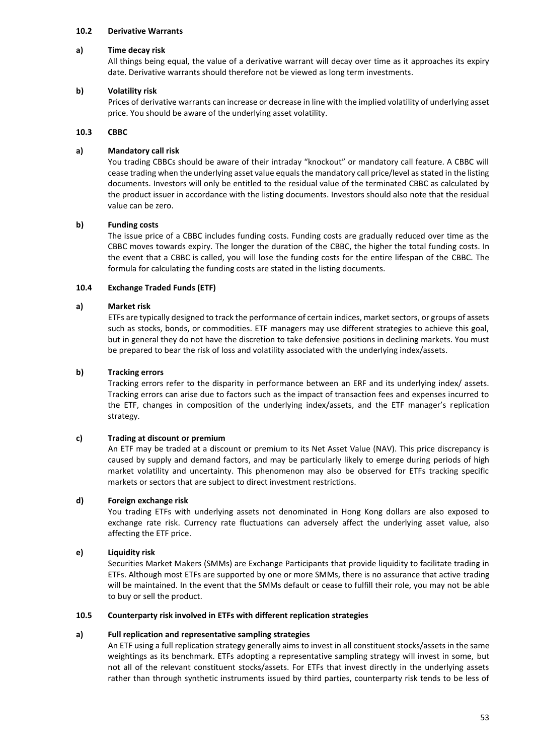### 10.2 Derivative Warrants

**a) Time decay risk**

All things being equal, the value of a derivative warrant will decay over time as it approaches its expiry date. Derivative warrants should therefore not be viewed as long term investments.

**b) Volatility risk**

Prices of derivative warrants can increase or decrease in line with the implied volatility of underlying asset price. You should be aware of the underlying asset volatility.

### 10.3 CBBC

**a) Mandatory call risk**

You trading CBBCs should be aware of their intraday "knockout" or mandatory call feature. A CBBC will cease trading when the underlying asset value equals the mandatory call price/level as stated in the listing documents. Investors will only be entitled to the residual value of the terminated CBBC as calculated by the product issuer in accordance with the listing documents. Investors should also note that the residual value can be zero.

**b) Funding costs**

The issue price of a CBBC includes funding costs. Funding costs are gradually reduced over time as the CBBC moves towards expiry. The longer the duration of the CBBC, the higher the total funding costs. In the event that a CBBC is called, you will lose the funding costs for the entire lifespan of the CBBC. The formula for calculating the funding costs are stated in the listing documents.

### 10.4 Exchange Traded Funds (ETF)

**a) Market risk**

ETFs are typically designed to track the performance of certain indices, market sectors, or groups of assets such as stocks, bonds, or commodities. ETF managers may use different strategies to achieve this goal, but in general they do not have the discretion to take defensive positions in declining markets. You must be prepared to bear the risk of loss and volatility associated with the underlying index/assets.

**b) Tracking errors**

Tracking errors refer to the disparity in performance between an ERF and its underlying index/ assets. Tracking errors can arise due to factors such as the impact of transaction fees and expenses incurred to the ETF, changes in composition of the underlying index/assets, and the ETF manager's replication strategy.

**c) Trading at discount or premium**

An ETF may be traded at a discount or premium to its Net Asset Value (NAV). This price discrepancy is caused by supply and demand factors, and may be particularly likely to emerge during periods of high market volatility and uncertainty. This phenomenon may also be observed for ETFs tracking specific markets or sectors that are subject to direct investment restrictions.

**d) Foreign exchange risk**

You trading ETFs with underlying assets not denominated in Hong Kong dollars are also exposed to exchange rate risk. Currency rate fluctuations can adversely affect the underlying asset value, also affecting the ETF price.

**e) Liquidity risk**

Securities Market Makers (SMMs) are Exchange Participants that provide liquidity to facilitate trading in ETFs. Although most ETFs are supported by one or more SMMs, there is no assurance that active trading will be maintained. In the event that the SMMs default or cease to fulfill their role, you may not be able to buy or sell the product.

### 10.5 Counterparty risk involved in ETFs with different replication strategies

**a) Full replication and representative sampling strategies**

An ETF using a full replication strategy generally aims to invest in all constituent stocks/assets in the same weightings as its benchmark. ETFs adopting a representative sampling strategy will invest in some, but not all of the relevant constituent stocks/assets. For ETFs that invest directly in the underlying assets rather than through synthetic instruments issued by third parties, counterparty risk tends to be less of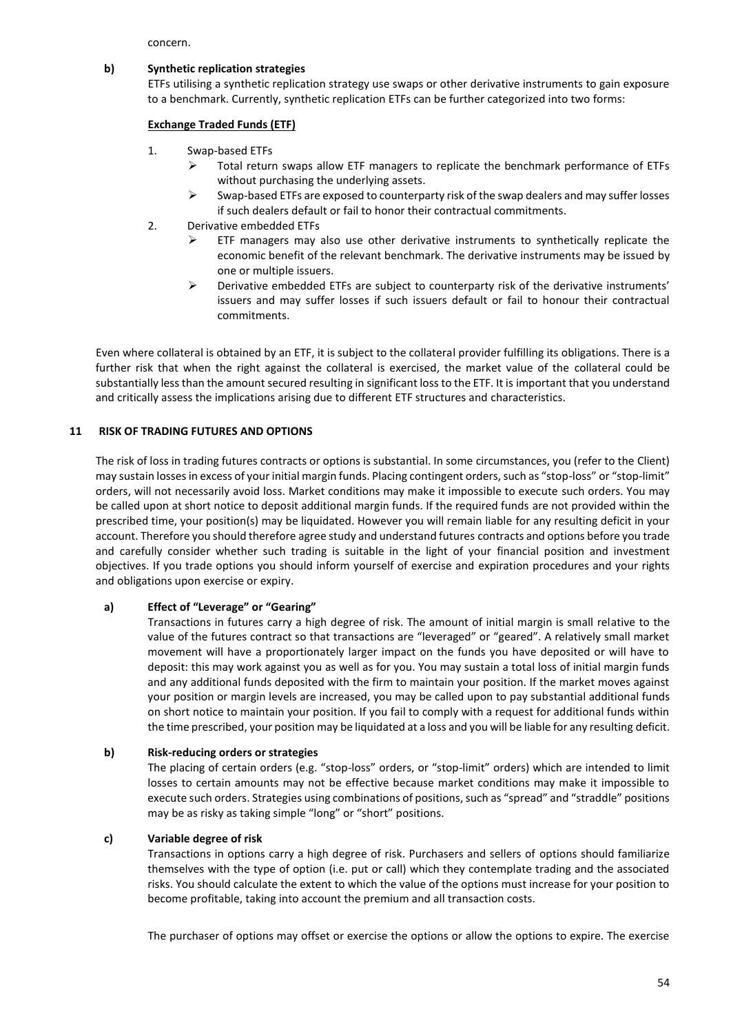concern.

**b) Synthetic replication strategies**

ETFs utilising a synthetic replication strategy use swaps or other derivative instruments to gain exposure to a benchmark. Currently, synthetic replication ETFs can be further categorized into two forms:

**Exchange Traded Funds (ETF)**

1. Swap-based ETFs
   - Total return swaps allow ETF managers to replicate the benchmark performance of ETFs without purchasing the underlying assets.
   - Swap-based ETFs are exposed to counterparty risk of the swap dealers and may suffer losses if such dealers default or fail to honor their contractual commitments.
2. Derivative embedded ETFs
   - ETF managers may also use other derivative instruments to synthetically replicate the economic benefit of the relevant benchmark. The derivative instruments may be issued by one or multiple issuers.
   - Derivative embedded ETFs are subject to counterparty risk of the derivative instruments' issuers and may suffer losses if such issuers default or fail to honour their contractual commitments.

Even where collateral is obtained by an ETF, it is subject to the collateral provider fulfilling its obligations. There is a further risk that when the right against the collateral is exercised, the market value of the collateral could be substantially less than the amount secured resulting in significant loss to the ETF. It is important that you understand and critically assess the implications arising due to different ETF structures and characteristics.

## 11 RISK OF TRADING FUTURES AND OPTIONS

The risk of loss in trading futures contracts or options is substantial. In some circumstances, you (refer to the Client) may sustain losses in excess of your initial margin funds. Placing contingent orders, such as "stop-loss" or "stop-limit" orders, will not necessarily avoid loss. Market conditions may make it impossible to execute such orders. You may be called upon at short notice to deposit additional margin funds. If the required funds are not provided within the prescribed time, your position(s) may be liquidated. However you will remain liable for any resulting deficit in your account. Therefore you should therefore agree study and understand futures contracts and options before you trade and carefully consider whether such trading is suitable in the light of your financial position and investment objectives. If you trade options you should inform yourself of exercise and expiration procedures and your rights and obligations upon exercise or expiry.

**a) Effect of "Leverage" or "Gearing"**

Transactions in futures carry a high degree of risk. The amount of initial margin is small relative to the value of the futures contract so that transactions are "leveraged" or "geared". A relatively small market movement will have a proportionately larger impact on the funds you have deposited or will have to deposit: this may work against you as well as for you. You may sustain a total loss of initial margin funds and any additional funds deposited with the firm to maintain your position. If the market moves against your position or margin levels are increased, you may be called upon to pay substantial additional funds on short notice to maintain your position. If you fail to comply with a request for additional funds within the time prescribed, your position may be liquidated at a loss and you will be liable for any resulting deficit.

**b) Risk-reducing orders or strategies**

The placing of certain orders (e.g. "stop-loss" orders, or "stop-limit" orders) which are intended to limit losses to certain amounts may not be effective because market conditions may make it impossible to execute such orders. Strategies using combinations of positions, such as "spread" and "straddle" positions may be as risky as taking simple "long" or "short" positions.

**c) Variable degree of risk**

Transactions in options carry a high degree of risk. Purchasers and sellers of options should familiarize themselves with the type of option (i.e. put or call) which they contemplate trading and the associated risks. You should calculate the extent to which the value of the options must increase for your position to become profitable, taking into account the premium and all transaction costs.

The purchaser of options may offset or exercise the options or allow the options to expire. The exercise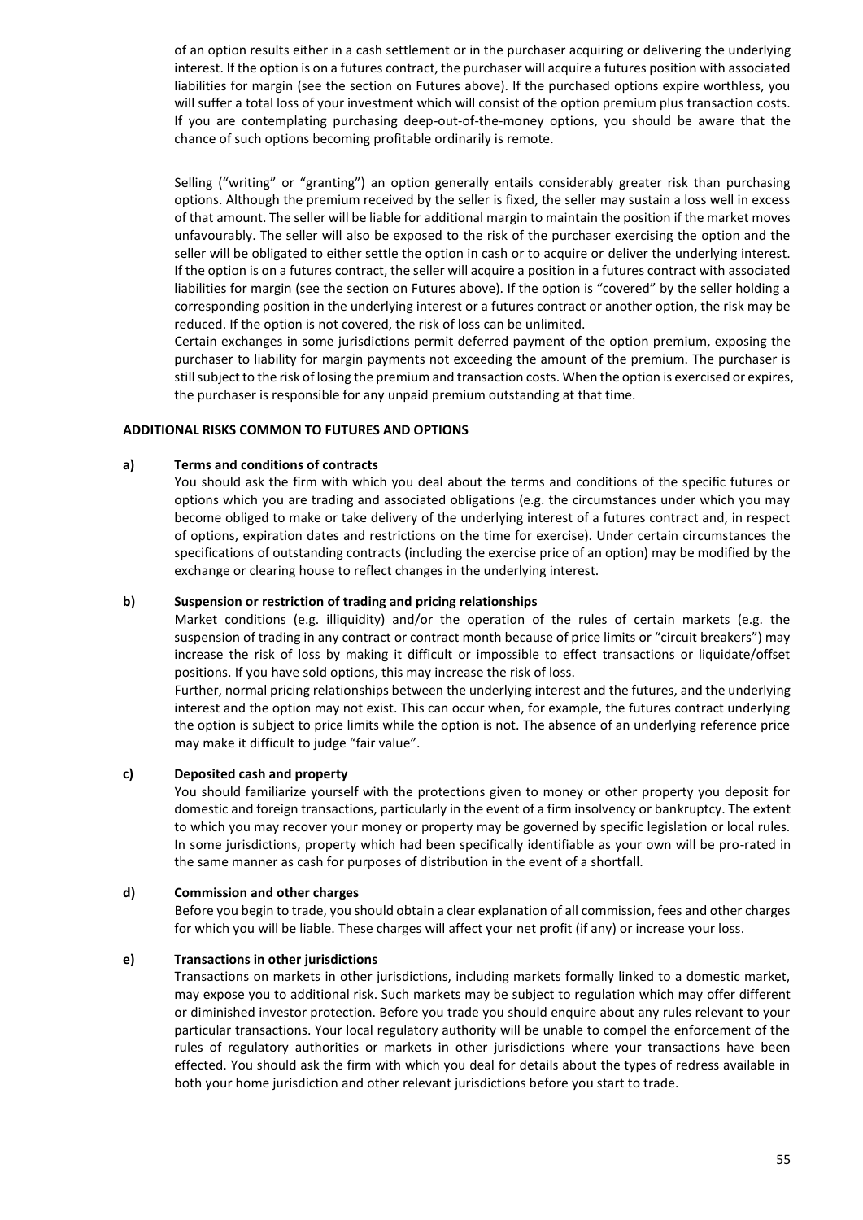of an option results either in a cash settlement or in the purchaser acquiring or delivering the underlying interest. If the option is on a futures contract, the purchaser will acquire a futures position with associated liabilities for margin (see the section on Futures above). If the purchased options expire worthless, you will suffer a total loss of your investment which will consist of the option premium plus transaction costs. If you are contemplating purchasing deep-out-of-the-money options, you should be aware that the chance of such options becoming profitable ordinarily is remote.

Selling ("writing" or "granting") an option generally entails considerably greater risk than purchasing options. Although the premium received by the seller is fixed, the seller may sustain a loss well in excess of that amount. The seller will be liable for additional margin to maintain the position if the market moves unfavourably. The seller will also be exposed to the risk of the purchaser exercising the option and the seller will be obligated to either settle the option in cash or to acquire or deliver the underlying interest. If the option is on a futures contract, the seller will acquire a position in a futures contract with associated liabilities for margin (see the section on Futures above). If the option is "covered" by the seller holding a corresponding position in the underlying interest or a futures contract or another option, the risk may be reduced. If the option is not covered, the risk of loss can be unlimited.
Certain exchanges in some jurisdictions permit deferred payment of the option premium, exposing the purchaser to liability for margin payments not exceeding the amount of the premium. The purchaser is still subject to the risk of losing the premium and transaction costs. When the option is exercised or expires, the purchaser is responsible for any unpaid premium outstanding at that time.

**ADDITIONAL RISKS COMMON TO FUTURES AND OPTIONS**

**a) Terms and conditions of contracts**

You should ask the firm with which you deal about the terms and conditions of the specific futures or options which you are trading and associated obligations (e.g. the circumstances under which you may become obliged to make or take delivery of the underlying interest of a futures contract and, in respect of options, expiration dates and restrictions on the time for exercise). Under certain circumstances the specifications of outstanding contracts (including the exercise price of an option) may be modified by the exchange or clearing house to reflect changes in the underlying interest.

**b) Suspension or restriction of trading and pricing relationships**

Market conditions (e.g. illiquidity) and/or the operation of the rules of certain markets (e.g. the suspension of trading in any contract or contract month because of price limits or "circuit breakers") may increase the risk of loss by making it difficult or impossible to effect transactions or liquidate/offset positions. If you have sold options, this may increase the risk of loss.
Further, normal pricing relationships between the underlying interest and the futures, and the underlying interest and the option may not exist. This can occur when, for example, the futures contract underlying the option is subject to price limits while the option is not. The absence of an underlying reference price may make it difficult to judge "fair value".

**c) Deposited cash and property**

You should familiarize yourself with the protections given to money or other property you deposit for domestic and foreign transactions, particularly in the event of a firm insolvency or bankruptcy. The extent to which you may recover your money or property may be governed by specific legislation or local rules. In some jurisdictions, property which had been specifically identifiable as your own will be pro-rated in the same manner as cash for purposes of distribution in the event of a shortfall.

**d) Commission and other charges**

Before you begin to trade, you should obtain a clear explanation of all commission, fees and other charges for which you will be liable. These charges will affect your net profit (if any) or increase your loss.

**e) Transactions in other jurisdictions**

Transactions on markets in other jurisdictions, including markets formally linked to a domestic market, may expose you to additional risk. Such markets may be subject to regulation which may offer different or diminished investor protection. Before you trade you should enquire about any rules relevant to your particular transactions. Your local regulatory authority will be unable to compel the enforcement of the rules of regulatory authorities or markets in other jurisdictions where your transactions have been effected. You should ask the firm with which you deal for details about the types of redress available in both your home jurisdiction and other relevant jurisdictions before you start to trade.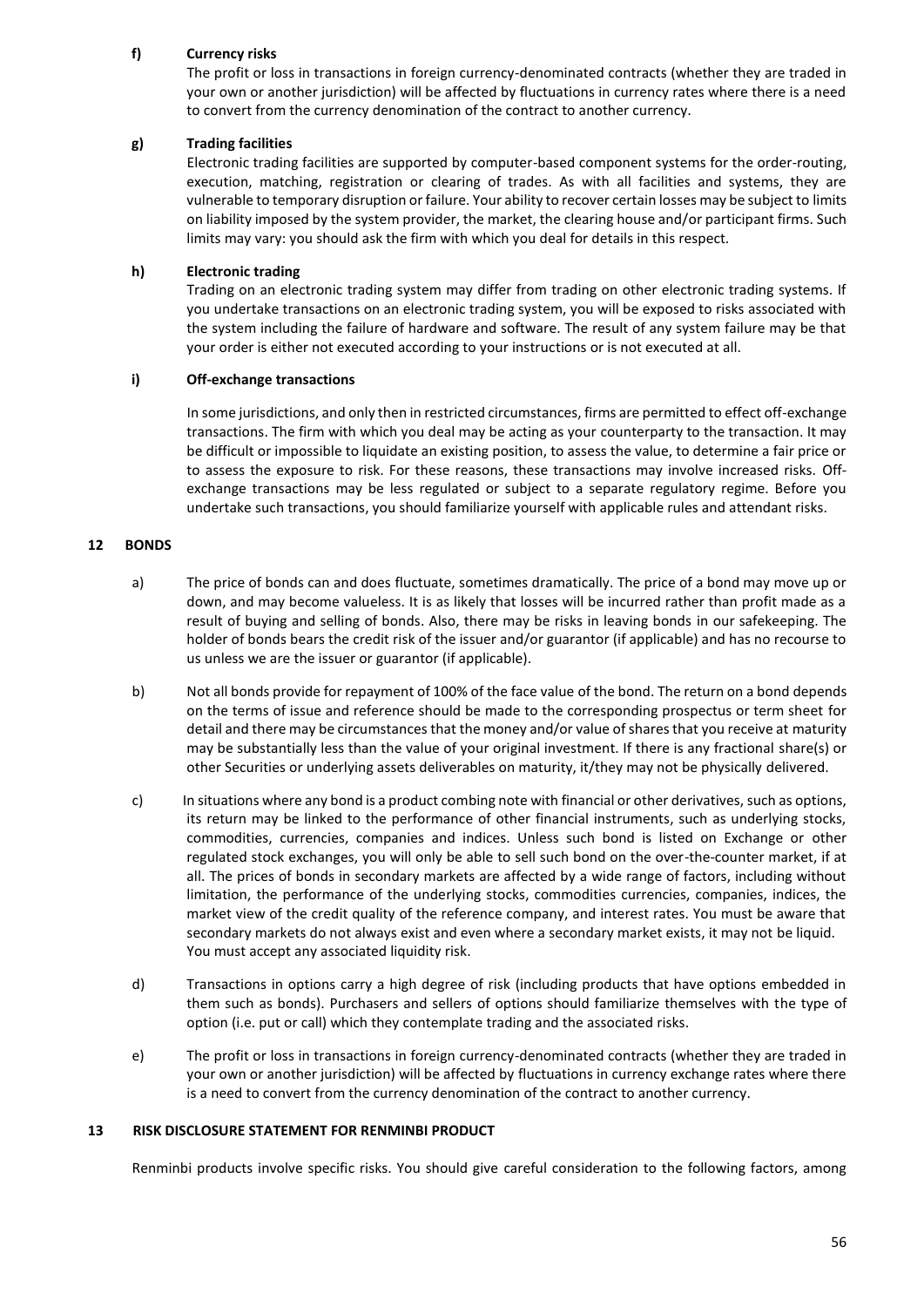**f) Currency risks**

The profit or loss in transactions in foreign currency-denominated contracts (whether they are traded in your own or another jurisdiction) will be affected by fluctuations in currency rates where there is a need to convert from the currency denomination of the contract to another currency.

**g) Trading facilities**

Electronic trading facilities are supported by computer-based component systems for the order-routing, execution, matching, registration or clearing of trades. As with all facilities and systems, they are vulnerable to temporary disruption or failure. Your ability to recover certain losses may be subject to limits on liability imposed by the system provider, the market, the clearing house and/or participant firms. Such limits may vary: you should ask the firm with which you deal for details in this respect.

**h) Electronic trading**

Trading on an electronic trading system may differ from trading on other electronic trading systems. If you undertake transactions on an electronic trading system, you will be exposed to risks associated with the system including the failure of hardware and software. The result of any system failure may be that your order is either not executed according to your instructions or is not executed at all.

**i) Off-exchange transactions**

In some jurisdictions, and only then in restricted circumstances, firms are permitted to effect off-exchange transactions. The firm with which you deal may be acting as your counterparty to the transaction. It may be difficult or impossible to liquidate an existing position, to assess the value, to determine a fair price or to assess the exposure to risk. For these reasons, these transactions may involve increased risks. Off-exchange transactions may be less regulated or subject to a separate regulatory regime. Before you undertake such transactions, you should familiarize yourself with applicable rules and attendant risks.

## 12 BONDS

a) The price of bonds can and does fluctuate, sometimes dramatically. The price of a bond may move up or down, and may become valueless. It is as likely that losses will be incurred rather than profit made as a result of buying and selling of bonds. Also, there may be risks in leaving bonds in our safekeeping. The holder of bonds bears the credit risk of the issuer and/or guarantor (if applicable) and has no recourse to us unless we are the issuer or guarantor (if applicable).

b) Not all bonds provide for repayment of 100% of the face value of the bond. The return on a bond depends on the terms of issue and reference should be made to the corresponding prospectus or term sheet for detail and there may be circumstances that the money and/or value of shares that you receive at maturity may be substantially less than the value of your original investment. If there is any fractional share(s) or other Securities or underlying assets deliverables on maturity, it/they may not be physically delivered.

c) In situations where any bond is a product combing note with financial or other derivatives, such as options, its return may be linked to the performance of other financial instruments, such as underlying stocks, commodities, currencies, companies and indices. Unless such bond is listed on Exchange or other regulated stock exchanges, you will only be able to sell such bond on the over-the-counter market, if at all. The prices of bonds in secondary markets are affected by a wide range of factors, including without limitation, the performance of the underlying stocks, commodities currencies, companies, indices, the market view of the credit quality of the reference company, and interest rates. You must be aware that secondary markets do not always exist and even where a secondary market exists, it may not be liquid. You must accept any associated liquidity risk.

d) Transactions in options carry a high degree of risk (including products that have options embedded in them such as bonds). Purchasers and sellers of options should familiarize themselves with the type of option (i.e. put or call) which they contemplate trading and the associated risks.

e) The profit or loss in transactions in foreign currency-denominated contracts (whether they are traded in your own or another jurisdiction) will be affected by fluctuations in currency exchange rates where there is a need to convert from the currency denomination of the contract to another currency.

## 13 RISK DISCLOSURE STATEMENT FOR RENMINBI PRODUCT

Renminbi products involve specific risks. You should give careful consideration to the following factors, among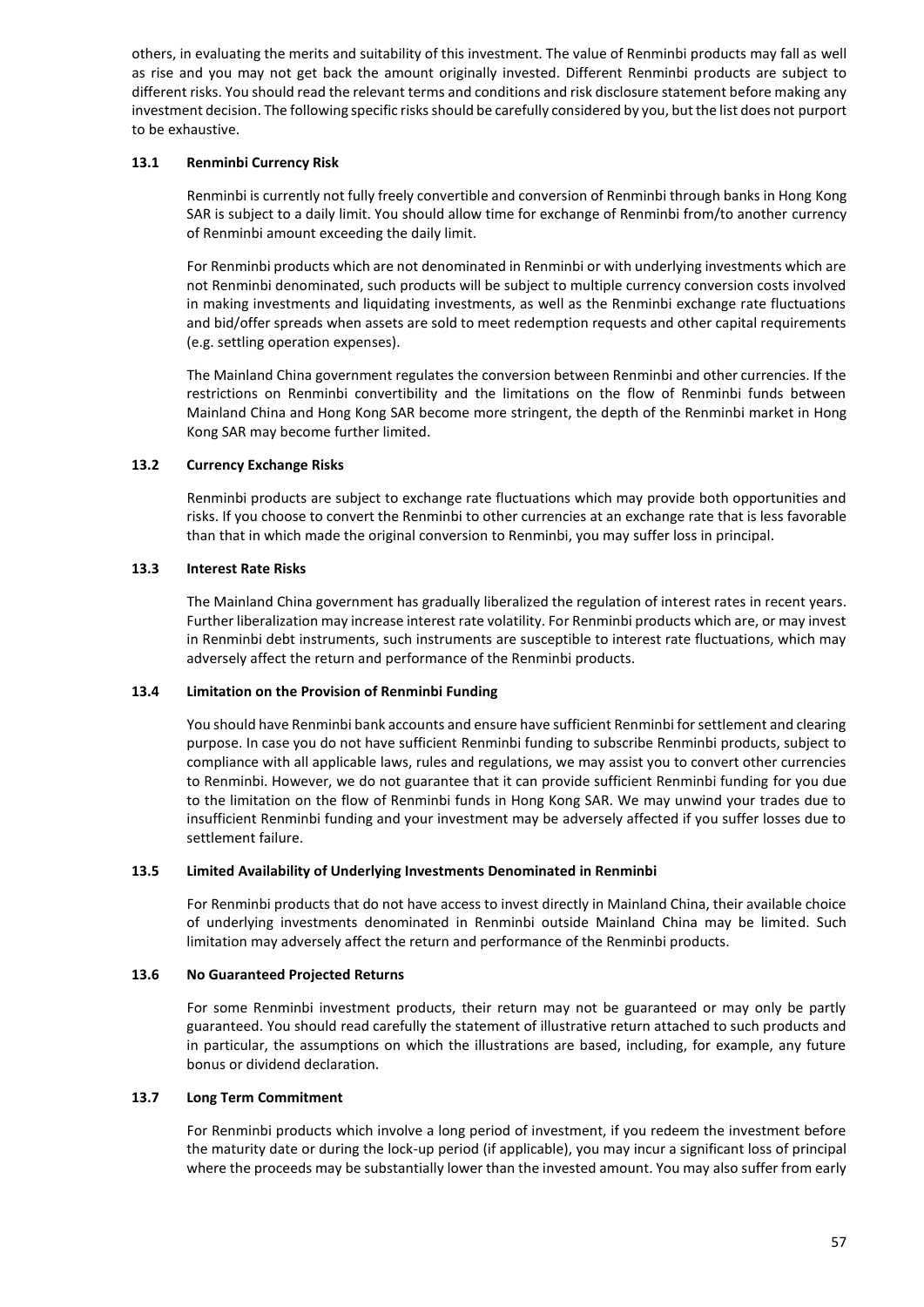others, in evaluating the merits and suitability of this investment. The value of Renminbi products may fall as well as rise and you may not get back the amount originally invested. Different Renminbi products are subject to different risks. You should read the relevant terms and conditions and risk disclosure statement before making any investment decision. The following specific risks should be carefully considered by you, but the list does not purport to be exhaustive.

### 13.1 Renminbi Currency Risk

Renminbi is currently not fully freely convertible and conversion of Renminbi through banks in Hong Kong SAR is subject to a daily limit. You should allow time for exchange of Renminbi from/to another currency of Renminbi amount exceeding the daily limit.

For Renminbi products which are not denominated in Renminbi or with underlying investments which are not Renminbi denominated, such products will be subject to multiple currency conversion costs involved in making investments and liquidating investments, as well as the Renminbi exchange rate fluctuations and bid/offer spreads when assets are sold to meet redemption requests and other capital requirements (e.g. settling operation expenses).

The Mainland China government regulates the conversion between Renminbi and other currencies. If the restrictions on Renminbi convertibility and the limitations on the flow of Renminbi funds between Mainland China and Hong Kong SAR become more stringent, the depth of the Renminbi market in Hong Kong SAR may become further limited.

### 13.2 Currency Exchange Risks

Renminbi products are subject to exchange rate fluctuations which may provide both opportunities and risks. If you choose to convert the Renminbi to other currencies at an exchange rate that is less favorable than that in which made the original conversion to Renminbi, you may suffer loss in principal.

### 13.3 Interest Rate Risks

The Mainland China government has gradually liberalized the regulation of interest rates in recent years. Further liberalization may increase interest rate volatility. For Renminbi products which are, or may invest in Renminbi debt instruments, such instruments are susceptible to interest rate fluctuations, which may adversely affect the return and performance of the Renminbi products.

### 13.4 Limitation on the Provision of Renminbi Funding

You should have Renminbi bank accounts and ensure have sufficient Renminbi for settlement and clearing purpose. In case you do not have sufficient Renminbi funding to subscribe Renminbi products, subject to compliance with all applicable laws, rules and regulations, we may assist you to convert other currencies to Renminbi. However, we do not guarantee that it can provide sufficient Renminbi funding for you due to the limitation on the flow of Renminbi funds in Hong Kong SAR. We may unwind your trades due to insufficient Renminbi funding and your investment may be adversely affected if you suffer losses due to settlement failure.

### 13.5 Limited Availability of Underlying Investments Denominated in Renminbi

For Renminbi products that do not have access to invest directly in Mainland China, their available choice of underlying investments denominated in Renminbi outside Mainland China may be limited. Such limitation may adversely affect the return and performance of the Renminbi products.

### 13.6 No Guaranteed Projected Returns

For some Renminbi investment products, their return may not be guaranteed or may only be partly guaranteed. You should read carefully the statement of illustrative return attached to such products and in particular, the assumptions on which the illustrations are based, including, for example, any future bonus or dividend declaration.

### 13.7 Long Term Commitment

For Renminbi products which involve a long period of investment, if you redeem the investment before the maturity date or during the lock-up period (if applicable), you may incur a significant loss of principal where the proceeds may be substantially lower than the invested amount. You may also suffer from early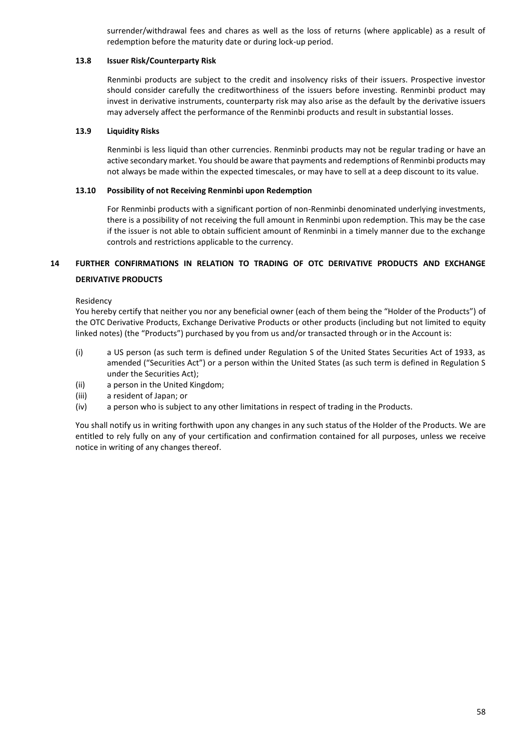surrender/withdrawal fees and chares as well as the loss of returns (where applicable) as a result of redemption before the maturity date or during lock-up period.

### 13.8 Issuer Risk/Counterparty Risk

Renminbi products are subject to the credit and insolvency risks of their issuers. Prospective investor should consider carefully the creditworthiness of the issuers before investing. Renminbi product may invest in derivative instruments, counterparty risk may also arise as the default by the derivative issuers may adversely affect the performance of the Renminbi products and result in substantial losses.

### 13.9 Liquidity Risks

Renminbi is less liquid than other currencies. Renminbi products may not be regular trading or have an active secondary market. You should be aware that payments and redemptions of Renminbi products may not always be made within the expected timescales, or may have to sell at a deep discount to its value.

### 13.10 Possibility of not Receiving Renminbi upon Redemption

For Renminbi products with a significant portion of non-Renminbi denominated underlying investments, there is a possibility of not receiving the full amount in Renminbi upon redemption. This may be the case if the issuer is not able to obtain sufficient amount of Renminbi in a timely manner due to the exchange controls and restrictions applicable to the currency.

## 14 FURTHER CONFIRMATIONS IN RELATION TO TRADING OF OTC DERIVATIVE PRODUCTS AND EXCHANGE DERIVATIVE PRODUCTS

Residency

You hereby certify that neither you nor any beneficial owner (each of them being the "Holder of the Products") of the OTC Derivative Products, Exchange Derivative Products or other products (including but not limited to equity linked notes) (the "Products") purchased by you from us and/or transacted through or in the Account is:

(i) a US person (as such term is defined under Regulation S of the United States Securities Act of 1933, as amended ("Securities Act") or a person within the United States (as such term is defined in Regulation S under the Securities Act);

(ii) a person in the United Kingdom;

(iii) a resident of Japan; or

(iv) a person who is subject to any other limitations in respect of trading in the Products.

You shall notify us in writing forthwith upon any changes in any such status of the Holder of the Products. We are entitled to rely fully on any of your certification and confirmation contained for all purposes, unless we receive notice in writing of any changes thereof.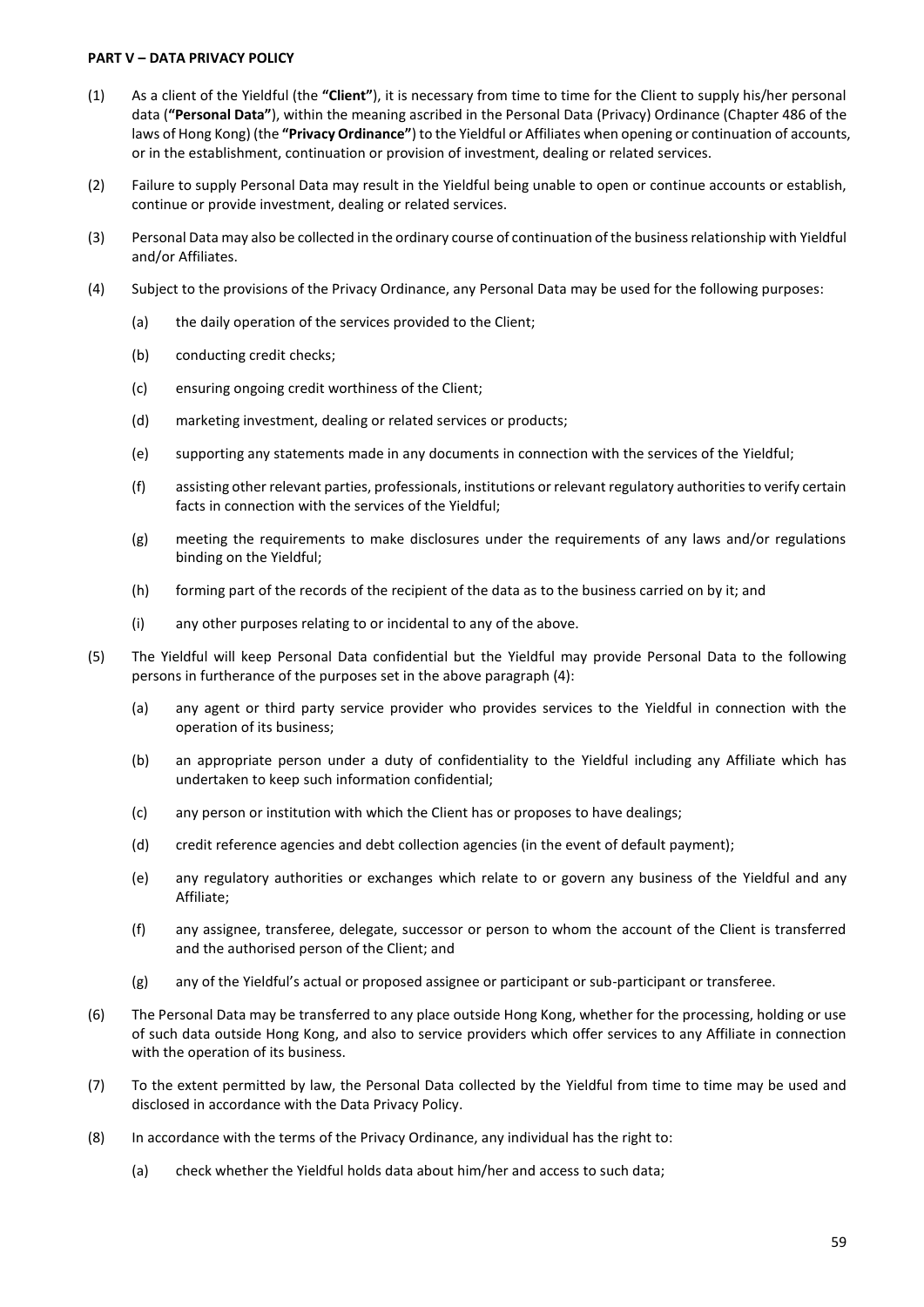**PART V – DATA PRIVACY POLICY**

(1) As a client of the Yieldful (the **"Client"**), it is necessary from time to time for the Client to supply his/her personal data (**"Personal Data"**), within the meaning ascribed in the Personal Data (Privacy) Ordinance (Chapter 486 of the laws of Hong Kong) (the **"Privacy Ordinance"**) to the Yieldful or Affiliates when opening or continuation of accounts, or in the establishment, continuation or provision of investment, dealing or related services.

(2) Failure to supply Personal Data may result in the Yieldful being unable to open or continue accounts or establish, continue or provide investment, dealing or related services.

(3) Personal Data may also be collected in the ordinary course of continuation of the business relationship with Yieldful and/or Affiliates.

(4) Subject to the provisions of the Privacy Ordinance, any Personal Data may be used for the following purposes:

   (a) the daily operation of the services provided to the Client;

   (b) conducting credit checks;

   (c) ensuring ongoing credit worthiness of the Client;

   (d) marketing investment, dealing or related services or products;

   (e) supporting any statements made in any documents in connection with the services of the Yieldful;

   (f) assisting other relevant parties, professionals, institutions or relevant regulatory authorities to verify certain facts in connection with the services of the Yieldful;

   (g) meeting the requirements to make disclosures under the requirements of any laws and/or regulations binding on the Yieldful;

   (h) forming part of the records of the recipient of the data as to the business carried on by it; and

   (i) any other purposes relating to or incidental to any of the above.

(5) The Yieldful will keep Personal Data confidential but the Yieldful may provide Personal Data to the following persons in furtherance of the purposes set in the above paragraph (4):

   (a) any agent or third party service provider who provides services to the Yieldful in connection with the operation of its business;

   (b) an appropriate person under a duty of confidentiality to the Yieldful including any Affiliate which has undertaken to keep such information confidential;

   (c) any person or institution with which the Client has or proposes to have dealings;

   (d) credit reference agencies and debt collection agencies (in the event of default payment);

   (e) any regulatory authorities or exchanges which relate to or govern any business of the Yieldful and any Affiliate;

   (f) any assignee, transferee, delegate, successor or person to whom the account of the Client is transferred and the authorised person of the Client; and

   (g) any of the Yieldful's actual or proposed assignee or participant or sub-participant or transferee.

(6) The Personal Data may be transferred to any place outside Hong Kong, whether for the processing, holding or use of such data outside Hong Kong, and also to service providers which offer services to any Affiliate in connection with the operation of its business.

(7) To the extent permitted by law, the Personal Data collected by the Yieldful from time to time may be used and disclosed in accordance with the Data Privacy Policy.

(8) In accordance with the terms of the Privacy Ordinance, any individual has the right to:

   (a) check whether the Yieldful holds data about him/her and access to such data;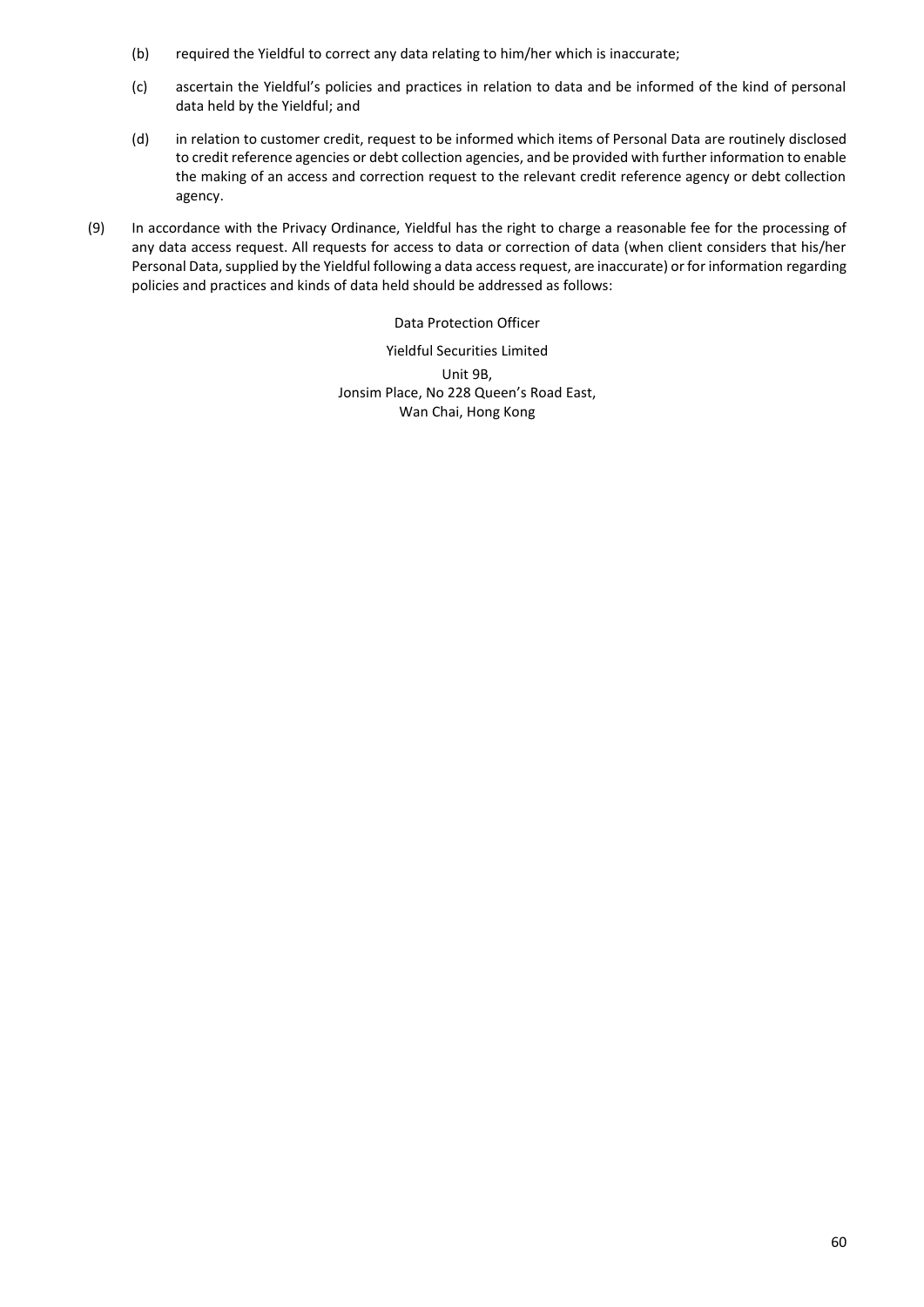(b) required the Yieldful to correct any data relating to him/her which is inaccurate;

(c) ascertain the Yieldful's policies and practices in relation to data and be informed of the kind of personal data held by the Yieldful; and

(d) in relation to customer credit, request to be informed which items of Personal Data are routinely disclosed to credit reference agencies or debt collection agencies, and be provided with further information to enable the making of an access and correction request to the relevant credit reference agency or debt collection agency.

(9) In accordance with the Privacy Ordinance, Yieldful has the right to charge a reasonable fee for the processing of any data access request. All requests for access to data or correction of data (when client considers that his/her Personal Data, supplied by the Yieldful following a data access request, are inaccurate) or for information regarding policies and practices and kinds of data held should be addressed as follows:

Data Protection Officer

Yieldful Securities Limited

Unit 9B,
Jonsim Place, No 228 Queen's Road East,
Wan Chai, Hong Kong